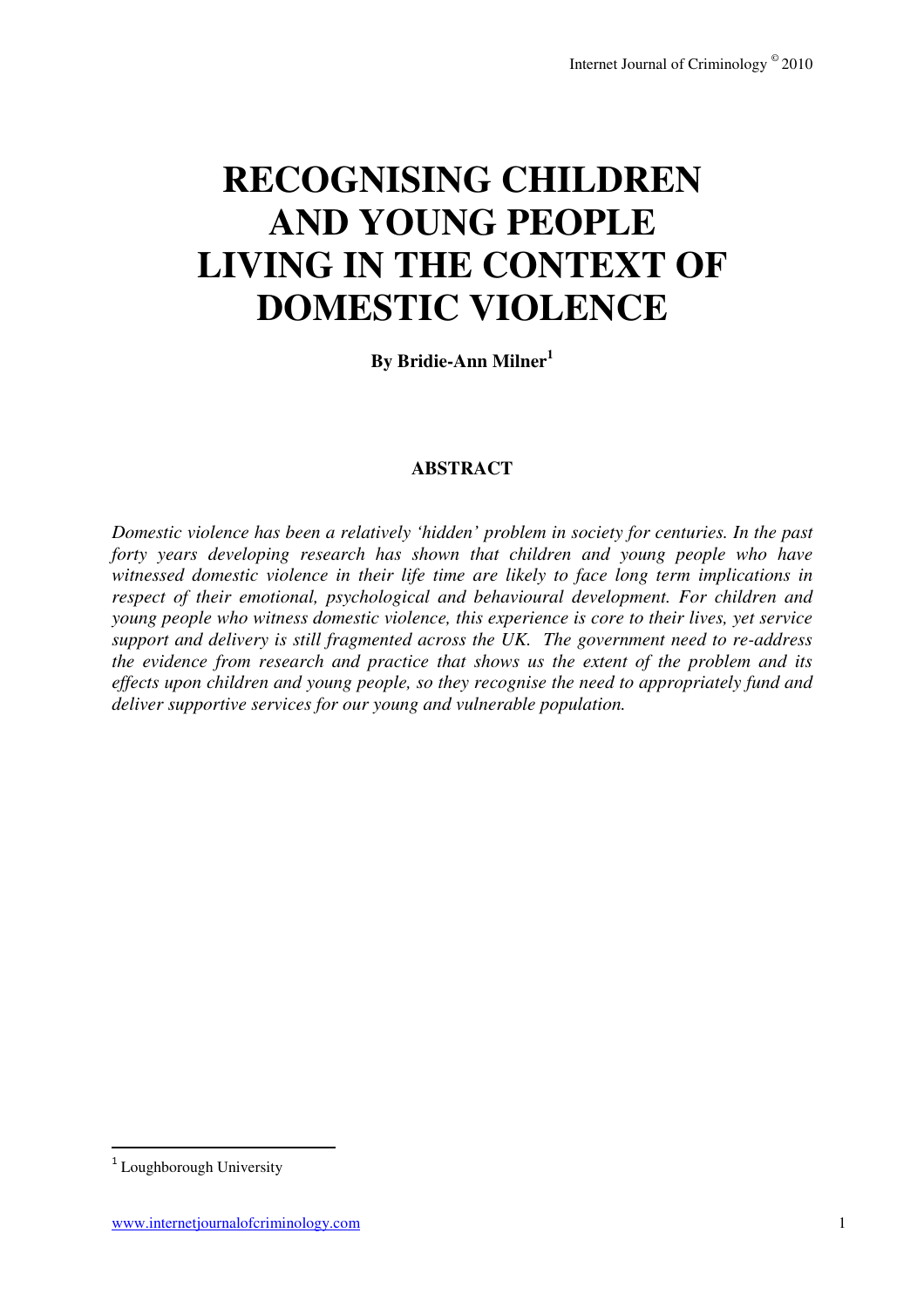# RECOGNISING CHILDREN AND YOUNG PEOPLE LIVING IN THE CONTEXT OF DOMESTIC VIOLENCE

**By Bridie-Ann Milner[1]**

## ABSTRACT

*Domestic violence has been a relatively 'hidden' problem in society for centuries. In the past forty years developing research has shown that children and young people who have witnessed domestic violence in their life time are likely to face long term implications in respect of their emotional, psychological and behavioural development. For children and young people who witness domestic violence, this experience is core to their lives, yet service support and delivery is still fragmented across the UK. The government need to re-address the evidence from research and practice that shows us the extent of the problem and its effects upon children and young people, so they recognise the need to appropriately fund and deliver supportive services for our young and vulnerable population.*

[1] Loughborough University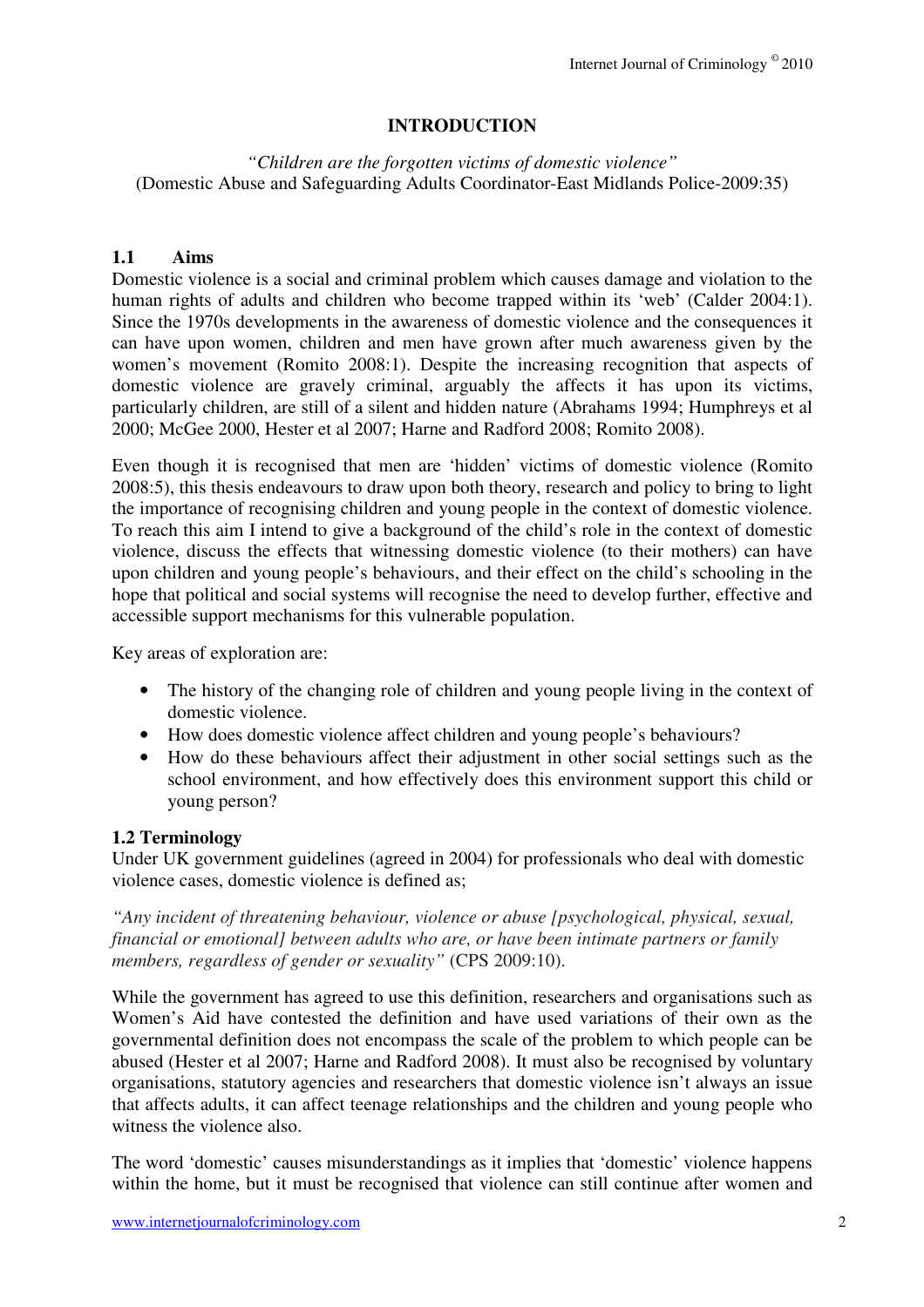# INTRODUCTION

*"Children are the forgotten victims of domestic violence"*
(Domestic Abuse and Safeguarding Adults Coordinator-East Midlands Police-2009:35)

## 1.1 Aims

Domestic violence is a social and criminal problem which causes damage and violation to the human rights of adults and children who become trapped within its 'web' (Calder 2004:1). Since the 1970s developments in the awareness of domestic violence and the consequences it can have upon women, children and men have grown after much awareness given by the women's movement (Romito 2008:1). Despite the increasing recognition that aspects of domestic violence are gravely criminal, arguably the affects it has upon its victims, particularly children, are still of a silent and hidden nature (Abrahams 1994; Humphreys et al 2000; McGee 2000, Hester et al 2007; Harne and Radford 2008; Romito 2008).

Even though it is recognised that men are 'hidden' victims of domestic violence (Romito 2008:5), this thesis endeavours to draw upon both theory, research and policy to bring to light the importance of recognising children and young people in the context of domestic violence. To reach this aim I intend to give a background of the child's role in the context of domestic violence, discuss the effects that witnessing domestic violence (to their mothers) can have upon children and young people's behaviours, and their effect on the child's schooling in the hope that political and social systems will recognise the need to develop further, effective and accessible support mechanisms for this vulnerable population.

Key areas of exploration are:

- The history of the changing role of children and young people living in the context of domestic violence.
- How does domestic violence affect children and young people's behaviours?
- How do these behaviours affect their adjustment in other social settings such as the school environment, and how effectively does this environment support this child or young person?

## 1.2 Terminology

Under UK government guidelines (agreed in 2004) for professionals who deal with domestic violence cases, domestic violence is defined as;

*"Any incident of threatening behaviour, violence or abuse [psychological, physical, sexual, financial or emotional] between adults who are, or have been intimate partners or family members, regardless of gender or sexuality"* (CPS 2009:10).

While the government has agreed to use this definition, researchers and organisations such as Women's Aid have contested the definition and have used variations of their own as the governmental definition does not encompass the scale of the problem to which people can be abused (Hester et al 2007; Harne and Radford 2008). It must also be recognised by voluntary organisations, statutory agencies and researchers that domestic violence isn't always an issue that affects adults, it can affect teenage relationships and the children and young people who witness the violence also.

The word 'domestic' causes misunderstandings as it implies that 'domestic' violence happens within the home, but it must be recognised that violence can still continue after women and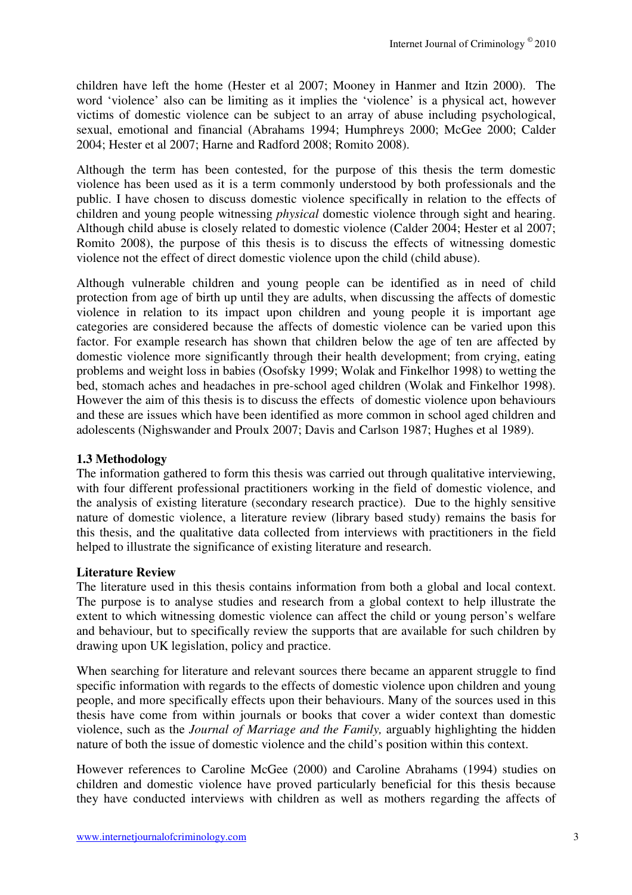children have left the home (Hester et al 2007; Mooney in Hanmer and Itzin 2000). The word 'violence' also can be limiting as it implies the 'violence' is a physical act, however victims of domestic violence can be subject to an array of abuse including psychological, sexual, emotional and financial (Abrahams 1994; Humphreys 2000; McGee 2000; Calder 2004; Hester et al 2007; Harne and Radford 2008; Romito 2008).

Although the term has been contested, for the purpose of this thesis the term domestic violence has been used as it is a term commonly understood by both professionals and the public. I have chosen to discuss domestic violence specifically in relation to the effects of children and young people witnessing *physical* domestic violence through sight and hearing. Although child abuse is closely related to domestic violence (Calder 2004; Hester et al 2007; Romito 2008), the purpose of this thesis is to discuss the effects of witnessing domestic violence not the effect of direct domestic violence upon the child (child abuse).

Although vulnerable children and young people can be identified as in need of child protection from age of birth up until they are adults, when discussing the affects of domestic violence in relation to its impact upon children and young people it is important age categories are considered because the affects of domestic violence can be varied upon this factor. For example research has shown that children below the age of ten are affected by domestic violence more significantly through their health development; from crying, eating problems and weight loss in babies (Osofsky 1999; Wolak and Finkelhor 1998) to wetting the bed, stomach aches and headaches in pre-school aged children (Wolak and Finkelhor 1998). However the aim of this thesis is to discuss the effects of domestic violence upon behaviours and these are issues which have been identified as more common in school aged children and adolescents (Nighswander and Proulx 2007; Davis and Carlson 1987; Hughes et al 1989).

### 1.3 Methodology

The information gathered to form this thesis was carried out through qualitative interviewing, with four different professional practitioners working in the field of domestic violence, and the analysis of existing literature (secondary research practice). Due to the highly sensitive nature of domestic violence, a literature review (library based study) remains the basis for this thesis, and the qualitative data collected from interviews with practitioners in the field helped to illustrate the significance of existing literature and research.

### Literature Review

The literature used in this thesis contains information from both a global and local context. The purpose is to analyse studies and research from a global context to help illustrate the extent to which witnessing domestic violence can affect the child or young person's welfare and behaviour, but to specifically review the supports that are available for such children by drawing upon UK legislation, policy and practice.

When searching for literature and relevant sources there became an apparent struggle to find specific information with regards to the effects of domestic violence upon children and young people, and more specifically effects upon their behaviours. Many of the sources used in this thesis have come from within journals or books that cover a wider context than domestic violence, such as the *Journal of Marriage and the Family,* arguably highlighting the hidden nature of both the issue of domestic violence and the child's position within this context.

However references to Caroline McGee (2000) and Caroline Abrahams (1994) studies on children and domestic violence have proved particularly beneficial for this thesis because they have conducted interviews with children as well as mothers regarding the affects of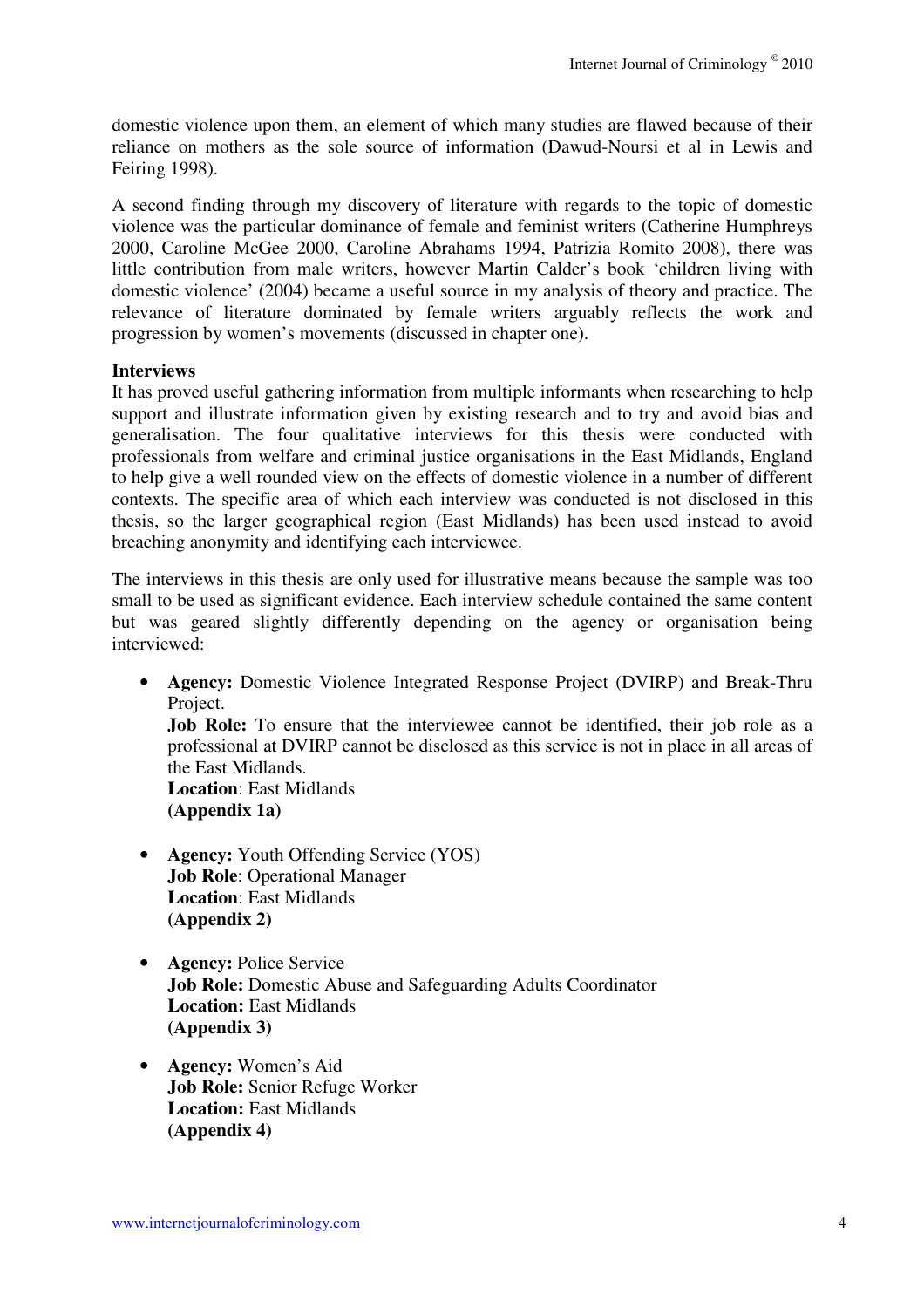domestic violence upon them, an element of which many studies are flawed because of their reliance on mothers as the sole source of information (Dawud-Noursi et al in Lewis and Feiring 1998).

A second finding through my discovery of literature with regards to the topic of domestic violence was the particular dominance of female and feminist writers (Catherine Humphreys 2000, Caroline McGee 2000, Caroline Abrahams 1994, Patrizia Romito 2008), there was little contribution from male writers, however Martin Calder's book 'children living with domestic violence' (2004) became a useful source in my analysis of theory and practice. The relevance of literature dominated by female writers arguably reflects the work and progression by women's movements (discussed in chapter one).

**Interviews**

It has proved useful gathering information from multiple informants when researching to help support and illustrate information given by existing research and to try and avoid bias and generalisation. The four qualitative interviews for this thesis were conducted with professionals from welfare and criminal justice organisations in the East Midlands, England to help give a well rounded view on the effects of domestic violence in a number of different contexts. The specific area of which each interview was conducted is not disclosed in this thesis, so the larger geographical region (East Midlands) has been used instead to avoid breaching anonymity and identifying each interviewee.

The interviews in this thesis are only used for illustrative means because the sample was too small to be used as significant evidence. Each interview schedule contained the same content but was geared slightly differently depending on the agency or organisation being interviewed:

- **Agency:** Domestic Violence Integrated Response Project (DVIRP) and Break-Thru Project.
  **Job Role:** To ensure that the interviewee cannot be identified, their job role as a professional at DVIRP cannot be disclosed as this service is not in place in all areas of the East Midlands.
  **Location**: East Midlands
  **(Appendix 1a)**

- **Agency:** Youth Offending Service (YOS)
  **Job Role**: Operational Manager
  **Location**: East Midlands
  **(Appendix 2)**

- **Agency:** Police Service
  **Job Role:** Domestic Abuse and Safeguarding Adults Coordinator
  **Location:** East Midlands
  **(Appendix 3)**

- **Agency:** Women's Aid
  **Job Role:** Senior Refuge Worker
  **Location:** East Midlands
  **(Appendix 4)**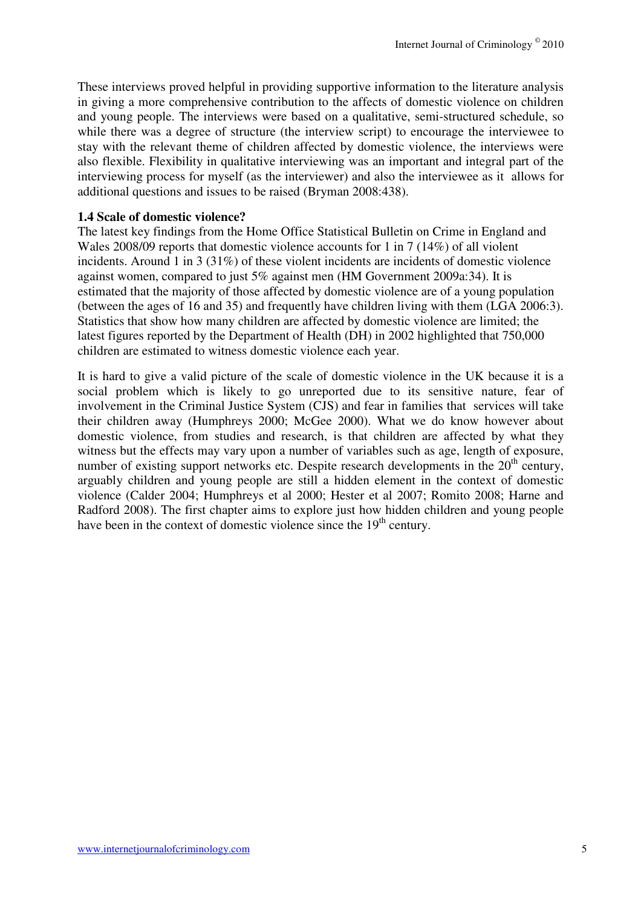These interviews proved helpful in providing supportive information to the literature analysis in giving a more comprehensive contribution to the affects of domestic violence on children and young people. The interviews were based on a qualitative, semi-structured schedule, so while there was a degree of structure (the interview script) to encourage the interviewee to stay with the relevant theme of children affected by domestic violence, the interviews were also flexible. Flexibility in qualitative interviewing was an important and integral part of the interviewing process for myself (as the interviewer) and also the interviewee as it allows for additional questions and issues to be raised (Bryman 2008:438).

**1.4 Scale of domestic violence?**

The latest key findings from the Home Office Statistical Bulletin on Crime in England and Wales 2008/09 reports that domestic violence accounts for 1 in 7 (14%) of all violent incidents. Around 1 in 3 (31%) of these violent incidents are incidents of domestic violence against women, compared to just 5% against men (HM Government 2009a:34). It is estimated that the majority of those affected by domestic violence are of a young population (between the ages of 16 and 35) and frequently have children living with them (LGA 2006:3). Statistics that show how many children are affected by domestic violence are limited; the latest figures reported by the Department of Health (DH) in 2002 highlighted that 750,000 children are estimated to witness domestic violence each year.

It is hard to give a valid picture of the scale of domestic violence in the UK because it is a social problem which is likely to go unreported due to its sensitive nature, fear of involvement in the Criminal Justice System (CJS) and fear in families that services will take their children away (Humphreys 2000; McGee 2000). What we do know however about domestic violence, from studies and research, is that children are affected by what they witness but the effects may vary upon a number of variables such as age, length of exposure, number of existing support networks etc. Despite research developments in the 20th century, arguably children and young people are still a hidden element in the context of domestic violence (Calder 2004; Humphreys et al 2000; Hester et al 2007; Romito 2008; Harne and Radford 2008). The first chapter aims to explore just how hidden children and young people have been in the context of domestic violence since the 19th century.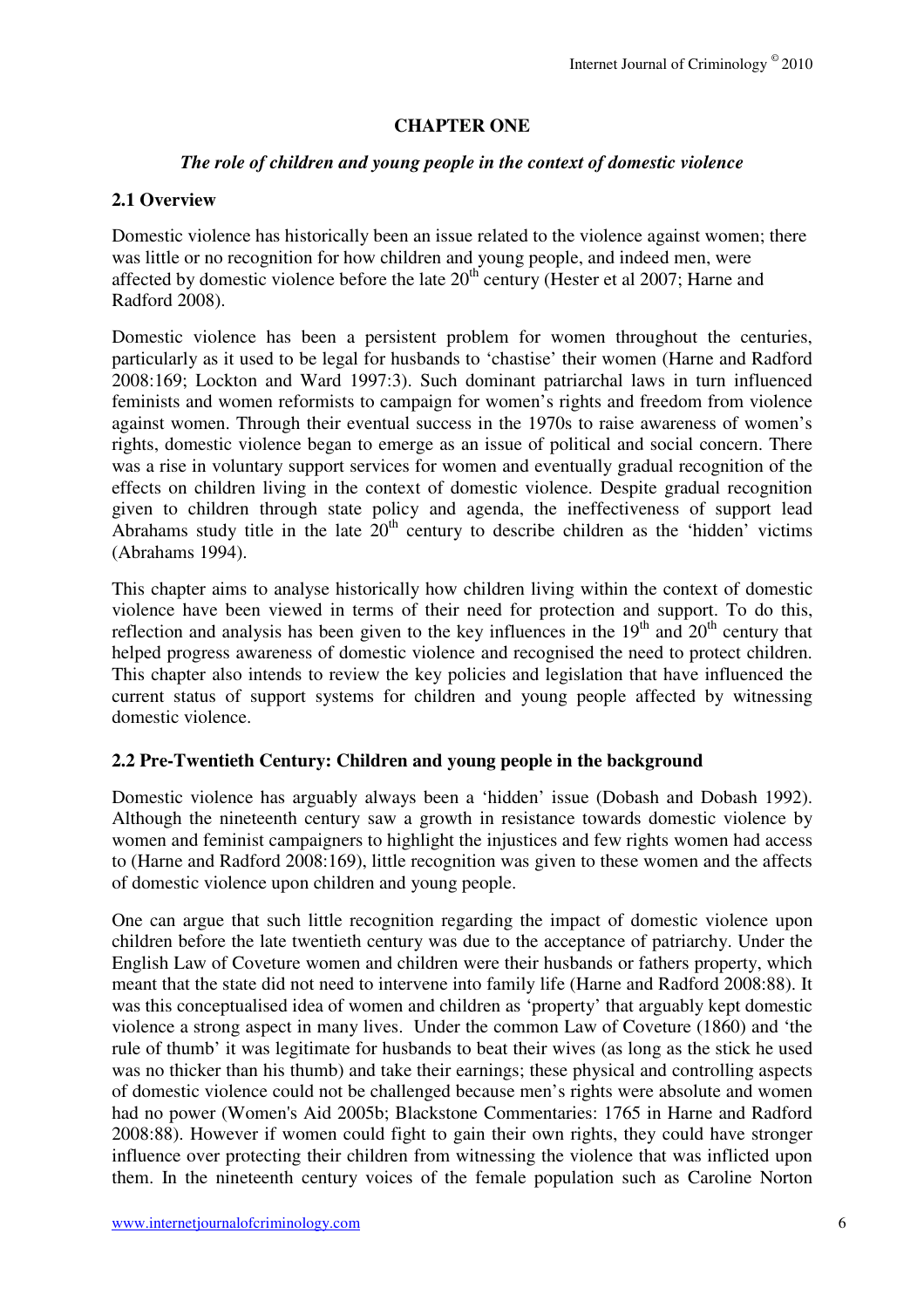## CHAPTER ONE

### *The role of children and young people in the context of domestic violence*

### 2.1 Overview

Domestic violence has historically been an issue related to the violence against women; there was little or no recognition for how children and young people, and indeed men, were affected by domestic violence before the late 20th century (Hester et al 2007; Harne and Radford 2008).

Domestic violence has been a persistent problem for women throughout the centuries, particularly as it used to be legal for husbands to 'chastise' their women (Harne and Radford 2008:169; Lockton and Ward 1997:3). Such dominant patriarchal laws in turn influenced feminists and women reformists to campaign for women's rights and freedom from violence against women. Through their eventual success in the 1970s to raise awareness of women's rights, domestic violence began to emerge as an issue of political and social concern. There was a rise in voluntary support services for women and eventually gradual recognition of the effects on children living in the context of domestic violence. Despite gradual recognition given to children through state policy and agenda, the ineffectiveness of support lead Abrahams study title in the late 20th century to describe children as the 'hidden' victims (Abrahams 1994).

This chapter aims to analyse historically how children living within the context of domestic violence have been viewed in terms of their need for protection and support. To do this, reflection and analysis has been given to the key influences in the 19th and 20th century that helped progress awareness of domestic violence and recognised the need to protect children. This chapter also intends to review the key policies and legislation that have influenced the current status of support systems for children and young people affected by witnessing domestic violence.

### 2.2 Pre-Twentieth Century: Children and young people in the background

Domestic violence has arguably always been a 'hidden' issue (Dobash and Dobash 1992). Although the nineteenth century saw a growth in resistance towards domestic violence by women and feminist campaigners to highlight the injustices and few rights women had access to (Harne and Radford 2008:169), little recognition was given to these women and the affects of domestic violence upon children and young people.

One can argue that such little recognition regarding the impact of domestic violence upon children before the late twentieth century was due to the acceptance of patriarchy. Under the English Law of Coveture women and children were their husbands or fathers property, which meant that the state did not need to intervene into family life (Harne and Radford 2008:88). It was this conceptualised idea of women and children as 'property' that arguably kept domestic violence a strong aspect in many lives. Under the common Law of Coveture (1860) and 'the rule of thumb' it was legitimate for husbands to beat their wives (as long as the stick he used was no thicker than his thumb) and take their earnings; these physical and controlling aspects of domestic violence could not be challenged because men's rights were absolute and women had no power (Women's Aid 2005b; Blackstone Commentaries: 1765 in Harne and Radford 2008:88). However if women could fight to gain their own rights, they could have stronger influence over protecting their children from witnessing the violence that was inflicted upon them. In the nineteenth century voices of the female population such as Caroline Norton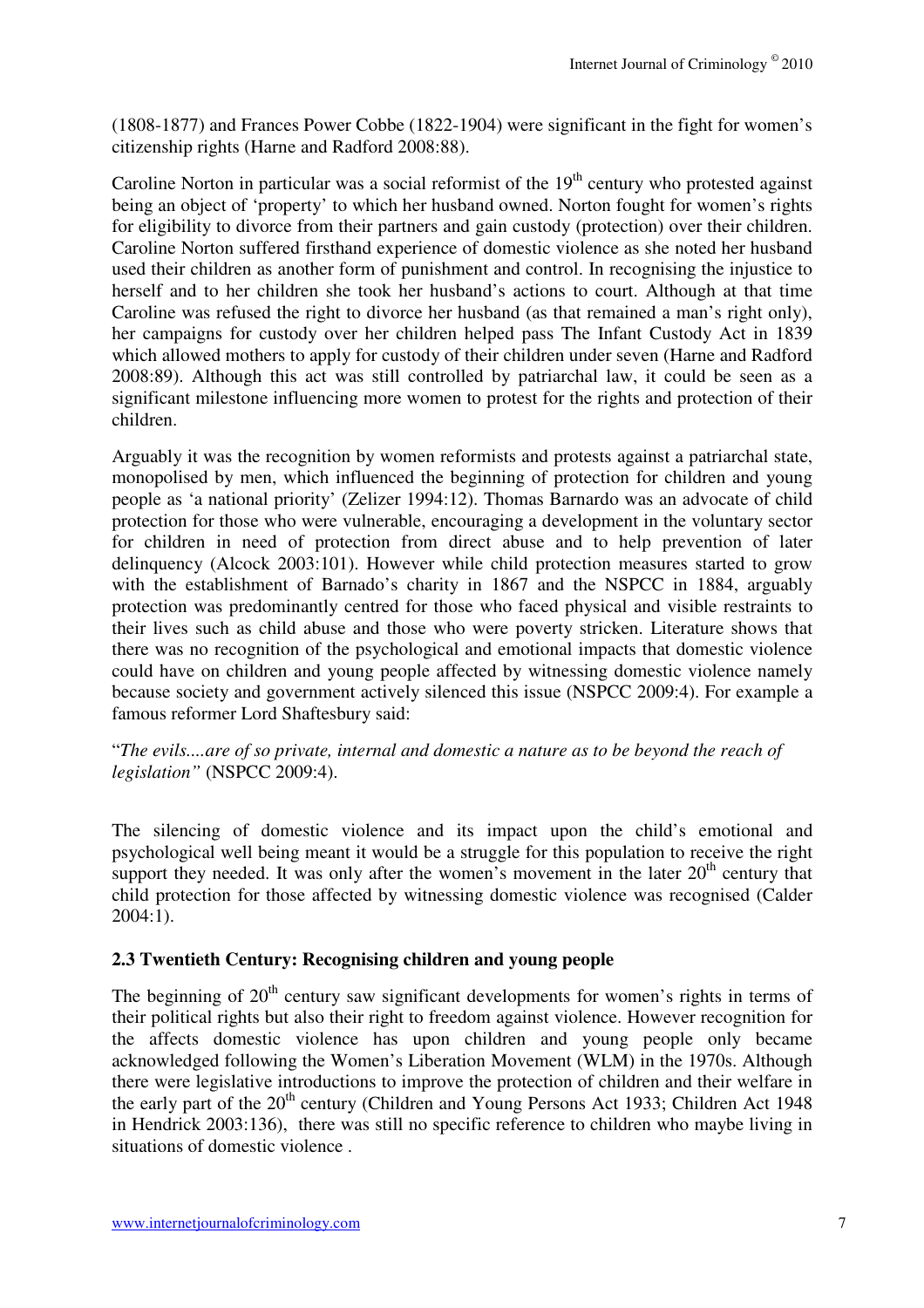(1808-1877) and Frances Power Cobbe (1822-1904) were significant in the fight for women's citizenship rights (Harne and Radford 2008:88).

Caroline Norton in particular was a social reformist of the 19th century who protested against being an object of 'property' to which her husband owned. Norton fought for women's rights for eligibility to divorce from their partners and gain custody (protection) over their children. Caroline Norton suffered firsthand experience of domestic violence as she noted her husband used their children as another form of punishment and control. In recognising the injustice to herself and to her children she took her husband's actions to court. Although at that time Caroline was refused the right to divorce her husband (as that remained a man's right only), her campaigns for custody over her children helped pass The Infant Custody Act in 1839 which allowed mothers to apply for custody of their children under seven (Harne and Radford 2008:89). Although this act was still controlled by patriarchal law, it could be seen as a significant milestone influencing more women to protest for the rights and protection of their children.

Arguably it was the recognition by women reformists and protests against a patriarchal state, monopolised by men, which influenced the beginning of protection for children and young people as 'a national priority' (Zelizer 1994:12). Thomas Barnardo was an advocate of child protection for those who were vulnerable, encouraging a development in the voluntary sector for children in need of protection from direct abuse and to help prevention of later delinquency (Alcock 2003:101). However while child protection measures started to grow with the establishment of Barnado's charity in 1867 and the NSPCC in 1884, arguably protection was predominantly centred for those who faced physical and visible restraints to their lives such as child abuse and those who were poverty stricken. Literature shows that there was no recognition of the psychological and emotional impacts that domestic violence could have on children and young people affected by witnessing domestic violence namely because society and government actively silenced this issue (NSPCC 2009:4). For example a famous reformer Lord Shaftesbury said:

"*The evils....are of so private, internal and domestic a nature as to be beyond the reach of legislation"* (NSPCC 2009:4).

The silencing of domestic violence and its impact upon the child's emotional and psychological well being meant it would be a struggle for this population to receive the right support they needed. It was only after the women's movement in the later 20th century that child protection for those affected by witnessing domestic violence was recognised (Calder 2004:1).

### 2.3 Twentieth Century: Recognising children and young people

The beginning of 20th century saw significant developments for women's rights in terms of their political rights but also their right to freedom against violence. However recognition for the affects domestic violence has upon children and young people only became acknowledged following the Women's Liberation Movement (WLM) in the 1970s. Although there were legislative introductions to improve the protection of children and their welfare in the early part of the 20th century (Children and Young Persons Act 1933; Children Act 1948 in Hendrick 2003:136), there was still no specific reference to children who maybe living in situations of domestic violence .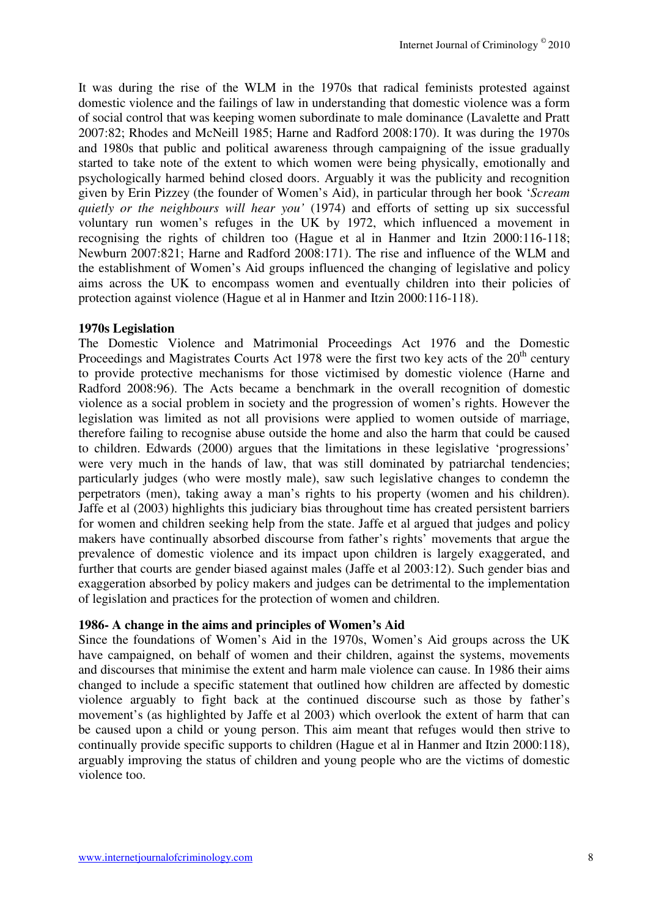It was during the rise of the WLM in the 1970s that radical feminists protested against domestic violence and the failings of law in understanding that domestic violence was a form of social control that was keeping women subordinate to male dominance (Lavalette and Pratt 2007:82; Rhodes and McNeill 1985; Harne and Radford 2008:170). It was during the 1970s and 1980s that public and political awareness through campaigning of the issue gradually started to take note of the extent to which women were being physically, emotionally and psychologically harmed behind closed doors. Arguably it was the publicity and recognition given by Erin Pizzey (the founder of Women's Aid), in particular through her book '*Scream quietly or the neighbours will hear you'* (1974) and efforts of setting up six successful voluntary run women's refuges in the UK by 1972, which influenced a movement in recognising the rights of children too (Hague et al in Hanmer and Itzin 2000:116-118; Newburn 2007:821; Harne and Radford 2008:171). The rise and influence of the WLM and the establishment of Women's Aid groups influenced the changing of legislative and policy aims across the UK to encompass women and eventually children into their policies of protection against violence (Hague et al in Hanmer and Itzin 2000:116-118).

**1970s Legislation**

The Domestic Violence and Matrimonial Proceedings Act 1976 and the Domestic Proceedings and Magistrates Courts Act 1978 were the first two key acts of the 20th century to provide protective mechanisms for those victimised by domestic violence (Harne and Radford 2008:96). The Acts became a benchmark in the overall recognition of domestic violence as a social problem in society and the progression of women's rights. However the legislation was limited as not all provisions were applied to women outside of marriage, therefore failing to recognise abuse outside the home and also the harm that could be caused to children. Edwards (2000) argues that the limitations in these legislative 'progressions' were very much in the hands of law, that was still dominated by patriarchal tendencies; particularly judges (who were mostly male), saw such legislative changes to condemn the perpetrators (men), taking away a man's rights to his property (women and his children). Jaffe et al (2003) highlights this judiciary bias throughout time has created persistent barriers for women and children seeking help from the state. Jaffe et al argued that judges and policy makers have continually absorbed discourse from father's rights' movements that argue the prevalence of domestic violence and its impact upon children is largely exaggerated, and further that courts are gender biased against males (Jaffe et al 2003:12). Such gender bias and exaggeration absorbed by policy makers and judges can be detrimental to the implementation of legislation and practices for the protection of women and children.

**1986- A change in the aims and principles of Women's Aid**

Since the foundations of Women's Aid in the 1970s, Women's Aid groups across the UK have campaigned, on behalf of women and their children, against the systems, movements and discourses that minimise the extent and harm male violence can cause. In 1986 their aims changed to include a specific statement that outlined how children are affected by domestic violence arguably to fight back at the continued discourse such as those by father's movement's (as highlighted by Jaffe et al 2003) which overlook the extent of harm that can be caused upon a child or young person. This aim meant that refuges would then strive to continually provide specific supports to children (Hague et al in Hanmer and Itzin 2000:118), arguably improving the status of children and young people who are the victims of domestic violence too.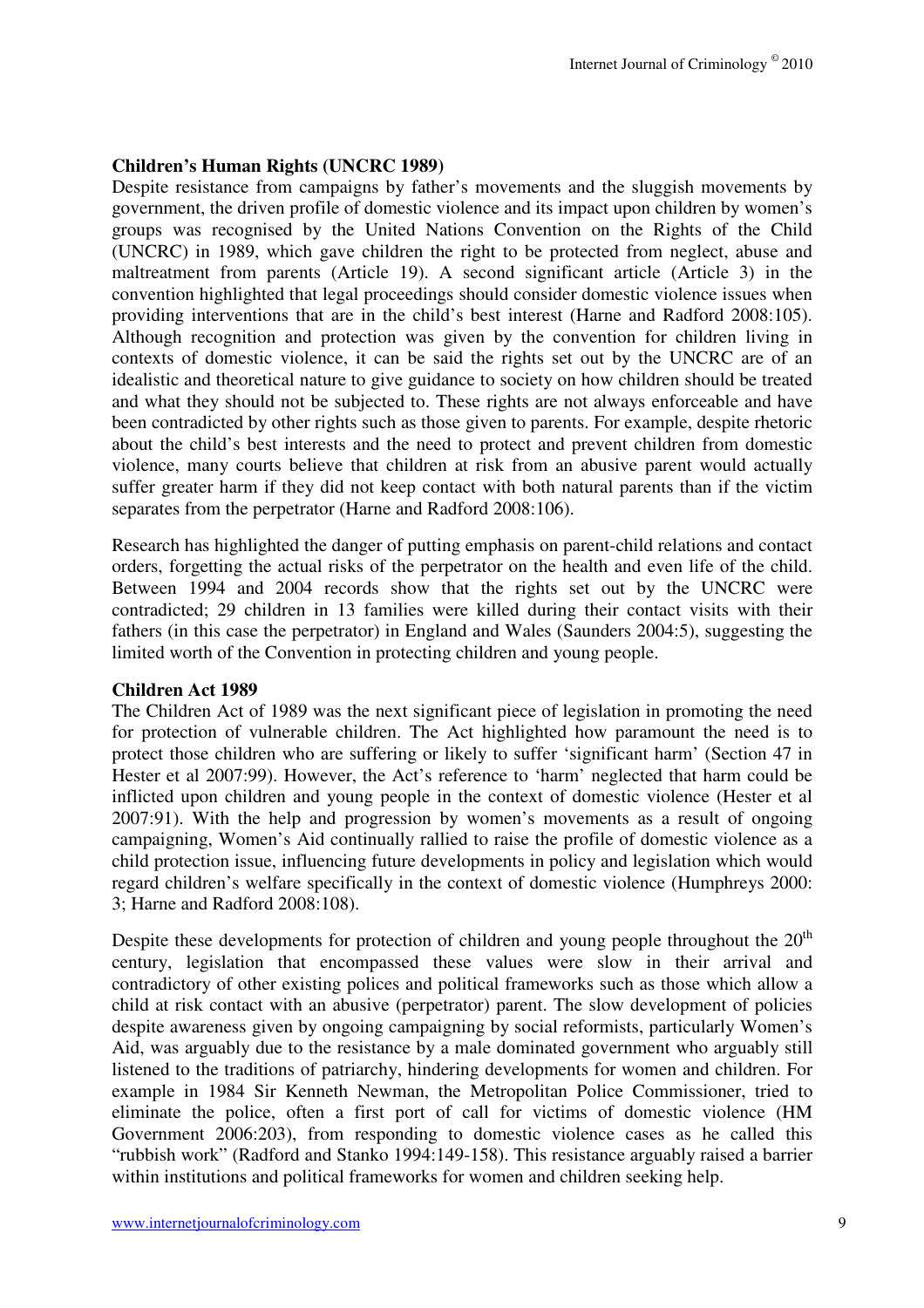**Children's Human Rights (UNCRC 1989)**

Despite resistance from campaigns by father's movements and the sluggish movements by government, the driven profile of domestic violence and its impact upon children by women's groups was recognised by the United Nations Convention on the Rights of the Child (UNCRC) in 1989, which gave children the right to be protected from neglect, abuse and maltreatment from parents (Article 19). A second significant article (Article 3) in the convention highlighted that legal proceedings should consider domestic violence issues when providing interventions that are in the child's best interest (Harne and Radford 2008:105). Although recognition and protection was given by the convention for children living in contexts of domestic violence, it can be said the rights set out by the UNCRC are of an idealistic and theoretical nature to give guidance to society on how children should be treated and what they should not be subjected to. These rights are not always enforceable and have been contradicted by other rights such as those given to parents. For example, despite rhetoric about the child's best interests and the need to protect and prevent children from domestic violence, many courts believe that children at risk from an abusive parent would actually suffer greater harm if they did not keep contact with both natural parents than if the victim separates from the perpetrator (Harne and Radford 2008:106).

Research has highlighted the danger of putting emphasis on parent-child relations and contact orders, forgetting the actual risks of the perpetrator on the health and even life of the child. Between 1994 and 2004 records show that the rights set out by the UNCRC were contradicted; 29 children in 13 families were killed during their contact visits with their fathers (in this case the perpetrator) in England and Wales (Saunders 2004:5), suggesting the limited worth of the Convention in protecting children and young people.

**Children Act 1989**

The Children Act of 1989 was the next significant piece of legislation in promoting the need for protection of vulnerable children. The Act highlighted how paramount the need is to protect those children who are suffering or likely to suffer 'significant harm' (Section 47 in Hester et al 2007:99). However, the Act's reference to 'harm' neglected that harm could be inflicted upon children and young people in the context of domestic violence (Hester et al 2007:91). With the help and progression by women's movements as a result of ongoing campaigning, Women's Aid continually rallied to raise the profile of domestic violence as a child protection issue, influencing future developments in policy and legislation which would regard children's welfare specifically in the context of domestic violence (Humphreys 2000: 3; Harne and Radford 2008:108).

Despite these developments for protection of children and young people throughout the 20th century, legislation that encompassed these values were slow in their arrival and contradictory of other existing polices and political frameworks such as those which allow a child at risk contact with an abusive (perpetrator) parent. The slow development of policies despite awareness given by ongoing campaigning by social reformists, particularly Women's Aid, was arguably due to the resistance by a male dominated government who arguably still listened to the traditions of patriarchy, hindering developments for women and children. For example in 1984 Sir Kenneth Newman, the Metropolitan Police Commissioner, tried to eliminate the police, often a first port of call for victims of domestic violence (HM Government 2006:203), from responding to domestic violence cases as he called this "rubbish work" (Radford and Stanko 1994:149-158). This resistance arguably raised a barrier within institutions and political frameworks for women and children seeking help.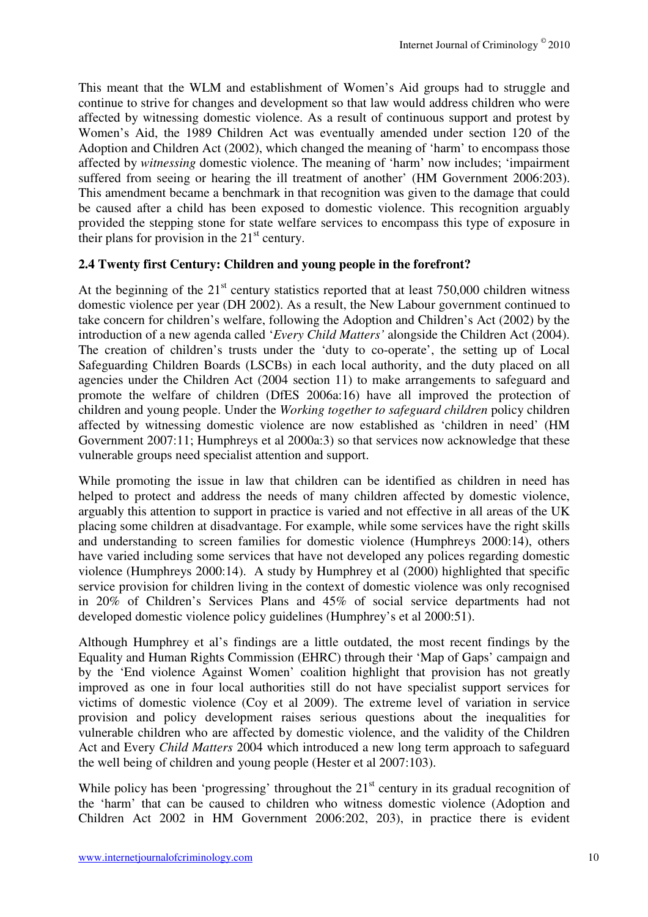This meant that the WLM and establishment of Women's Aid groups had to struggle and continue to strive for changes and development so that law would address children who were affected by witnessing domestic violence. As a result of continuous support and protest by Women's Aid, the 1989 Children Act was eventually amended under section 120 of the Adoption and Children Act (2002), which changed the meaning of 'harm' to encompass those affected by *witnessing* domestic violence. The meaning of 'harm' now includes; 'impairment suffered from seeing or hearing the ill treatment of another' (HM Government 2006:203). This amendment became a benchmark in that recognition was given to the damage that could be caused after a child has been exposed to domestic violence. This recognition arguably provided the stepping stone for state welfare services to encompass this type of exposure in their plans for provision in the 21st century.

### 2.4 Twenty first Century: Children and young people in the forefront?

At the beginning of the 21st century statistics reported that at least 750,000 children witness domestic violence per year (DH 2002). As a result, the New Labour government continued to take concern for children's welfare, following the Adoption and Children's Act (2002) by the introduction of a new agenda called '*Every Child Matters'* alongside the Children Act (2004). The creation of children's trusts under the 'duty to co-operate', the setting up of Local Safeguarding Children Boards (LSCBs) in each local authority, and the duty placed on all agencies under the Children Act (2004 section 11) to make arrangements to safeguard and promote the welfare of children (DfES 2006a:16) have all improved the protection of children and young people. Under the *Working together to safeguard children* policy children affected by witnessing domestic violence are now established as 'children in need' (HM Government 2007:11; Humphreys et al 2000a:3) so that services now acknowledge that these vulnerable groups need specialist attention and support.

While promoting the issue in law that children can be identified as children in need has helped to protect and address the needs of many children affected by domestic violence, arguably this attention to support in practice is varied and not effective in all areas of the UK placing some children at disadvantage. For example, while some services have the right skills and understanding to screen families for domestic violence (Humphreys 2000:14), others have varied including some services that have not developed any polices regarding domestic violence (Humphreys 2000:14). A study by Humphrey et al (2000) highlighted that specific service provision for children living in the context of domestic violence was only recognised in 20% of Children's Services Plans and 45% of social service departments had not developed domestic violence policy guidelines (Humphrey's et al 2000:51).

Although Humphrey et al's findings are a little outdated, the most recent findings by the Equality and Human Rights Commission (EHRC) through their 'Map of Gaps' campaign and by the 'End violence Against Women' coalition highlight that provision has not greatly improved as one in four local authorities still do not have specialist support services for victims of domestic violence (Coy et al 2009). The extreme level of variation in service provision and policy development raises serious questions about the inequalities for vulnerable children who are affected by domestic violence, and the validity of the Children Act and Every *Child Matters* 2004 which introduced a new long term approach to safeguard the well being of children and young people (Hester et al 2007:103).

While policy has been 'progressing' throughout the 21st century in its gradual recognition of the 'harm' that can be caused to children who witness domestic violence (Adoption and Children Act 2002 in HM Government 2006:202, 203), in practice there is evident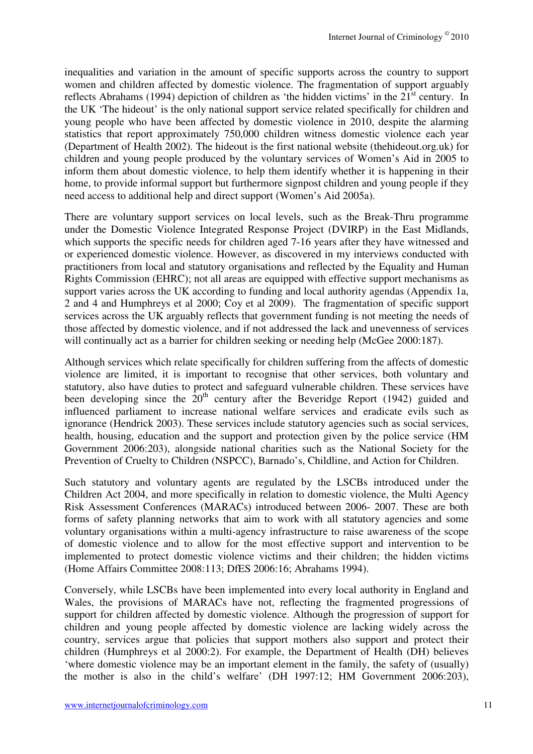inequalities and variation in the amount of specific supports across the country to support women and children affected by domestic violence. The fragmentation of support arguably reflects Abrahams (1994) depiction of children as 'the hidden victims' in the 21st century. In the UK 'The hideout' is the only national support service related specifically for children and young people who have been affected by domestic violence in 2010, despite the alarming statistics that report approximately 750,000 children witness domestic violence each year (Department of Health 2002). The hideout is the first national website (thehideout.org.uk) for children and young people produced by the voluntary services of Women's Aid in 2005 to inform them about domestic violence, to help them identify whether it is happening in their home, to provide informal support but furthermore signpost children and young people if they need access to additional help and direct support (Women's Aid 2005a).

There are voluntary support services on local levels, such as the Break-Thru programme under the Domestic Violence Integrated Response Project (DVIRP) in the East Midlands, which supports the specific needs for children aged 7-16 years after they have witnessed and or experienced domestic violence. However, as discovered in my interviews conducted with practitioners from local and statutory organisations and reflected by the Equality and Human Rights Commission (EHRC); not all areas are equipped with effective support mechanisms as support varies across the UK according to funding and local authority agendas (Appendix 1a, 2 and 4 and Humphreys et al 2000; Coy et al 2009). The fragmentation of specific support services across the UK arguably reflects that government funding is not meeting the needs of those affected by domestic violence, and if not addressed the lack and unevenness of services will continually act as a barrier for children seeking or needing help (McGee 2000:187).

Although services which relate specifically for children suffering from the affects of domestic violence are limited, it is important to recognise that other services, both voluntary and statutory, also have duties to protect and safeguard vulnerable children. These services have been developing since the 20th century after the Beveridge Report (1942) guided and influenced parliament to increase national welfare services and eradicate evils such as ignorance (Hendrick 2003). These services include statutory agencies such as social services, health, housing, education and the support and protection given by the police service (HM Government 2006:203), alongside national charities such as the National Society for the Prevention of Cruelty to Children (NSPCC), Barnado's, Childline, and Action for Children.

Such statutory and voluntary agents are regulated by the LSCBs introduced under the Children Act 2004, and more specifically in relation to domestic violence, the Multi Agency Risk Assessment Conferences (MARACs) introduced between 2006- 2007. These are both forms of safety planning networks that aim to work with all statutory agencies and some voluntary organisations within a multi-agency infrastructure to raise awareness of the scope of domestic violence and to allow for the most effective support and intervention to be implemented to protect domestic violence victims and their children; the hidden victims (Home Affairs Committee 2008:113; DfES 2006:16; Abrahams 1994).

Conversely, while LSCBs have been implemented into every local authority in England and Wales, the provisions of MARACs have not, reflecting the fragmented progressions of support for children affected by domestic violence. Although the progression of support for children and young people affected by domestic violence are lacking widely across the country, services argue that policies that support mothers also support and protect their children (Humphreys et al 2000:2). For example, the Department of Health (DH) believes 'where domestic violence may be an important element in the family, the safety of (usually) the mother is also in the child's welfare' (DH 1997:12; HM Government 2006:203),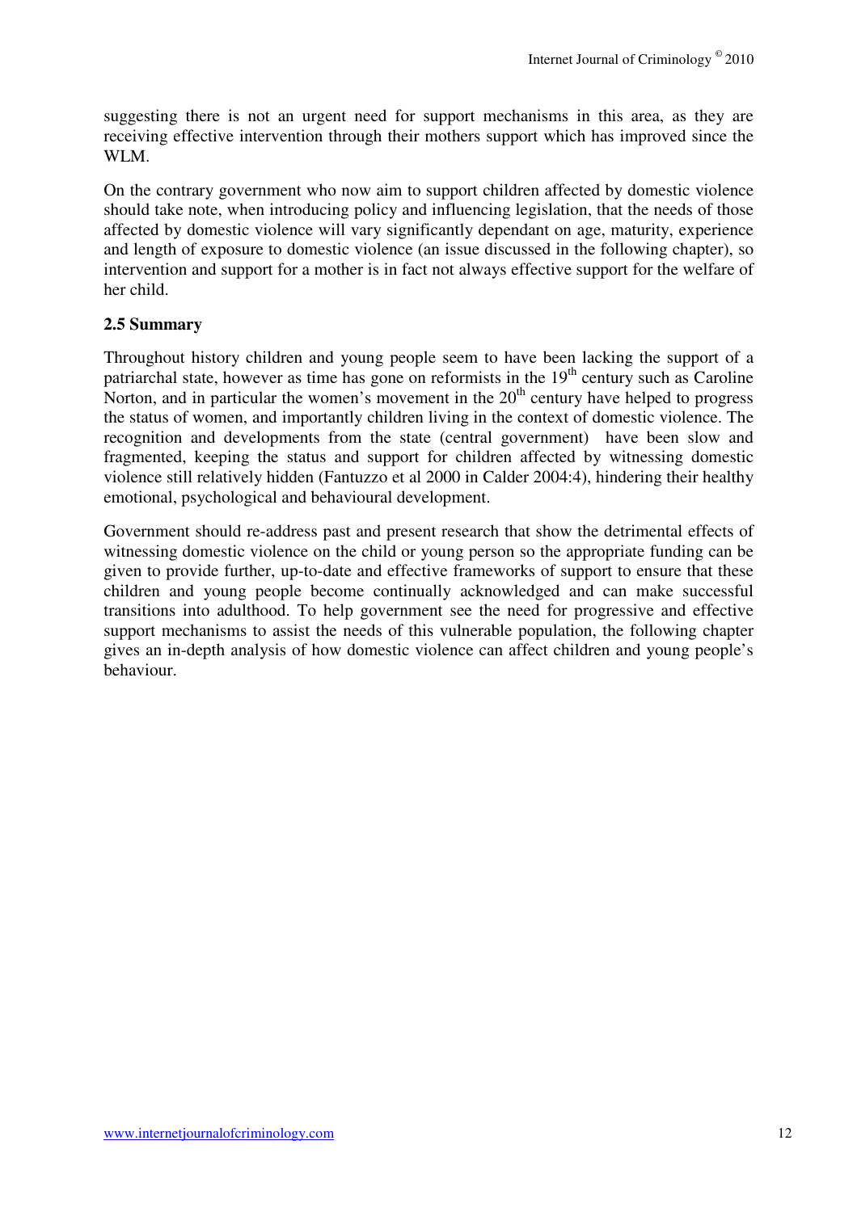suggesting there is not an urgent need for support mechanisms in this area, as they are receiving effective intervention through their mothers support which has improved since the WLM.

On the contrary government who now aim to support children affected by domestic violence should take note, when introducing policy and influencing legislation, that the needs of those affected by domestic violence will vary significantly dependant on age, maturity, experience and length of exposure to domestic violence (an issue discussed in the following chapter), so intervention and support for a mother is in fact not always effective support for the welfare of her child.

### 2.5 Summary

Throughout history children and young people seem to have been lacking the support of a patriarchal state, however as time has gone on reformists in the 19th century such as Caroline Norton, and in particular the women's movement in the 20th century have helped to progress the status of women, and importantly children living in the context of domestic violence. The recognition and developments from the state (central government) have been slow and fragmented, keeping the status and support for children affected by witnessing domestic violence still relatively hidden (Fantuzzo et al 2000 in Calder 2004:4), hindering their healthy emotional, psychological and behavioural development.

Government should re-address past and present research that show the detrimental effects of witnessing domestic violence on the child or young person so the appropriate funding can be given to provide further, up-to-date and effective frameworks of support to ensure that these children and young people become continually acknowledged and can make successful transitions into adulthood. To help government see the need for progressive and effective support mechanisms to assist the needs of this vulnerable population, the following chapter gives an in-depth analysis of how domestic violence can affect children and young people's behaviour.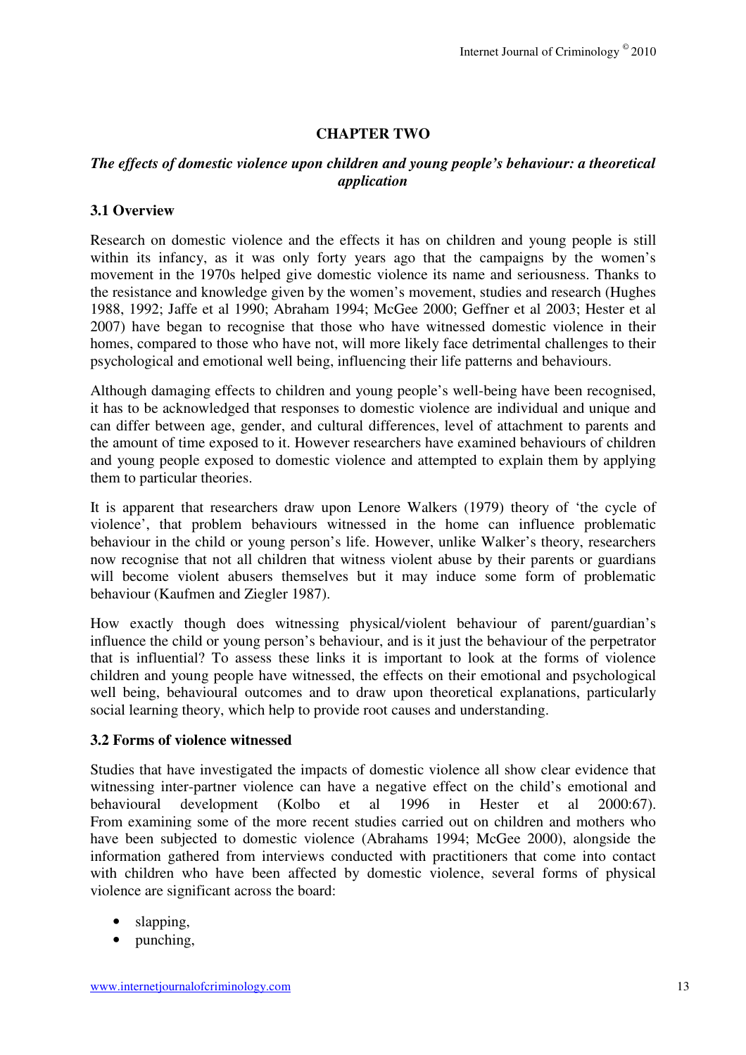## CHAPTER TWO

### *The effects of domestic violence upon children and young people's behaviour: a theoretical application*

### 3.1 Overview

Research on domestic violence and the effects it has on children and young people is still within its infancy, as it was only forty years ago that the campaigns by the women's movement in the 1970s helped give domestic violence its name and seriousness. Thanks to the resistance and knowledge given by the women's movement, studies and research (Hughes 1988, 1992; Jaffe et al 1990; Abraham 1994; McGee 2000; Geffner et al 2003; Hester et al 2007) have began to recognise that those who have witnessed domestic violence in their homes, compared to those who have not, will more likely face detrimental challenges to their psychological and emotional well being, influencing their life patterns and behaviours.

Although damaging effects to children and young people's well-being have been recognised, it has to be acknowledged that responses to domestic violence are individual and unique and can differ between age, gender, and cultural differences, level of attachment to parents and the amount of time exposed to it. However researchers have examined behaviours of children and young people exposed to domestic violence and attempted to explain them by applying them to particular theories.

It is apparent that researchers draw upon Lenore Walkers (1979) theory of 'the cycle of violence', that problem behaviours witnessed in the home can influence problematic behaviour in the child or young person's life. However, unlike Walker's theory, researchers now recognise that not all children that witness violent abuse by their parents or guardians will become violent abusers themselves but it may induce some form of problematic behaviour (Kaufmen and Ziegler 1987).

How exactly though does witnessing physical/violent behaviour of parent/guardian's influence the child or young person's behaviour, and is it just the behaviour of the perpetrator that is influential? To assess these links it is important to look at the forms of violence children and young people have witnessed, the effects on their emotional and psychological well being, behavioural outcomes and to draw upon theoretical explanations, particularly social learning theory, which help to provide root causes and understanding.

### 3.2 Forms of violence witnessed

Studies that have investigated the impacts of domestic violence all show clear evidence that witnessing inter-partner violence can have a negative effect on the child's emotional and behavioural development (Kolbo et al 1996 in Hester et al 2000:67). From examining some of the more recent studies carried out on children and mothers who have been subjected to domestic violence (Abrahams 1994; McGee 2000), alongside the information gathered from interviews conducted with practitioners that come into contact with children who have been affected by domestic violence, several forms of physical violence are significant across the board:

- slapping,
- punching,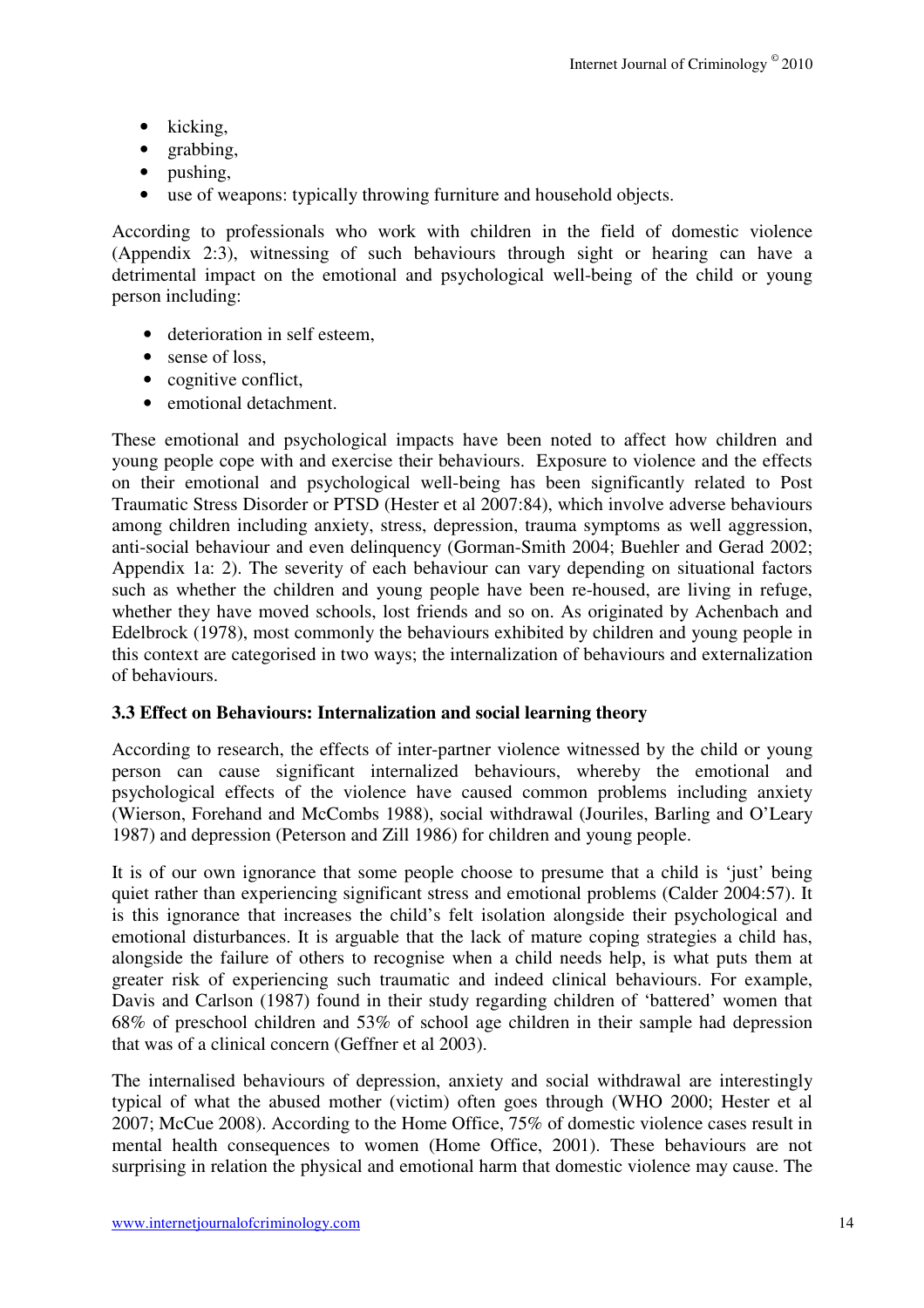- kicking,
- grabbing,
- pushing,
- use of weapons: typically throwing furniture and household objects.

According to professionals who work with children in the field of domestic violence (Appendix 2:3), witnessing of such behaviours through sight or hearing can have a detrimental impact on the emotional and psychological well-being of the child or young person including:

- deterioration in self esteem,
- sense of loss,
- cognitive conflict,
- emotional detachment.

These emotional and psychological impacts have been noted to affect how children and young people cope with and exercise their behaviours. Exposure to violence and the effects on their emotional and psychological well-being has been significantly related to Post Traumatic Stress Disorder or PTSD (Hester et al 2007:84), which involve adverse behaviours among children including anxiety, stress, depression, trauma symptoms as well aggression, anti-social behaviour and even delinquency (Gorman-Smith 2004; Buehler and Gerad 2002; Appendix 1a: 2). The severity of each behaviour can vary depending on situational factors such as whether the children and young people have been re-housed, are living in refuge, whether they have moved schools, lost friends and so on. As originated by Achenbach and Edelbrock (1978), most commonly the behaviours exhibited by children and young people in this context are categorised in two ways; the internalization of behaviours and externalization of behaviours.

### 3.3 Effect on Behaviours: Internalization and social learning theory

According to research, the effects of inter-partner violence witnessed by the child or young person can cause significant internalized behaviours, whereby the emotional and psychological effects of the violence have caused common problems including anxiety (Wierson, Forehand and McCombs 1988), social withdrawal (Jouriles, Barling and O'Leary 1987) and depression (Peterson and Zill 1986) for children and young people.

It is of our own ignorance that some people choose to presume that a child is 'just' being quiet rather than experiencing significant stress and emotional problems (Calder 2004:57). It is this ignorance that increases the child's felt isolation alongside their psychological and emotional disturbances. It is arguable that the lack of mature coping strategies a child has, alongside the failure of others to recognise when a child needs help, is what puts them at greater risk of experiencing such traumatic and indeed clinical behaviours. For example, Davis and Carlson (1987) found in their study regarding children of 'battered' women that 68% of preschool children and 53% of school age children in their sample had depression that was of a clinical concern (Geffner et al 2003).

The internalised behaviours of depression, anxiety and social withdrawal are interestingly typical of what the abused mother (victim) often goes through (WHO 2000; Hester et al 2007; McCue 2008). According to the Home Office, 75% of domestic violence cases result in mental health consequences to women (Home Office, 2001). These behaviours are not surprising in relation the physical and emotional harm that domestic violence may cause. The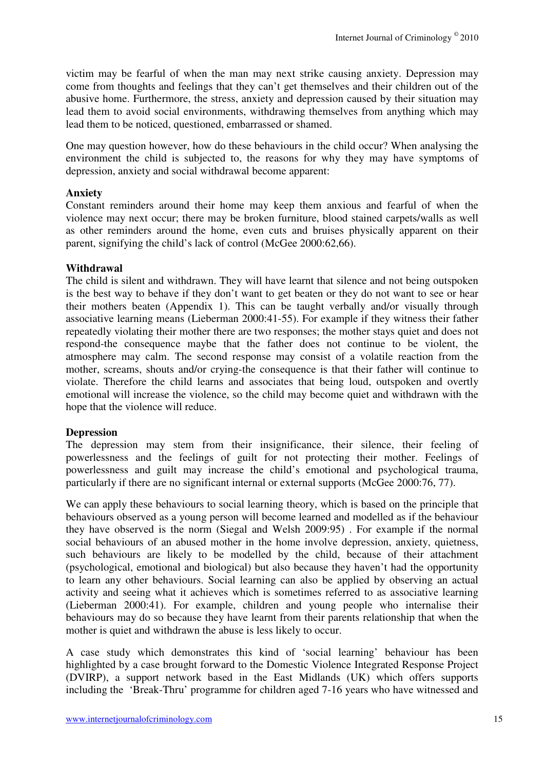victim may be fearful of when the man may next strike causing anxiety. Depression may come from thoughts and feelings that they can't get themselves and their children out of the abusive home. Furthermore, the stress, anxiety and depression caused by their situation may lead them to avoid social environments, withdrawing themselves from anything which may lead them to be noticed, questioned, embarrassed or shamed.

One may question however, how do these behaviours in the child occur? When analysing the environment the child is subjected to, the reasons for why they may have symptoms of depression, anxiety and social withdrawal become apparent:

**Anxiety**

Constant reminders around their home may keep them anxious and fearful of when the violence may next occur; there may be broken furniture, blood stained carpets/walls as well as other reminders around the home, even cuts and bruises physically apparent on their parent, signifying the child's lack of control (McGee 2000:62,66).

**Withdrawal**

The child is silent and withdrawn. They will have learnt that silence and not being outspoken is the best way to behave if they don't want to get beaten or they do not want to see or hear their mothers beaten (Appendix 1). This can be taught verbally and/or visually through associative learning means (Lieberman 2000:41-55). For example if they witness their father repeatedly violating their mother there are two responses; the mother stays quiet and does not respond-the consequence maybe that the father does not continue to be violent, the atmosphere may calm. The second response may consist of a volatile reaction from the mother, screams, shouts and/or crying-the consequence is that their father will continue to violate. Therefore the child learns and associates that being loud, outspoken and overtly emotional will increase the violence, so the child may become quiet and withdrawn with the hope that the violence will reduce.

**Depression**

The depression may stem from their insignificance, their silence, their feeling of powerlessness and the feelings of guilt for not protecting their mother. Feelings of powerlessness and guilt may increase the child's emotional and psychological trauma, particularly if there are no significant internal or external supports (McGee 2000:76, 77).

We can apply these behaviours to social learning theory, which is based on the principle that behaviours observed as a young person will become learned and modelled as if the behaviour they have observed is the norm (Siegal and Welsh 2009:95) . For example if the normal social behaviours of an abused mother in the home involve depression, anxiety, quietness, such behaviours are likely to be modelled by the child, because of their attachment (psychological, emotional and biological) but also because they haven't had the opportunity to learn any other behaviours. Social learning can also be applied by observing an actual activity and seeing what it achieves which is sometimes referred to as associative learning (Lieberman 2000:41). For example, children and young people who internalise their behaviours may do so because they have learnt from their parents relationship that when the mother is quiet and withdrawn the abuse is less likely to occur.

A case study which demonstrates this kind of 'social learning' behaviour has been highlighted by a case brought forward to the Domestic Violence Integrated Response Project (DVIRP), a support network based in the East Midlands (UK) which offers supports including the 'Break-Thru' programme for children aged 7-16 years who have witnessed and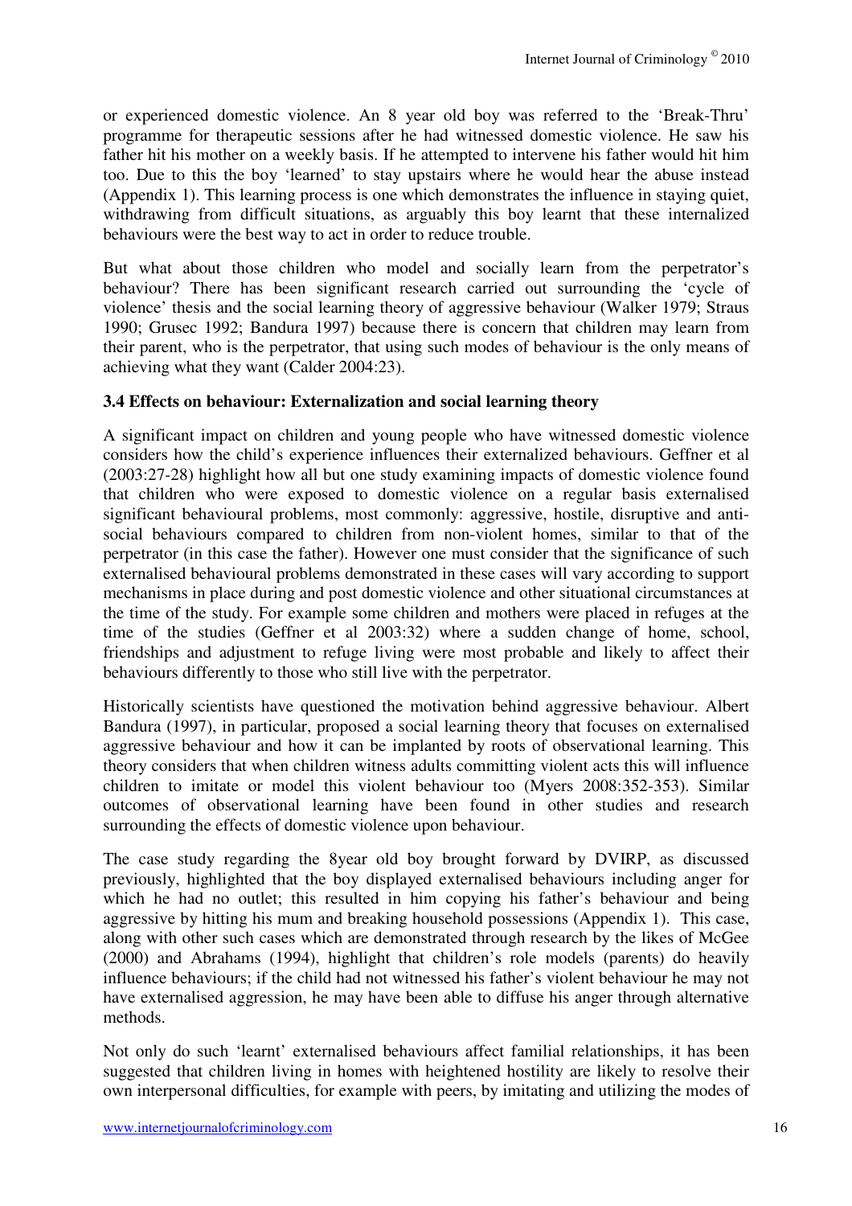or experienced domestic violence. An 8 year old boy was referred to the 'Break-Thru' programme for therapeutic sessions after he had witnessed domestic violence. He saw his father hit his mother on a weekly basis. If he attempted to intervene his father would hit him too. Due to this the boy 'learned' to stay upstairs where he would hear the abuse instead (Appendix 1). This learning process is one which demonstrates the influence in staying quiet, withdrawing from difficult situations, as arguably this boy learnt that these internalized behaviours were the best way to act in order to reduce trouble.

But what about those children who model and socially learn from the perpetrator's behaviour? There has been significant research carried out surrounding the 'cycle of violence' thesis and the social learning theory of aggressive behaviour (Walker 1979; Straus 1990; Grusec 1992; Bandura 1997) because there is concern that children may learn from their parent, who is the perpetrator, that using such modes of behaviour is the only means of achieving what they want (Calder 2004:23).

### 3.4 Effects on behaviour: Externalization and social learning theory

A significant impact on children and young people who have witnessed domestic violence considers how the child's experience influences their externalized behaviours. Geffner et al (2003:27-28) highlight how all but one study examining impacts of domestic violence found that children who were exposed to domestic violence on a regular basis externalised significant behavioural problems, most commonly: aggressive, hostile, disruptive and anti-social behaviours compared to children from non-violent homes, similar to that of the perpetrator (in this case the father). However one must consider that the significance of such externalised behavioural problems demonstrated in these cases will vary according to support mechanisms in place during and post domestic violence and other situational circumstances at the time of the study. For example some children and mothers were placed in refuges at the time of the studies (Geffner et al 2003:32) where a sudden change of home, school, friendships and adjustment to refuge living were most probable and likely to affect their behaviours differently to those who still live with the perpetrator.

Historically scientists have questioned the motivation behind aggressive behaviour. Albert Bandura (1997), in particular, proposed a social learning theory that focuses on externalised aggressive behaviour and how it can be implanted by roots of observational learning. This theory considers that when children witness adults committing violent acts this will influence children to imitate or model this violent behaviour too (Myers 2008:352-353). Similar outcomes of observational learning have been found in other studies and research surrounding the effects of domestic violence upon behaviour.

The case study regarding the 8year old boy brought forward by DVIRP, as discussed previously, highlighted that the boy displayed externalised behaviours including anger for which he had no outlet; this resulted in him copying his father's behaviour and being aggressive by hitting his mum and breaking household possessions (Appendix 1). This case, along with other such cases which are demonstrated through research by the likes of McGee (2000) and Abrahams (1994), highlight that children's role models (parents) do heavily influence behaviours; if the child had not witnessed his father's violent behaviour he may not have externalised aggression, he may have been able to diffuse his anger through alternative methods.

Not only do such 'learnt' externalised behaviours affect familial relationships, it has been suggested that children living in homes with heightened hostility are likely to resolve their own interpersonal difficulties, for example with peers, by imitating and utilizing the modes of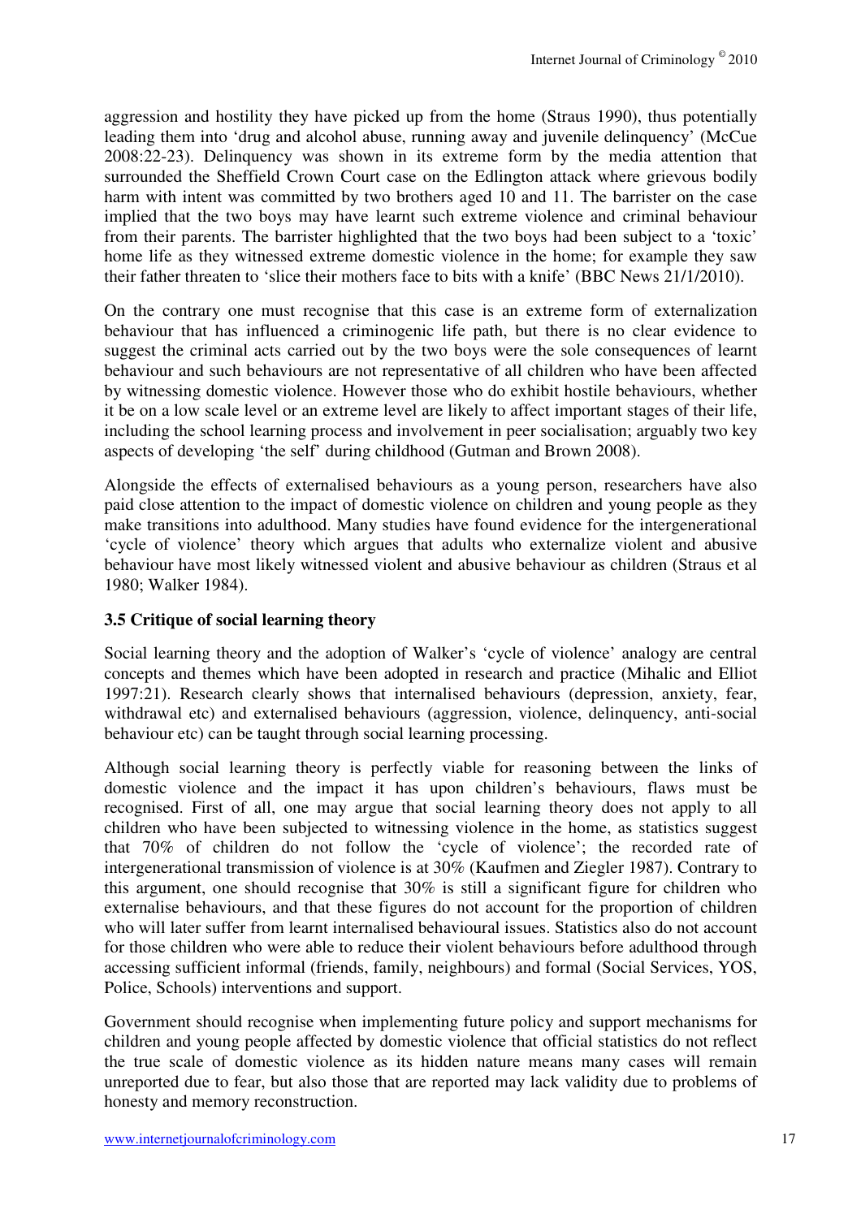aggression and hostility they have picked up from the home (Straus 1990), thus potentially leading them into 'drug and alcohol abuse, running away and juvenile delinquency' (McCue 2008:22-23). Delinquency was shown in its extreme form by the media attention that surrounded the Sheffield Crown Court case on the Edlington attack where grievous bodily harm with intent was committed by two brothers aged 10 and 11. The barrister on the case implied that the two boys may have learnt such extreme violence and criminal behaviour from their parents. The barrister highlighted that the two boys had been subject to a 'toxic' home life as they witnessed extreme domestic violence in the home; for example they saw their father threaten to 'slice their mothers face to bits with a knife' (BBC News 21/1/2010).

On the contrary one must recognise that this case is an extreme form of externalization behaviour that has influenced a criminogenic life path, but there is no clear evidence to suggest the criminal acts carried out by the two boys were the sole consequences of learnt behaviour and such behaviours are not representative of all children who have been affected by witnessing domestic violence. However those who do exhibit hostile behaviours, whether it be on a low scale level or an extreme level are likely to affect important stages of their life, including the school learning process and involvement in peer socialisation; arguably two key aspects of developing 'the self' during childhood (Gutman and Brown 2008).

Alongside the effects of externalised behaviours as a young person, researchers have also paid close attention to the impact of domestic violence on children and young people as they make transitions into adulthood. Many studies have found evidence for the intergenerational 'cycle of violence' theory which argues that adults who externalize violent and abusive behaviour have most likely witnessed violent and abusive behaviour as children (Straus et al 1980; Walker 1984).

### 3.5 Critique of social learning theory

Social learning theory and the adoption of Walker's 'cycle of violence' analogy are central concepts and themes which have been adopted in research and practice (Mihalic and Elliot 1997:21). Research clearly shows that internalised behaviours (depression, anxiety, fear, withdrawal etc) and externalised behaviours (aggression, violence, delinquency, anti-social behaviour etc) can be taught through social learning processing.

Although social learning theory is perfectly viable for reasoning between the links of domestic violence and the impact it has upon children's behaviours, flaws must be recognised. First of all, one may argue that social learning theory does not apply to all children who have been subjected to witnessing violence in the home, as statistics suggest that 70% of children do not follow the 'cycle of violence'; the recorded rate of intergenerational transmission of violence is at 30% (Kaufmen and Ziegler 1987). Contrary to this argument, one should recognise that 30% is still a significant figure for children who externalise behaviours, and that these figures do not account for the proportion of children who will later suffer from learnt internalised behavioural issues. Statistics also do not account for those children who were able to reduce their violent behaviours before adulthood through accessing sufficient informal (friends, family, neighbours) and formal (Social Services, YOS, Police, Schools) interventions and support.

Government should recognise when implementing future policy and support mechanisms for children and young people affected by domestic violence that official statistics do not reflect the true scale of domestic violence as its hidden nature means many cases will remain unreported due to fear, but also those that are reported may lack validity due to problems of honesty and memory reconstruction.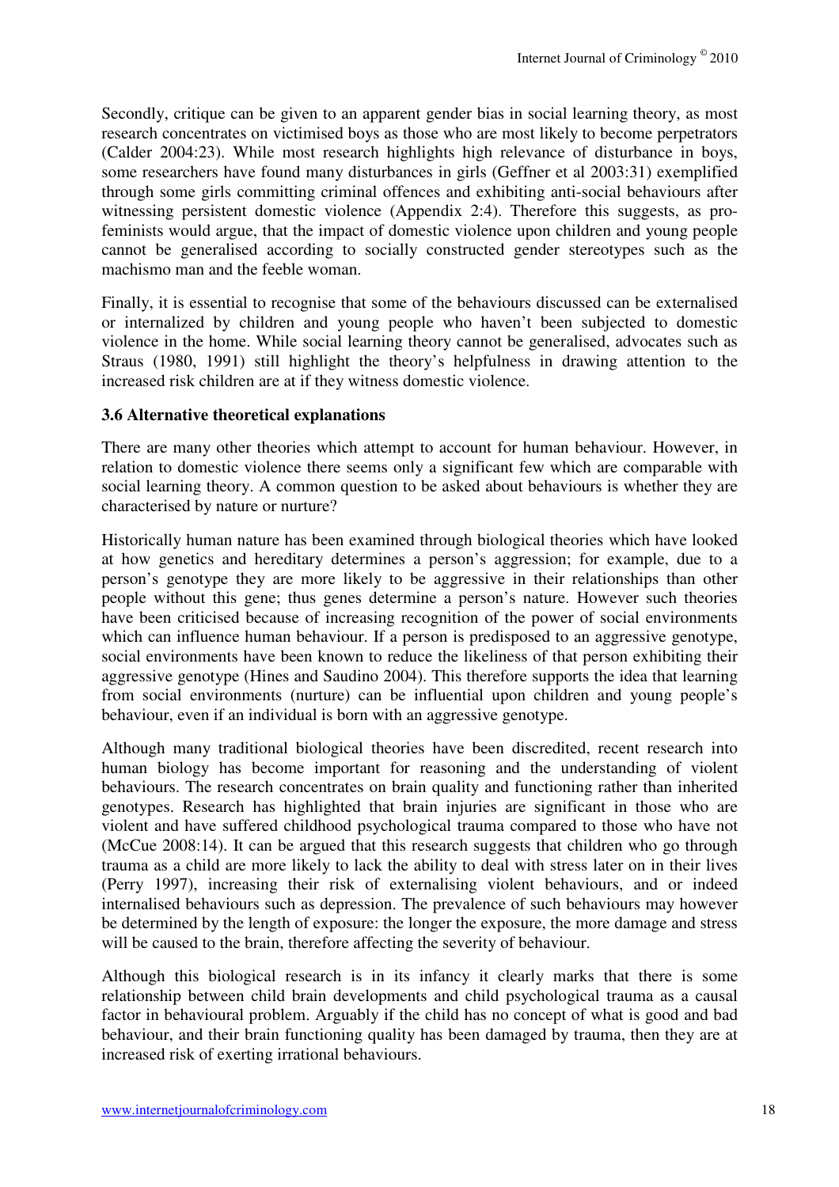Secondly, critique can be given to an apparent gender bias in social learning theory, as most research concentrates on victimised boys as those who are most likely to become perpetrators (Calder 2004:23). While most research highlights high relevance of disturbance in boys, some researchers have found many disturbances in girls (Geffner et al 2003:31) exemplified through some girls committing criminal offences and exhibiting anti-social behaviours after witnessing persistent domestic violence (Appendix 2:4). Therefore this suggests, as pro-feminists would argue, that the impact of domestic violence upon children and young people cannot be generalised according to socially constructed gender stereotypes such as the machismo man and the feeble woman.

Finally, it is essential to recognise that some of the behaviours discussed can be externalised or internalized by children and young people who haven't been subjected to domestic violence in the home. While social learning theory cannot be generalised, advocates such as Straus (1980, 1991) still highlight the theory's helpfulness in drawing attention to the increased risk children are at if they witness domestic violence.

### 3.6 Alternative theoretical explanations

There are many other theories which attempt to account for human behaviour. However, in relation to domestic violence there seems only a significant few which are comparable with social learning theory. A common question to be asked about behaviours is whether they are characterised by nature or nurture?

Historically human nature has been examined through biological theories which have looked at how genetics and hereditary determines a person's aggression; for example, due to a person's genotype they are more likely to be aggressive in their relationships than other people without this gene; thus genes determine a person's nature. However such theories have been criticised because of increasing recognition of the power of social environments which can influence human behaviour. If a person is predisposed to an aggressive genotype, social environments have been known to reduce the likeliness of that person exhibiting their aggressive genotype (Hines and Saudino 2004). This therefore supports the idea that learning from social environments (nurture) can be influential upon children and young people's behaviour, even if an individual is born with an aggressive genotype.

Although many traditional biological theories have been discredited, recent research into human biology has become important for reasoning and the understanding of violent behaviours. The research concentrates on brain quality and functioning rather than inherited genotypes. Research has highlighted that brain injuries are significant in those who are violent and have suffered childhood psychological trauma compared to those who have not (McCue 2008:14). It can be argued that this research suggests that children who go through trauma as a child are more likely to lack the ability to deal with stress later on in their lives (Perry 1997), increasing their risk of externalising violent behaviours, and or indeed internalised behaviours such as depression. The prevalence of such behaviours may however be determined by the length of exposure: the longer the exposure, the more damage and stress will be caused to the brain, therefore affecting the severity of behaviour.

Although this biological research is in its infancy it clearly marks that there is some relationship between child brain developments and child psychological trauma as a causal factor in behavioural problem. Arguably if the child has no concept of what is good and bad behaviour, and their brain functioning quality has been damaged by trauma, then they are at increased risk of exerting irrational behaviours.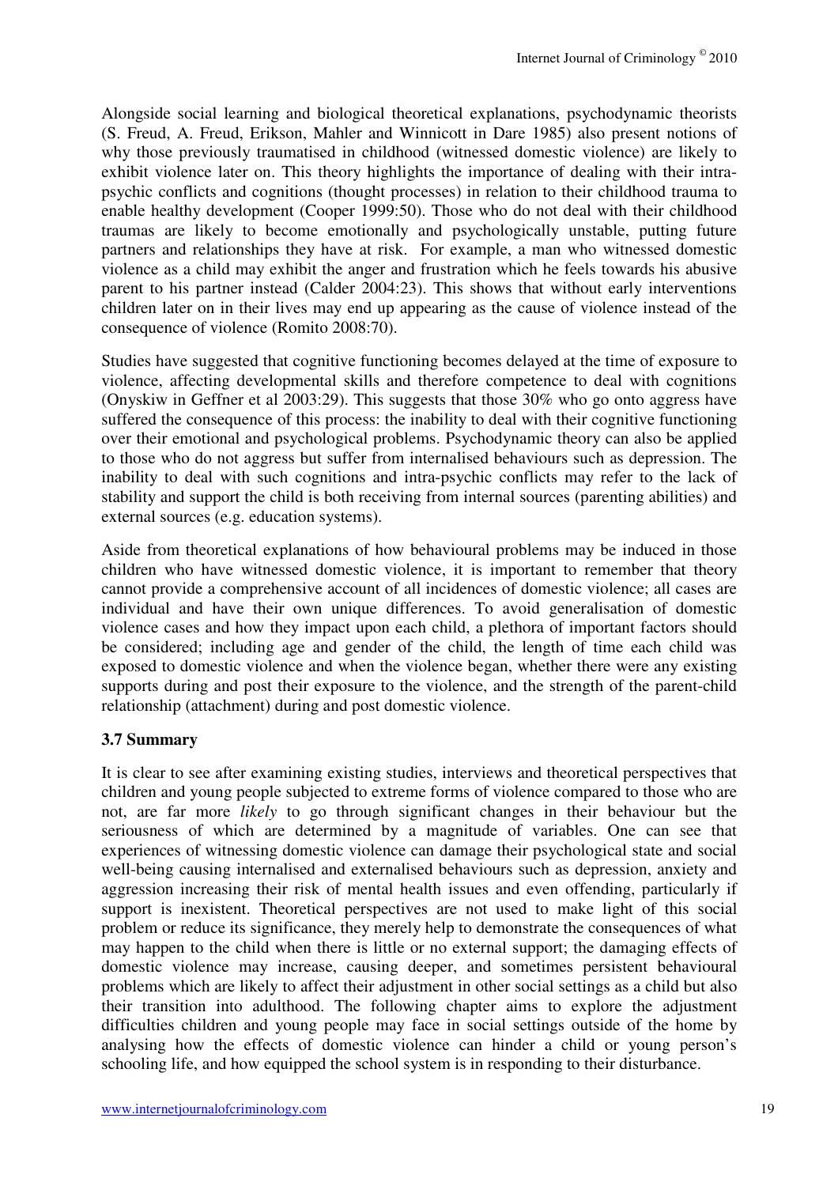Alongside social learning and biological theoretical explanations, psychodynamic theorists (S. Freud, A. Freud, Erikson, Mahler and Winnicott in Dare 1985) also present notions of why those previously traumatised in childhood (witnessed domestic violence) are likely to exhibit violence later on. This theory highlights the importance of dealing with their intra-psychic conflicts and cognitions (thought processes) in relation to their childhood trauma to enable healthy development (Cooper 1999:50). Those who do not deal with their childhood traumas are likely to become emotionally and psychologically unstable, putting future partners and relationships they have at risk. For example, a man who witnessed domestic violence as a child may exhibit the anger and frustration which he feels towards his abusive parent to his partner instead (Calder 2004:23). This shows that without early interventions children later on in their lives may end up appearing as the cause of violence instead of the consequence of violence (Romito 2008:70).

Studies have suggested that cognitive functioning becomes delayed at the time of exposure to violence, affecting developmental skills and therefore competence to deal with cognitions (Onyskiw in Geffner et al 2003:29). This suggests that those 30% who go onto aggress have suffered the consequence of this process: the inability to deal with their cognitive functioning over their emotional and psychological problems. Psychodynamic theory can also be applied to those who do not aggress but suffer from internalised behaviours such as depression. The inability to deal with such cognitions and intra-psychic conflicts may refer to the lack of stability and support the child is both receiving from internal sources (parenting abilities) and external sources (e.g. education systems).

Aside from theoretical explanations of how behavioural problems may be induced in those children who have witnessed domestic violence, it is important to remember that theory cannot provide a comprehensive account of all incidences of domestic violence; all cases are individual and have their own unique differences. To avoid generalisation of domestic violence cases and how they impact upon each child, a plethora of important factors should be considered; including age and gender of the child, the length of time each child was exposed to domestic violence and when the violence began, whether there were any existing supports during and post their exposure to the violence, and the strength of the parent-child relationship (attachment) during and post domestic violence.

### 3.7 Summary

It is clear to see after examining existing studies, interviews and theoretical perspectives that children and young people subjected to extreme forms of violence compared to those who are not, are far more *likely* to go through significant changes in their behaviour but the seriousness of which are determined by a magnitude of variables. One can see that experiences of witnessing domestic violence can damage their psychological state and social well-being causing internalised and externalised behaviours such as depression, anxiety and aggression increasing their risk of mental health issues and even offending, particularly if support is inexistent. Theoretical perspectives are not used to make light of this social problem or reduce its significance, they merely help to demonstrate the consequences of what may happen to the child when there is little or no external support; the damaging effects of domestic violence may increase, causing deeper, and sometimes persistent behavioural problems which are likely to affect their adjustment in other social settings as a child but also their transition into adulthood. The following chapter aims to explore the adjustment difficulties children and young people may face in social settings outside of the home by analysing how the effects of domestic violence can hinder a child or young person's schooling life, and how equipped the school system is in responding to their disturbance.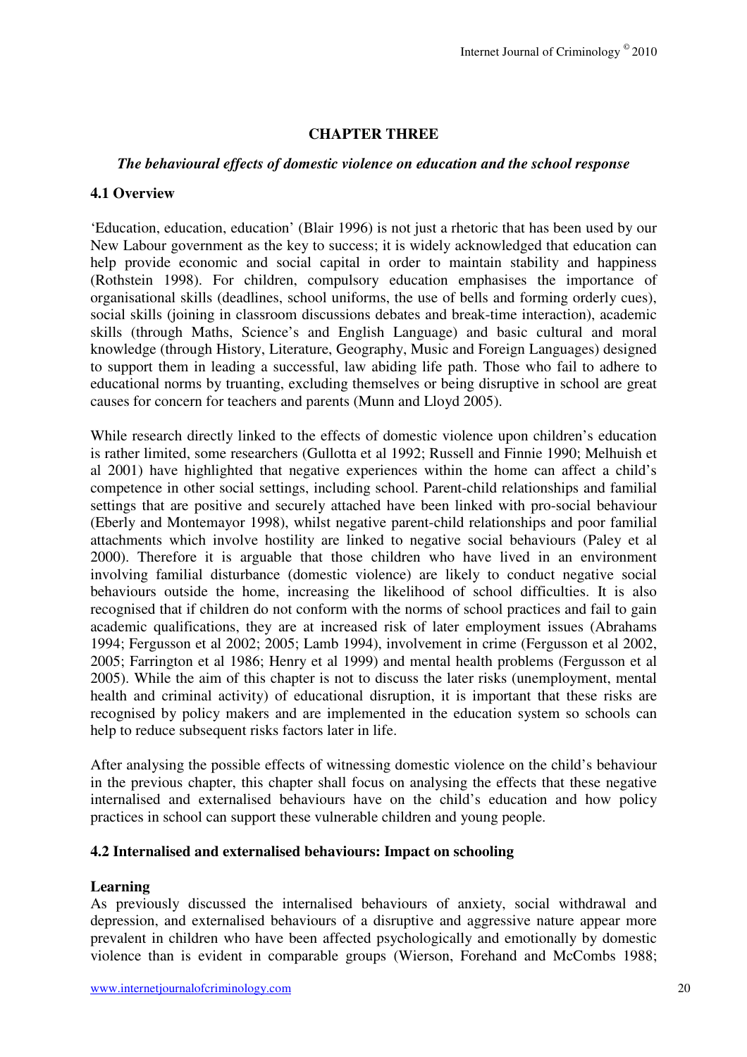## CHAPTER THREE

### *The behavioural effects of domestic violence on education and the school response*

### 4.1 Overview

'Education, education, education' (Blair 1996) is not just a rhetoric that has been used by our New Labour government as the key to success; it is widely acknowledged that education can help provide economic and social capital in order to maintain stability and happiness (Rothstein 1998). For children, compulsory education emphasises the importance of organisational skills (deadlines, school uniforms, the use of bells and forming orderly cues), social skills (joining in classroom discussions debates and break-time interaction), academic skills (through Maths, Science's and English Language) and basic cultural and moral knowledge (through History, Literature, Geography, Music and Foreign Languages) designed to support them in leading a successful, law abiding life path. Those who fail to adhere to educational norms by truanting, excluding themselves or being disruptive in school are great causes for concern for teachers and parents (Munn and Lloyd 2005).

While research directly linked to the effects of domestic violence upon children's education is rather limited, some researchers (Gullotta et al 1992; Russell and Finnie 1990; Melhuish et al 2001) have highlighted that negative experiences within the home can affect a child's competence in other social settings, including school. Parent-child relationships and familial settings that are positive and securely attached have been linked with pro-social behaviour (Eberly and Montemayor 1998), whilst negative parent-child relationships and poor familial attachments which involve hostility are linked to negative social behaviours (Paley et al 2000). Therefore it is arguable that those children who have lived in an environment involving familial disturbance (domestic violence) are likely to conduct negative social behaviours outside the home, increasing the likelihood of school difficulties. It is also recognised that if children do not conform with the norms of school practices and fail to gain academic qualifications, they are at increased risk of later employment issues (Abrahams 1994; Fergusson et al 2002; 2005; Lamb 1994), involvement in crime (Fergusson et al 2002, 2005; Farrington et al 1986; Henry et al 1999) and mental health problems (Fergusson et al 2005). While the aim of this chapter is not to discuss the later risks (unemployment, mental health and criminal activity) of educational disruption, it is important that these risks are recognised by policy makers and are implemented in the education system so schools can help to reduce subsequent risks factors later in life.

After analysing the possible effects of witnessing domestic violence on the child's behaviour in the previous chapter, this chapter shall focus on analysing the effects that these negative internalised and externalised behaviours have on the child's education and how policy practices in school can support these vulnerable children and young people.

### 4.2 Internalised and externalised behaviours: Impact on schooling

**Learning**

As previously discussed the internalised behaviours of anxiety, social withdrawal and depression, and externalised behaviours of a disruptive and aggressive nature appear more prevalent in children who have been affected psychologically and emotionally by domestic violence than is evident in comparable groups (Wierson, Forehand and McCombs 1988;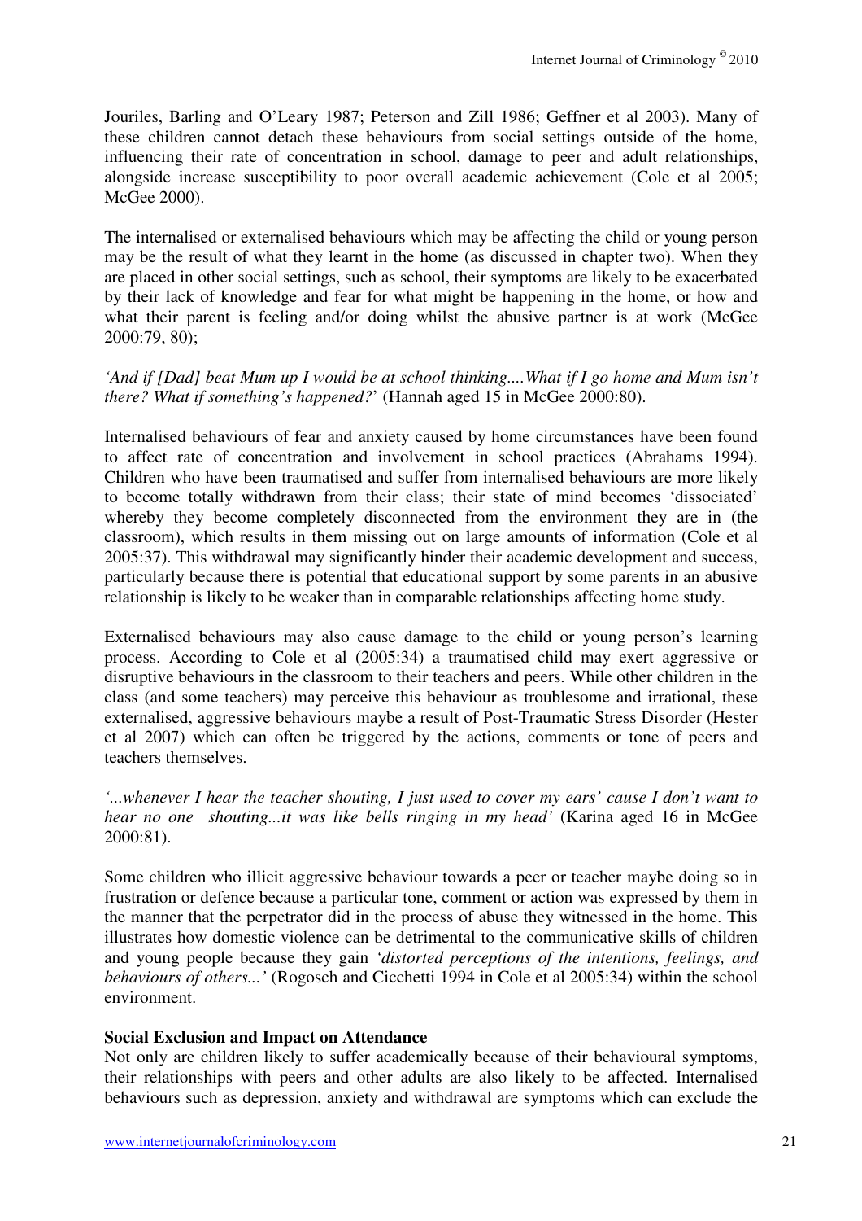Jouriles, Barling and O'Leary 1987; Peterson and Zill 1986; Geffner et al 2003). Many of these children cannot detach these behaviours from social settings outside of the home, influencing their rate of concentration in school, damage to peer and adult relationships, alongside increase susceptibility to poor overall academic achievement (Cole et al 2005; McGee 2000).

The internalised or externalised behaviours which may be affecting the child or young person may be the result of what they learnt in the home (as discussed in chapter two). When they are placed in other social settings, such as school, their symptoms are likely to be exacerbated by their lack of knowledge and fear for what might be happening in the home, or how and what their parent is feeling and/or doing whilst the abusive partner is at work (McGee 2000:79, 80);

*'And if [Dad] beat Mum up I would be at school thinking....What if I go home and Mum isn't there? What if something's happened?'* (Hannah aged 15 in McGee 2000:80).

Internalised behaviours of fear and anxiety caused by home circumstances have been found to affect rate of concentration and involvement in school practices (Abrahams 1994). Children who have been traumatised and suffer from internalised behaviours are more likely to become totally withdrawn from their class; their state of mind becomes 'dissociated' whereby they become completely disconnected from the environment they are in (the classroom), which results in them missing out on large amounts of information (Cole et al 2005:37). This withdrawal may significantly hinder their academic development and success, particularly because there is potential that educational support by some parents in an abusive relationship is likely to be weaker than in comparable relationships affecting home study.

Externalised behaviours may also cause damage to the child or young person's learning process. According to Cole et al (2005:34) a traumatised child may exert aggressive or disruptive behaviours in the classroom to their teachers and peers. While other children in the class (and some teachers) may perceive this behaviour as troublesome and irrational, these externalised, aggressive behaviours maybe a result of Post-Traumatic Stress Disorder (Hester et al 2007) which can often be triggered by the actions, comments or tone of peers and teachers themselves.

*'...whenever I hear the teacher shouting, I just used to cover my ears' cause I don't want to hear no one shouting...it was like bells ringing in my head'* (Karina aged 16 in McGee 2000:81).

Some children who illicit aggressive behaviour towards a peer or teacher maybe doing so in frustration or defence because a particular tone, comment or action was expressed by them in the manner that the perpetrator did in the process of abuse they witnessed in the home. This illustrates how domestic violence can be detrimental to the communicative skills of children and young people because they gain *'distorted perceptions of the intentions, feelings, and behaviours of others...'* (Rogosch and Cicchetti 1994 in Cole et al 2005:34) within the school environment.

**Social Exclusion and Impact on Attendance**

Not only are children likely to suffer academically because of their behavioural symptoms, their relationships with peers and other adults are also likely to be affected. Internalised behaviours such as depression, anxiety and withdrawal are symptoms which can exclude the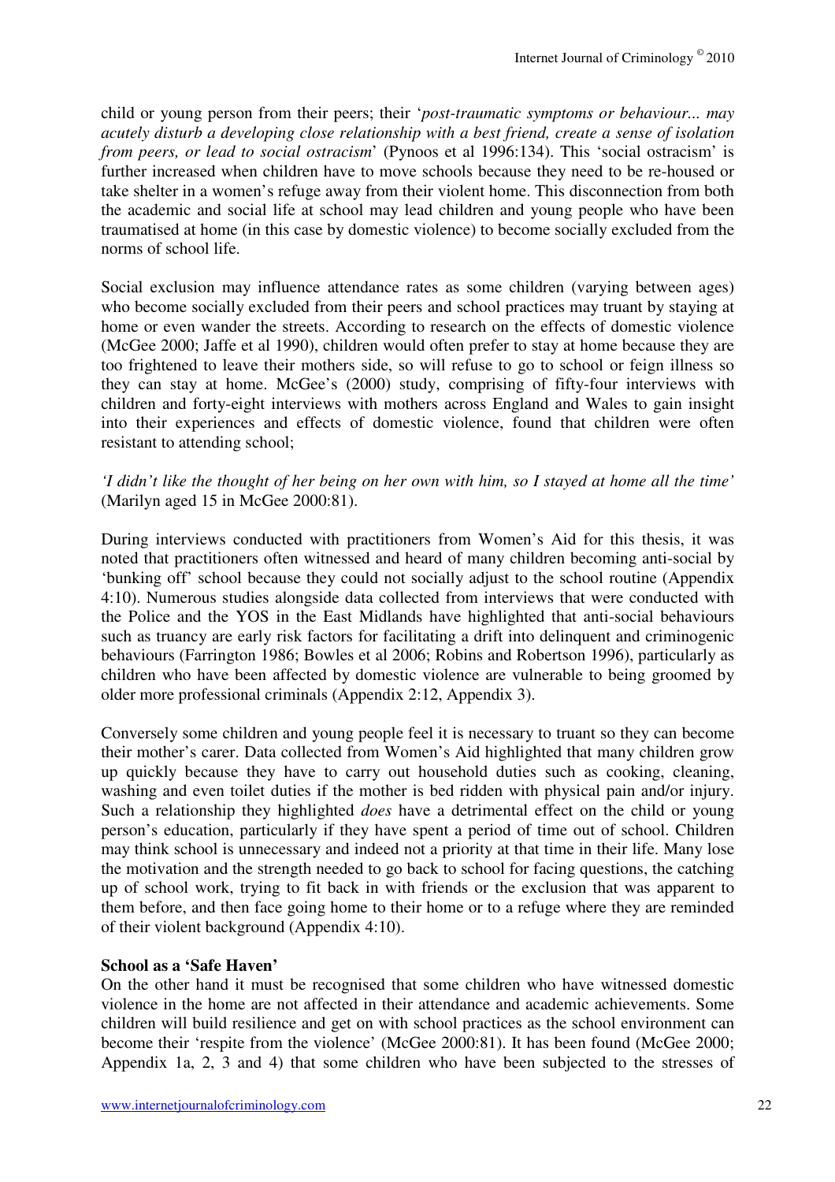child or young person from their peers; their '*post-traumatic symptoms or behaviour... may acutely disturb a developing close relationship with a best friend, create a sense of isolation from peers, or lead to social ostracism*' (Pynoos et al 1996:134). This 'social ostracism' is further increased when children have to move schools because they need to be re-housed or take shelter in a women's refuge away from their violent home. This disconnection from both the academic and social life at school may lead children and young people who have been traumatised at home (in this case by domestic violence) to become socially excluded from the norms of school life.

Social exclusion may influence attendance rates as some children (varying between ages) who become socially excluded from their peers and school practices may truant by staying at home or even wander the streets. According to research on the effects of domestic violence (McGee 2000; Jaffe et al 1990), children would often prefer to stay at home because they are too frightened to leave their mothers side, so will refuse to go to school or feign illness so they can stay at home. McGee's (2000) study, comprising of fifty-four interviews with children and forty-eight interviews with mothers across England and Wales to gain insight into their experiences and effects of domestic violence, found that children were often resistant to attending school;

*'I didn't like the thought of her being on her own with him, so I stayed at home all the time'* (Marilyn aged 15 in McGee 2000:81).

During interviews conducted with practitioners from Women's Aid for this thesis, it was noted that practitioners often witnessed and heard of many children becoming anti-social by 'bunking off' school because they could not socially adjust to the school routine (Appendix 4:10). Numerous studies alongside data collected from interviews that were conducted with the Police and the YOS in the East Midlands have highlighted that anti-social behaviours such as truancy are early risk factors for facilitating a drift into delinquent and criminogenic behaviours (Farrington 1986; Bowles et al 2006; Robins and Robertson 1996), particularly as children who have been affected by domestic violence are vulnerable to being groomed by older more professional criminals (Appendix 2:12, Appendix 3).

Conversely some children and young people feel it is necessary to truant so they can become their mother's carer. Data collected from Women's Aid highlighted that many children grow up quickly because they have to carry out household duties such as cooking, cleaning, washing and even toilet duties if the mother is bed ridden with physical pain and/or injury. Such a relationship they highlighted *does* have a detrimental effect on the child or young person's education, particularly if they have spent a period of time out of school. Children may think school is unnecessary and indeed not a priority at that time in their life. Many lose the motivation and the strength needed to go back to school for facing questions, the catching up of school work, trying to fit back in with friends or the exclusion that was apparent to them before, and then face going home to their home or to a refuge where they are reminded of their violent background (Appendix 4:10).

**School as a 'Safe Haven'**

On the other hand it must be recognised that some children who have witnessed domestic violence in the home are not affected in their attendance and academic achievements. Some children will build resilience and get on with school practices as the school environment can become their 'respite from the violence' (McGee 2000:81). It has been found (McGee 2000; Appendix 1a, 2, 3 and 4) that some children who have been subjected to the stresses of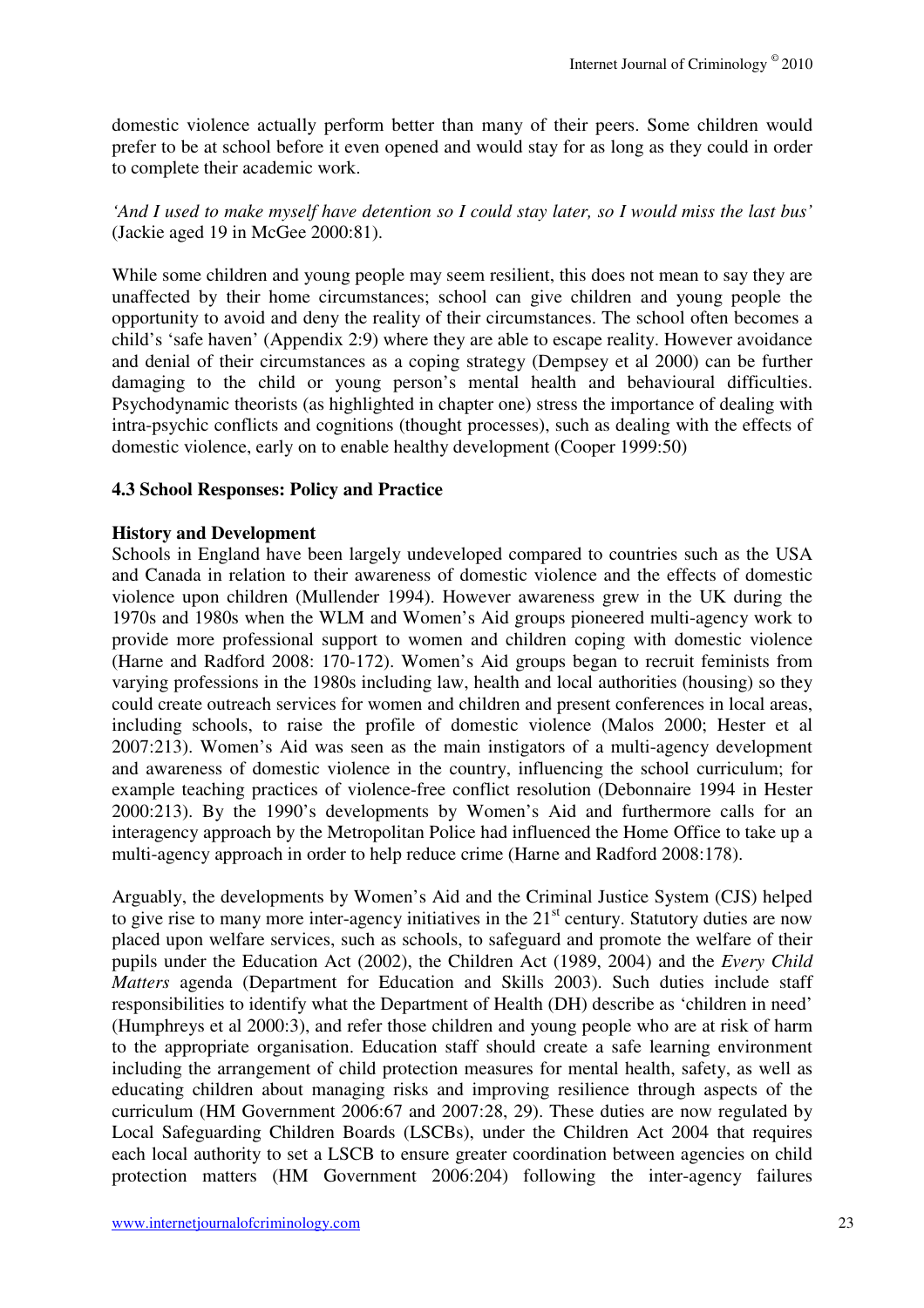domestic violence actually perform better than many of their peers. Some children would prefer to be at school before it even opened and would stay for as long as they could in order to complete their academic work.

*'And I used to make myself have detention so I could stay later, so I would miss the last bus'* (Jackie aged 19 in McGee 2000:81).

While some children and young people may seem resilient, this does not mean to say they are unaffected by their home circumstances; school can give children and young people the opportunity to avoid and deny the reality of their circumstances. The school often becomes a child's 'safe haven' (Appendix 2:9) where they are able to escape reality. However avoidance and denial of their circumstances as a coping strategy (Dempsey et al 2000) can be further damaging to the child or young person's mental health and behavioural difficulties. Psychodynamic theorists (as highlighted in chapter one) stress the importance of dealing with intra-psychic conflicts and cognitions (thought processes), such as dealing with the effects of domestic violence, early on to enable healthy development (Cooper 1999:50)

### 4.3 School Responses: Policy and Practice

**History and Development**

Schools in England have been largely undeveloped compared to countries such as the USA and Canada in relation to their awareness of domestic violence and the effects of domestic violence upon children (Mullender 1994). However awareness grew in the UK during the 1970s and 1980s when the WLM and Women's Aid groups pioneered multi-agency work to provide more professional support to women and children coping with domestic violence (Harne and Radford 2008: 170-172). Women's Aid groups began to recruit feminists from varying professions in the 1980s including law, health and local authorities (housing) so they could create outreach services for women and children and present conferences in local areas, including schools, to raise the profile of domestic violence (Malos 2000; Hester et al 2007:213). Women's Aid was seen as the main instigators of a multi-agency development and awareness of domestic violence in the country, influencing the school curriculum; for example teaching practices of violence-free conflict resolution (Debonnaire 1994 in Hester 2000:213). By the 1990's developments by Women's Aid and furthermore calls for an interagency approach by the Metropolitan Police had influenced the Home Office to take up a multi-agency approach in order to help reduce crime (Harne and Radford 2008:178).

Arguably, the developments by Women's Aid and the Criminal Justice System (CJS) helped to give rise to many more inter-agency initiatives in the 21st century. Statutory duties are now placed upon welfare services, such as schools, to safeguard and promote the welfare of their pupils under the Education Act (2002), the Children Act (1989, 2004) and the *Every Child Matters* agenda (Department for Education and Skills 2003). Such duties include staff responsibilities to identify what the Department of Health (DH) describe as 'children in need' (Humphreys et al 2000:3), and refer those children and young people who are at risk of harm to the appropriate organisation. Education staff should create a safe learning environment including the arrangement of child protection measures for mental health, safety, as well as educating children about managing risks and improving resilience through aspects of the curriculum (HM Government 2006:67 and 2007:28, 29). These duties are now regulated by Local Safeguarding Children Boards (LSCBs), under the Children Act 2004 that requires each local authority to set a LSCB to ensure greater coordination between agencies on child protection matters (HM Government 2006:204) following the inter-agency failures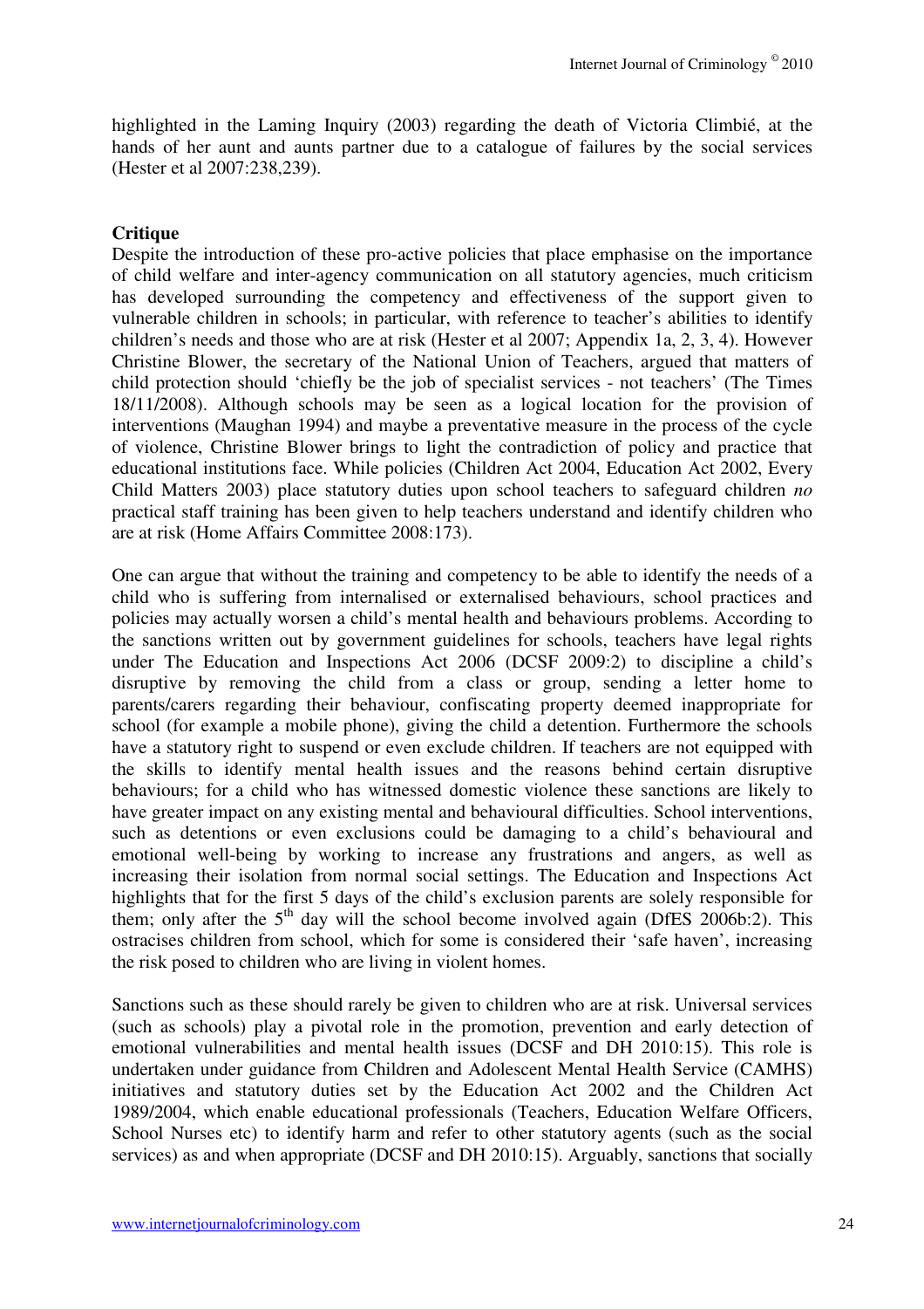highlighted in the Laming Inquiry (2003) regarding the death of Victoria Climbié, at the hands of her aunt and aunts partner due to a catalogue of failures by the social services (Hester et al 2007:238,239).

## Critique

Despite the introduction of these pro-active policies that place emphasise on the importance of child welfare and inter-agency communication on all statutory agencies, much criticism has developed surrounding the competency and effectiveness of the support given to vulnerable children in schools; in particular, with reference to teacher's abilities to identify children's needs and those who are at risk (Hester et al 2007; Appendix 1a, 2, 3, 4). However Christine Blower, the secretary of the National Union of Teachers, argued that matters of child protection should 'chiefly be the job of specialist services - not teachers' (The Times 18/11/2008). Although schools may be seen as a logical location for the provision of interventions (Maughan 1994) and maybe a preventative measure in the process of the cycle of violence, Christine Blower brings to light the contradiction of policy and practice that educational institutions face. While policies (Children Act 2004, Education Act 2002, Every Child Matters 2003) place statutory duties upon school teachers to safeguard children *no* practical staff training has been given to help teachers understand and identify children who are at risk (Home Affairs Committee 2008:173).

One can argue that without the training and competency to be able to identify the needs of a child who is suffering from internalised or externalised behaviours, school practices and policies may actually worsen a child's mental health and behaviours problems. According to the sanctions written out by government guidelines for schools, teachers have legal rights under The Education and Inspections Act 2006 (DCSF 2009:2) to discipline a child's disruptive by removing the child from a class or group, sending a letter home to parents/carers regarding their behaviour, confiscating property deemed inappropriate for school (for example a mobile phone), giving the child a detention. Furthermore the schools have a statutory right to suspend or even exclude children. If teachers are not equipped with the skills to identify mental health issues and the reasons behind certain disruptive behaviours; for a child who has witnessed domestic violence these sanctions are likely to have greater impact on any existing mental and behavioural difficulties. School interventions, such as detentions or even exclusions could be damaging to a child's behavioural and emotional well-being by working to increase any frustrations and angers, as well as increasing their isolation from normal social settings. The Education and Inspections Act highlights that for the first 5 days of the child's exclusion parents are solely responsible for them; only after the 5th day will the school become involved again (DfES 2006b:2). This ostracises children from school, which for some is considered their 'safe haven', increasing the risk posed to children who are living in violent homes.

Sanctions such as these should rarely be given to children who are at risk. Universal services (such as schools) play a pivotal role in the promotion, prevention and early detection of emotional vulnerabilities and mental health issues (DCSF and DH 2010:15). This role is undertaken under guidance from Children and Adolescent Mental Health Service (CAMHS) initiatives and statutory duties set by the Education Act 2002 and the Children Act 1989/2004, which enable educational professionals (Teachers, Education Welfare Officers, School Nurses etc) to identify harm and refer to other statutory agents (such as the social services) as and when appropriate (DCSF and DH 2010:15). Arguably, sanctions that socially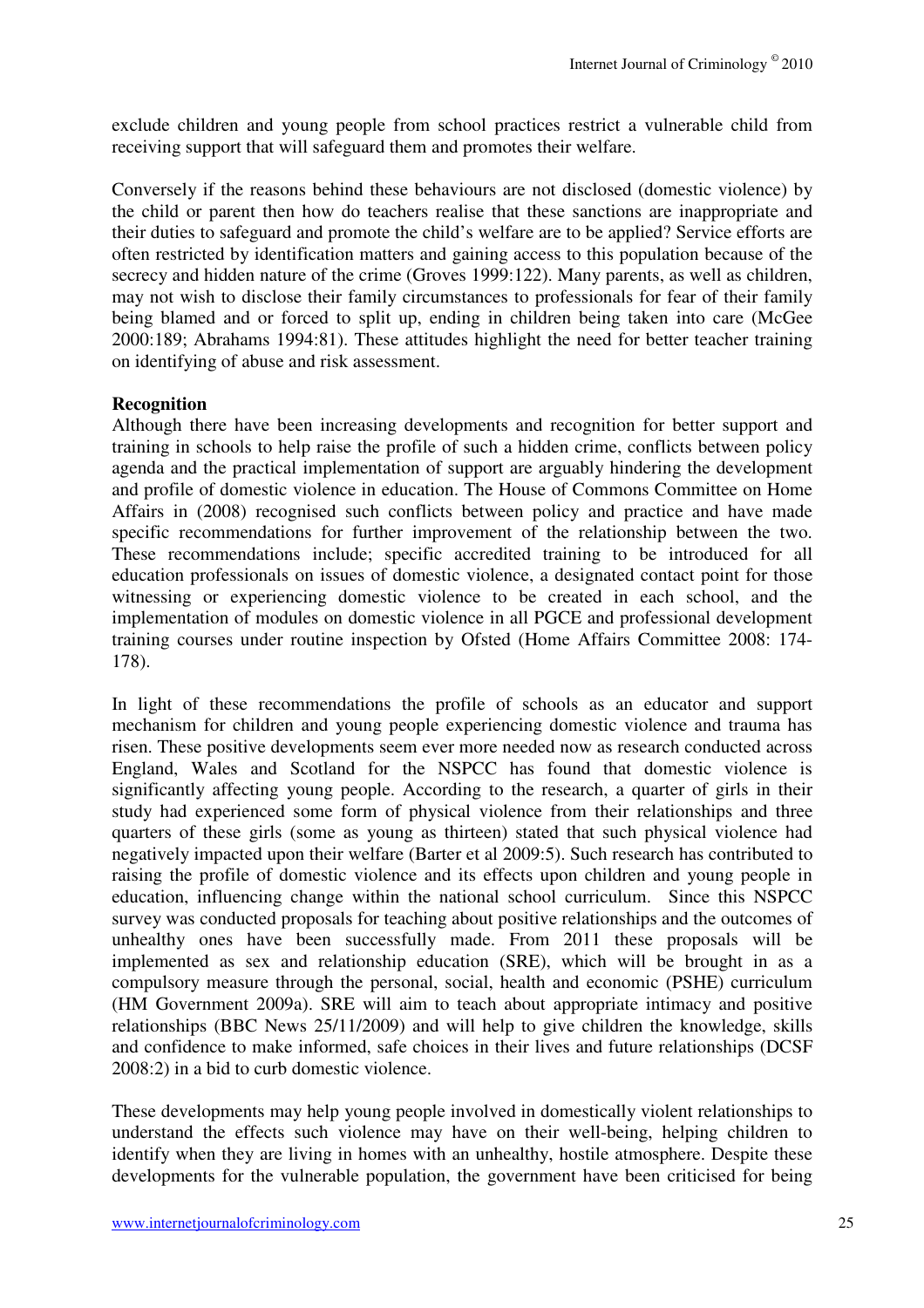exclude children and young people from school practices restrict a vulnerable child from receiving support that will safeguard them and promotes their welfare.

Conversely if the reasons behind these behaviours are not disclosed (domestic violence) by the child or parent then how do teachers realise that these sanctions are inappropriate and their duties to safeguard and promote the child's welfare are to be applied? Service efforts are often restricted by identification matters and gaining access to this population because of the secrecy and hidden nature of the crime (Groves 1999:122). Many parents, as well as children, may not wish to disclose their family circumstances to professionals for fear of their family being blamed and or forced to split up, ending in children being taken into care (McGee 2000:189; Abrahams 1994:81). These attitudes highlight the need for better teacher training on identifying of abuse and risk assessment.

**Recognition**

Although there have been increasing developments and recognition for better support and training in schools to help raise the profile of such a hidden crime, conflicts between policy agenda and the practical implementation of support are arguably hindering the development and profile of domestic violence in education. The House of Commons Committee on Home Affairs in (2008) recognised such conflicts between policy and practice and have made specific recommendations for further improvement of the relationship between the two. These recommendations include; specific accredited training to be introduced for all education professionals on issues of domestic violence, a designated contact point for those witnessing or experiencing domestic violence to be created in each school, and the implementation of modules on domestic violence in all PGCE and professional development training courses under routine inspection by Ofsted (Home Affairs Committee 2008: 174-178).

In light of these recommendations the profile of schools as an educator and support mechanism for children and young people experiencing domestic violence and trauma has risen. These positive developments seem ever more needed now as research conducted across England, Wales and Scotland for the NSPCC has found that domestic violence is significantly affecting young people. According to the research, a quarter of girls in their study had experienced some form of physical violence from their relationships and three quarters of these girls (some as young as thirteen) stated that such physical violence had negatively impacted upon their welfare (Barter et al 2009:5). Such research has contributed to raising the profile of domestic violence and its effects upon children and young people in education, influencing change within the national school curriculum. Since this NSPCC survey was conducted proposals for teaching about positive relationships and the outcomes of unhealthy ones have been successfully made. From 2011 these proposals will be implemented as sex and relationship education (SRE), which will be brought in as a compulsory measure through the personal, social, health and economic (PSHE) curriculum (HM Government 2009a). SRE will aim to teach about appropriate intimacy and positive relationships (BBC News 25/11/2009) and will help to give children the knowledge, skills and confidence to make informed, safe choices in their lives and future relationships (DCSF 2008:2) in a bid to curb domestic violence.

These developments may help young people involved in domestically violent relationships to understand the effects such violence may have on their well-being, helping children to identify when they are living in homes with an unhealthy, hostile atmosphere. Despite these developments for the vulnerable population, the government have been criticised for being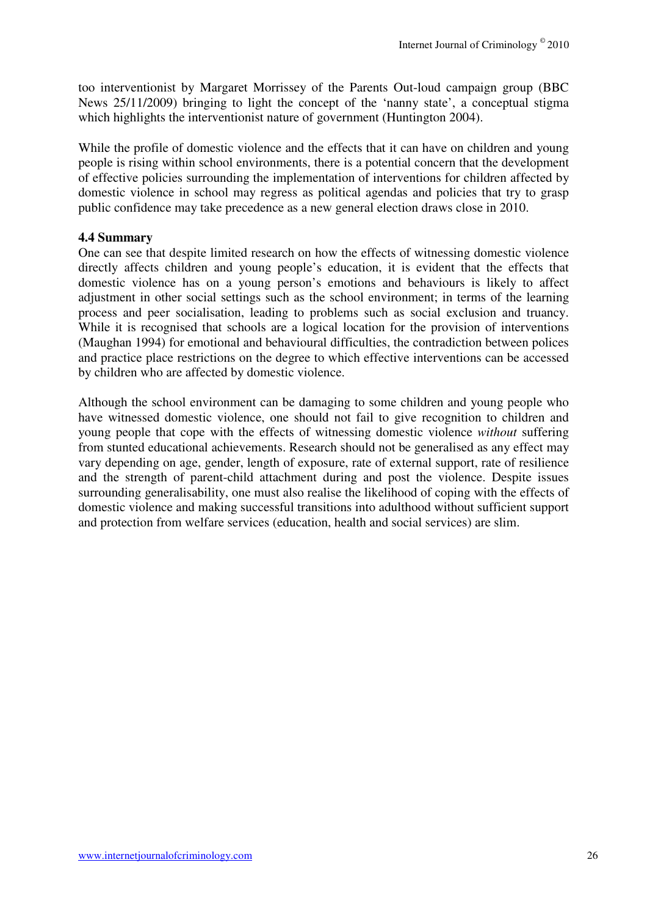too interventionist by Margaret Morrissey of the Parents Out-loud campaign group (BBC News 25/11/2009) bringing to light the concept of the 'nanny state', a conceptual stigma which highlights the interventionist nature of government (Huntington 2004).

While the profile of domestic violence and the effects that it can have on children and young people is rising within school environments, there is a potential concern that the development of effective policies surrounding the implementation of interventions for children affected by domestic violence in school may regress as political agendas and policies that try to grasp public confidence may take precedence as a new general election draws close in 2010.

**4.4 Summary**

One can see that despite limited research on how the effects of witnessing domestic violence directly affects children and young people's education, it is evident that the effects that domestic violence has on a young person's emotions and behaviours is likely to affect adjustment in other social settings such as the school environment; in terms of the learning process and peer socialisation, leading to problems such as social exclusion and truancy. While it is recognised that schools are a logical location for the provision of interventions (Maughan 1994) for emotional and behavioural difficulties, the contradiction between polices and practice place restrictions on the degree to which effective interventions can be accessed by children who are affected by domestic violence.

Although the school environment can be damaging to some children and young people who have witnessed domestic violence, one should not fail to give recognition to children and young people that cope with the effects of witnessing domestic violence *without* suffering from stunted educational achievements. Research should not be generalised as any effect may vary depending on age, gender, length of exposure, rate of external support, rate of resilience and the strength of parent-child attachment during and post the violence. Despite issues surrounding generalisability, one must also realise the likelihood of coping with the effects of domestic violence and making successful transitions into adulthood without sufficient support and protection from welfare services (education, health and social services) are slim.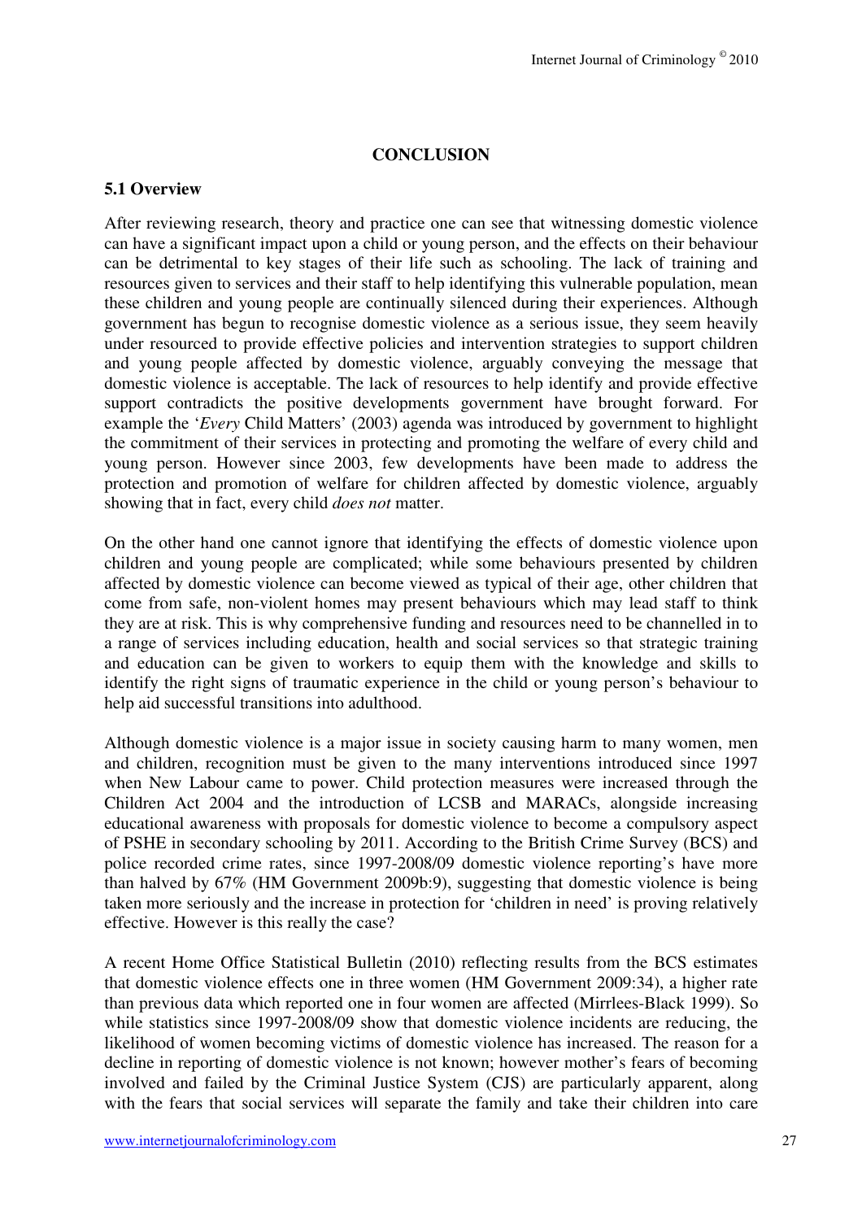# CONCLUSION

## 5.1 Overview

After reviewing research, theory and practice one can see that witnessing domestic violence can have a significant impact upon a child or young person, and the effects on their behaviour can be detrimental to key stages of their life such as schooling. The lack of training and resources given to services and their staff to help identifying this vulnerable population, mean these children and young people are continually silenced during their experiences. Although government has begun to recognise domestic violence as a serious issue, they seem heavily under resourced to provide effective policies and intervention strategies to support children and young people affected by domestic violence, arguably conveying the message that domestic violence is acceptable. The lack of resources to help identify and provide effective support contradicts the positive developments government have brought forward. For example the '*Every* Child Matters' (2003) agenda was introduced by government to highlight the commitment of their services in protecting and promoting the welfare of every child and young person. However since 2003, few developments have been made to address the protection and promotion of welfare for children affected by domestic violence, arguably showing that in fact, every child *does not* matter.

On the other hand one cannot ignore that identifying the effects of domestic violence upon children and young people are complicated; while some behaviours presented by children affected by domestic violence can become viewed as typical of their age, other children that come from safe, non-violent homes may present behaviours which may lead staff to think they are at risk. This is why comprehensive funding and resources need to be channelled in to a range of services including education, health and social services so that strategic training and education can be given to workers to equip them with the knowledge and skills to identify the right signs of traumatic experience in the child or young person's behaviour to help aid successful transitions into adulthood.

Although domestic violence is a major issue in society causing harm to many women, men and children, recognition must be given to the many interventions introduced since 1997 when New Labour came to power. Child protection measures were increased through the Children Act 2004 and the introduction of LCSB and MARACs, alongside increasing educational awareness with proposals for domestic violence to become a compulsory aspect of PSHE in secondary schooling by 2011. According to the British Crime Survey (BCS) and police recorded crime rates, since 1997-2008/09 domestic violence reporting's have more than halved by 67% (HM Government 2009b:9), suggesting that domestic violence is being taken more seriously and the increase in protection for 'children in need' is proving relatively effective. However is this really the case?

A recent Home Office Statistical Bulletin (2010) reflecting results from the BCS estimates that domestic violence effects one in three women (HM Government 2009:34), a higher rate than previous data which reported one in four women are affected (Mirrlees-Black 1999). So while statistics since 1997-2008/09 show that domestic violence incidents are reducing, the likelihood of women becoming victims of domestic violence has increased. The reason for a decline in reporting of domestic violence is not known; however mother's fears of becoming involved and failed by the Criminal Justice System (CJS) are particularly apparent, along with the fears that social services will separate the family and take their children into care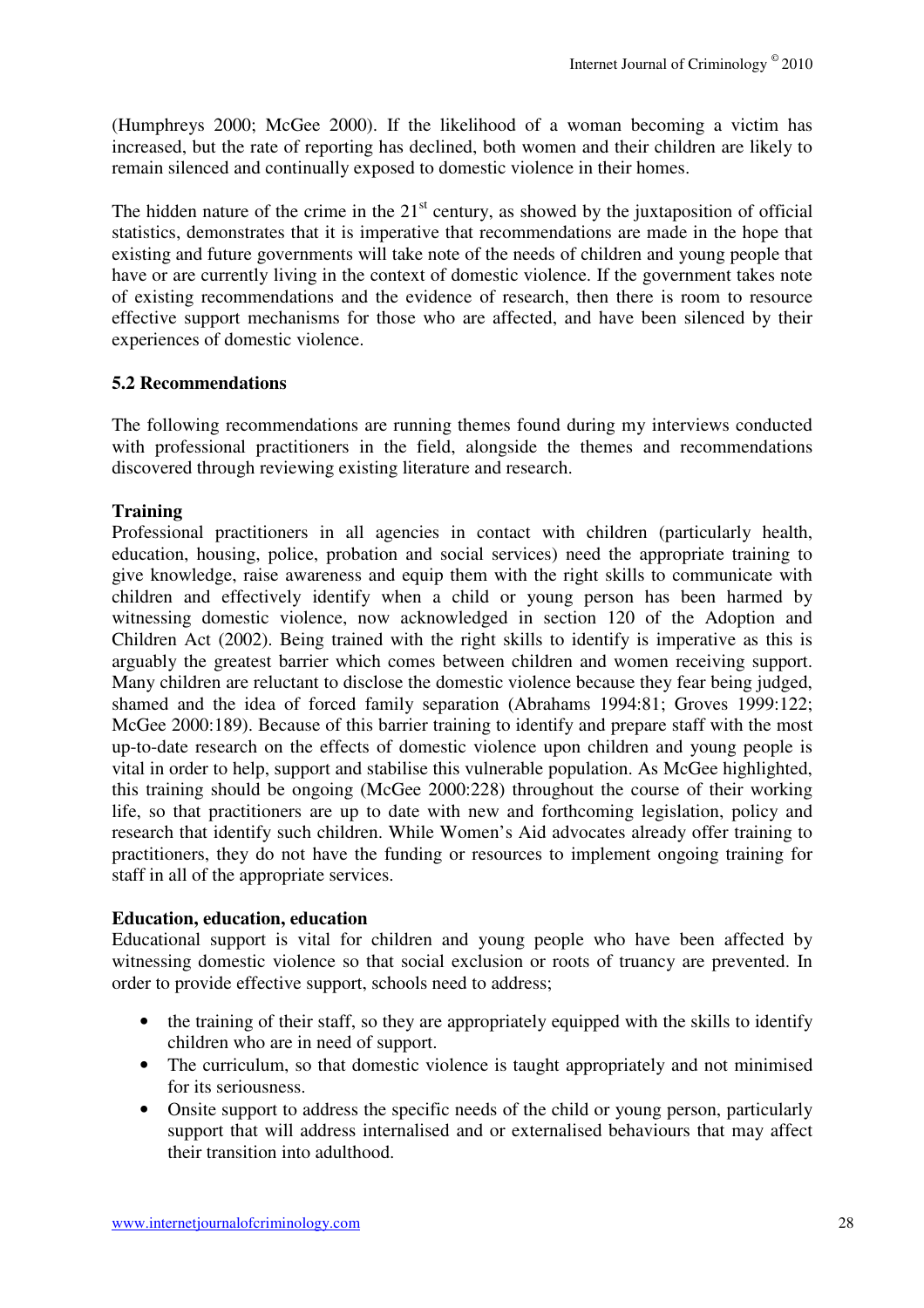(Humphreys 2000; McGee 2000). If the likelihood of a woman becoming a victim has increased, but the rate of reporting has declined, both women and their children are likely to remain silenced and continually exposed to domestic violence in their homes.

The hidden nature of the crime in the 21st century, as showed by the juxtaposition of official statistics, demonstrates that it is imperative that recommendations are made in the hope that existing and future governments will take note of the needs of children and young people that have or are currently living in the context of domestic violence. If the government takes note of existing recommendations and the evidence of research, then there is room to resource effective support mechanisms for those who are affected, and have been silenced by their experiences of domestic violence.

### 5.2 Recommendations

The following recommendations are running themes found during my interviews conducted with professional practitioners in the field, alongside the themes and recommendations discovered through reviewing existing literature and research.

**Training**

Professional practitioners in all agencies in contact with children (particularly health, education, housing, police, probation and social services) need the appropriate training to give knowledge, raise awareness and equip them with the right skills to communicate with children and effectively identify when a child or young person has been harmed by witnessing domestic violence, now acknowledged in section 120 of the Adoption and Children Act (2002). Being trained with the right skills to identify is imperative as this is arguably the greatest barrier which comes between children and women receiving support. Many children are reluctant to disclose the domestic violence because they fear being judged, shamed and the idea of forced family separation (Abrahams 1994:81; Groves 1999:122; McGee 2000:189). Because of this barrier training to identify and prepare staff with the most up-to-date research on the effects of domestic violence upon children and young people is vital in order to help, support and stabilise this vulnerable population. As McGee highlighted, this training should be ongoing (McGee 2000:228) throughout the course of their working life, so that practitioners are up to date with new and forthcoming legislation, policy and research that identify such children. While Women's Aid advocates already offer training to practitioners, they do not have the funding or resources to implement ongoing training for staff in all of the appropriate services.

**Education, education, education**

Educational support is vital for children and young people who have been affected by witnessing domestic violence so that social exclusion or roots of truancy are prevented. In order to provide effective support, schools need to address;

- the training of their staff, so they are appropriately equipped with the skills to identify children who are in need of support.
- The curriculum, so that domestic violence is taught appropriately and not minimised for its seriousness.
- Onsite support to address the specific needs of the child or young person, particularly support that will address internalised and or externalised behaviours that may affect their transition into adulthood.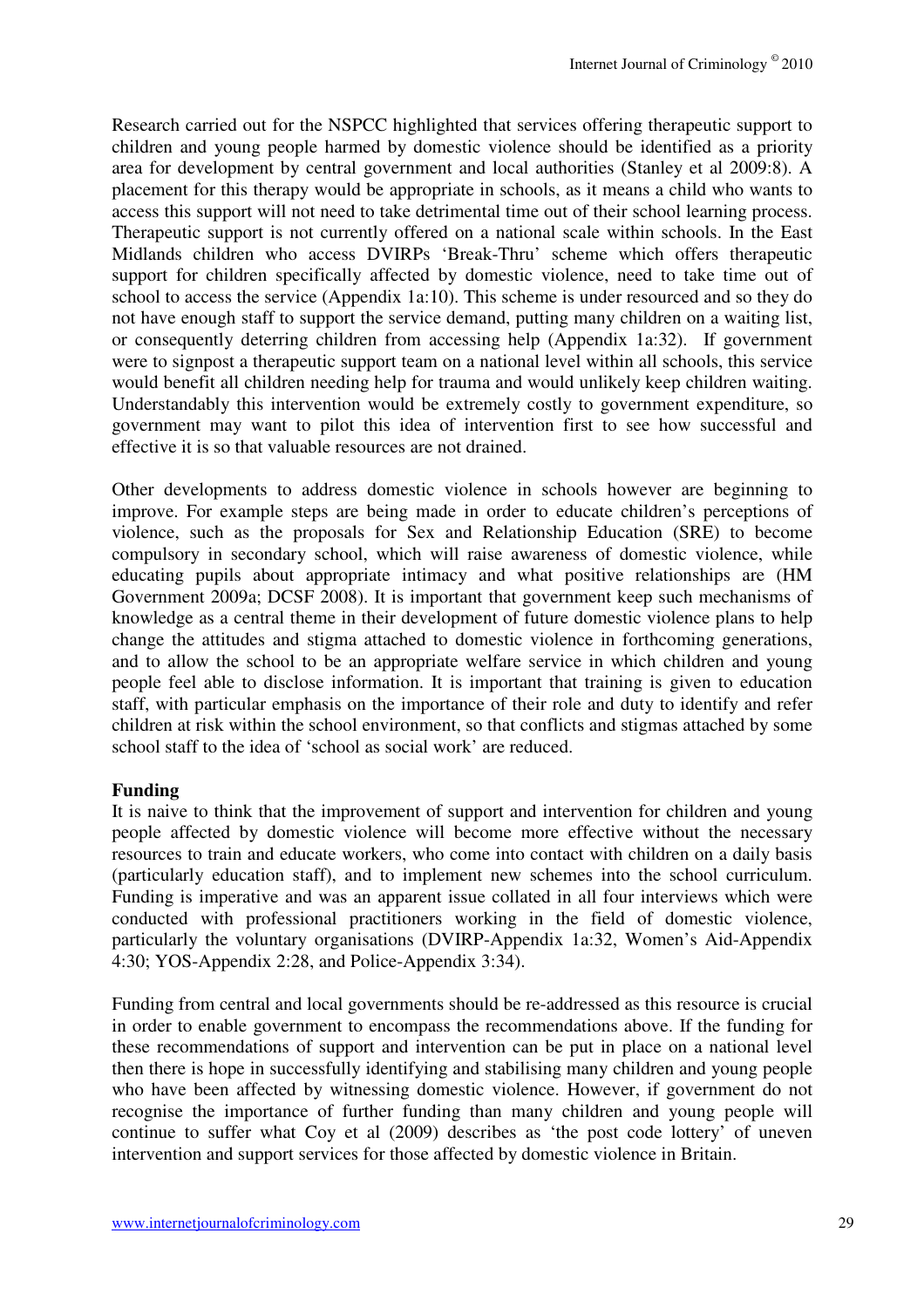Research carried out for the NSPCC highlighted that services offering therapeutic support to children and young people harmed by domestic violence should be identified as a priority area for development by central government and local authorities (Stanley et al 2009:8). A placement for this therapy would be appropriate in schools, as it means a child who wants to access this support will not need to take detrimental time out of their school learning process. Therapeutic support is not currently offered on a national scale within schools. In the East Midlands children who access DVIRPs 'Break-Thru' scheme which offers therapeutic support for children specifically affected by domestic violence, need to take time out of school to access the service (Appendix 1a:10). This scheme is under resourced and so they do not have enough staff to support the service demand, putting many children on a waiting list, or consequently deterring children from accessing help (Appendix 1a:32). If government were to signpost a therapeutic support team on a national level within all schools, this service would benefit all children needing help for trauma and would unlikely keep children waiting. Understandably this intervention would be extremely costly to government expenditure, so government may want to pilot this idea of intervention first to see how successful and effective it is so that valuable resources are not drained.

Other developments to address domestic violence in schools however are beginning to improve. For example steps are being made in order to educate children's perceptions of violence, such as the proposals for Sex and Relationship Education (SRE) to become compulsory in secondary school, which will raise awareness of domestic violence, while educating pupils about appropriate intimacy and what positive relationships are (HM Government 2009a; DCSF 2008). It is important that government keep such mechanisms of knowledge as a central theme in their development of future domestic violence plans to help change the attitudes and stigma attached to domestic violence in forthcoming generations, and to allow the school to be an appropriate welfare service in which children and young people feel able to disclose information. It is important that training is given to education staff, with particular emphasis on the importance of their role and duty to identify and refer children at risk within the school environment, so that conflicts and stigmas attached by some school staff to the idea of 'school as social work' are reduced.

**Funding**

It is naive to think that the improvement of support and intervention for children and young people affected by domestic violence will become more effective without the necessary resources to train and educate workers, who come into contact with children on a daily basis (particularly education staff), and to implement new schemes into the school curriculum. Funding is imperative and was an apparent issue collated in all four interviews which were conducted with professional practitioners working in the field of domestic violence, particularly the voluntary organisations (DVIRP-Appendix 1a:32, Women's Aid-Appendix 4:30; YOS-Appendix 2:28, and Police-Appendix 3:34).

Funding from central and local governments should be re-addressed as this resource is crucial in order to enable government to encompass the recommendations above. If the funding for these recommendations of support and intervention can be put in place on a national level then there is hope in successfully identifying and stabilising many children and young people who have been affected by witnessing domestic violence. However, if government do not recognise the importance of further funding than many children and young people will continue to suffer what Coy et al (2009) describes as 'the post code lottery' of uneven intervention and support services for those affected by domestic violence in Britain.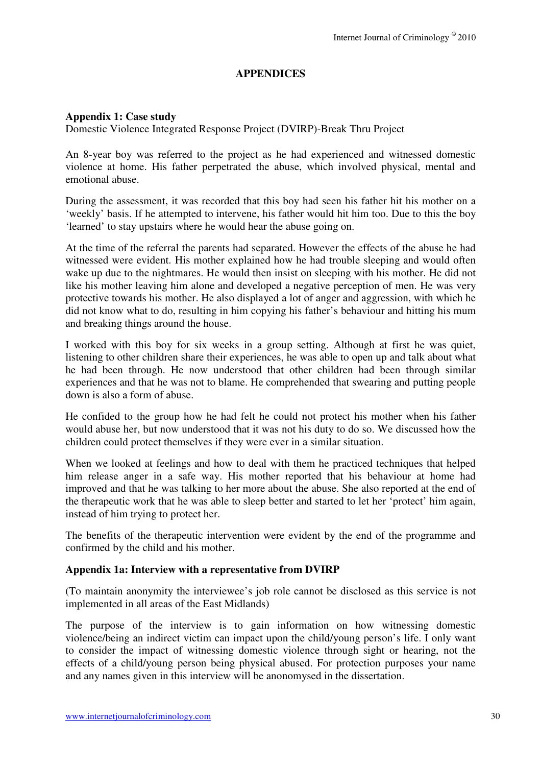# APPENDICES

**Appendix 1: Case study**

Domestic Violence Integrated Response Project (DVIRP)-Break Thru Project

An 8-year boy was referred to the project as he had experienced and witnessed domestic violence at home. His father perpetrated the abuse, which involved physical, mental and emotional abuse.

During the assessment, it was recorded that this boy had seen his father hit his mother on a 'weekly' basis. If he attempted to intervene, his father would hit him too. Due to this the boy 'learned' to stay upstairs where he would hear the abuse going on.

At the time of the referral the parents had separated. However the effects of the abuse he had witnessed were evident. His mother explained how he had trouble sleeping and would often wake up due to the nightmares. He would then insist on sleeping with his mother. He did not like his mother leaving him alone and developed a negative perception of men. He was very protective towards his mother. He also displayed a lot of anger and aggression, with which he did not know what to do, resulting in him copying his father's behaviour and hitting his mum and breaking things around the house.

I worked with this boy for six weeks in a group setting. Although at first he was quiet, listening to other children share their experiences, he was able to open up and talk about what he had been through. He now understood that other children had been through similar experiences and that he was not to blame. He comprehended that swearing and putting people down is also a form of abuse.

He confided to the group how he had felt he could not protect his mother when his father would abuse her, but now understood that it was not his duty to do so. We discussed how the children could protect themselves if they were ever in a similar situation.

When we looked at feelings and how to deal with them he practiced techniques that helped him release anger in a safe way. His mother reported that his behaviour at home had improved and that he was talking to her more about the abuse. She also reported at the end of the therapeutic work that he was able to sleep better and started to let her 'protect' him again, instead of him trying to protect her.

The benefits of the therapeutic intervention were evident by the end of the programme and confirmed by the child and his mother.

**Appendix 1a: Interview with a representative from DVIRP**

(To maintain anonymity the interviewee's job role cannot be disclosed as this service is not implemented in all areas of the East Midlands)

The purpose of the interview is to gain information on how witnessing domestic violence/being an indirect victim can impact upon the child/young person's life. I only want to consider the impact of witnessing domestic violence through sight or hearing, not the effects of a child/young person being physical abused. For protection purposes your name and any names given in this interview will be anonomysed in the dissertation.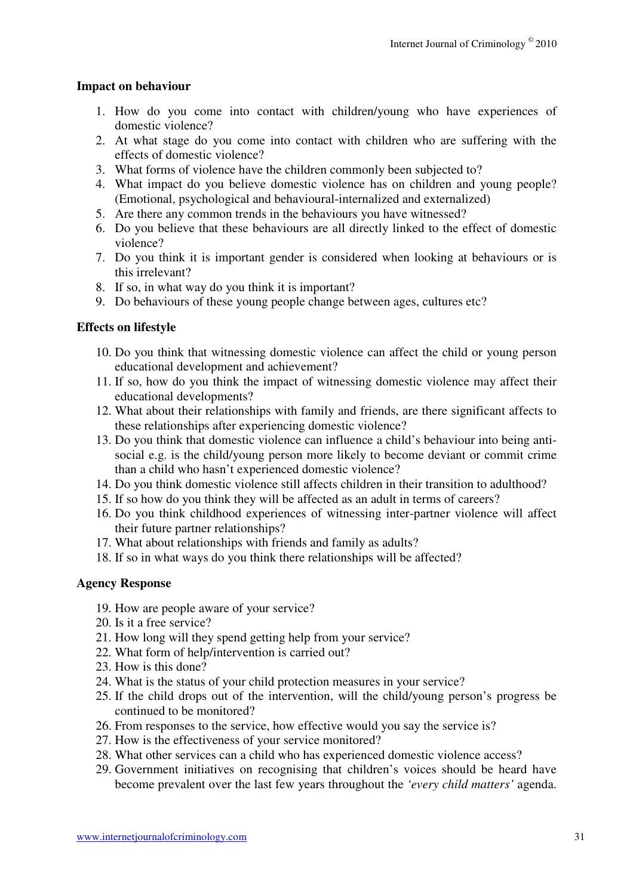**Impact on behaviour**

1. How do you come into contact with children/young who have experiences of domestic violence?
2. At what stage do you come into contact with children who are suffering with the effects of domestic violence?
3. What forms of violence have the children commonly been subjected to?
4. What impact do you believe domestic violence has on children and young people? (Emotional, psychological and behavioural-internalized and externalized)
5. Are there any common trends in the behaviours you have witnessed?
6. Do you believe that these behaviours are all directly linked to the effect of domestic violence?
7. Do you think it is important gender is considered when looking at behaviours or is this irrelevant?
8. If so, in what way do you think it is important?
9. Do behaviours of these young people change between ages, cultures etc?

**Effects on lifestyle**

10. Do you think that witnessing domestic violence can affect the child or young person educational development and achievement?
11. If so, how do you think the impact of witnessing domestic violence may affect their educational developments?
12. What about their relationships with family and friends, are there significant affects to these relationships after experiencing domestic violence?
13. Do you think that domestic violence can influence a child's behaviour into being anti-social e.g. is the child/young person more likely to become deviant or commit crime than a child who hasn't experienced domestic violence?
14. Do you think domestic violence still affects children in their transition to adulthood?
15. If so how do you think they will be affected as an adult in terms of careers?
16. Do you think childhood experiences of witnessing inter-partner violence will affect their future partner relationships?
17. What about relationships with friends and family as adults?
18. If so in what ways do you think there relationships will be affected?

**Agency Response**

19. How are people aware of your service?
20. Is it a free service?
21. How long will they spend getting help from your service?
22. What form of help/intervention is carried out?
23. How is this done?
24. What is the status of your child protection measures in your service?
25. If the child drops out of the intervention, will the child/young person's progress be continued to be monitored?
26. From responses to the service, how effective would you say the service is?
27. How is the effectiveness of your service monitored?
28. What other services can a child who has experienced domestic violence access?
29. Government initiatives on recognising that children's voices should be heard have become prevalent over the last few years throughout the *'every child matters'* agenda.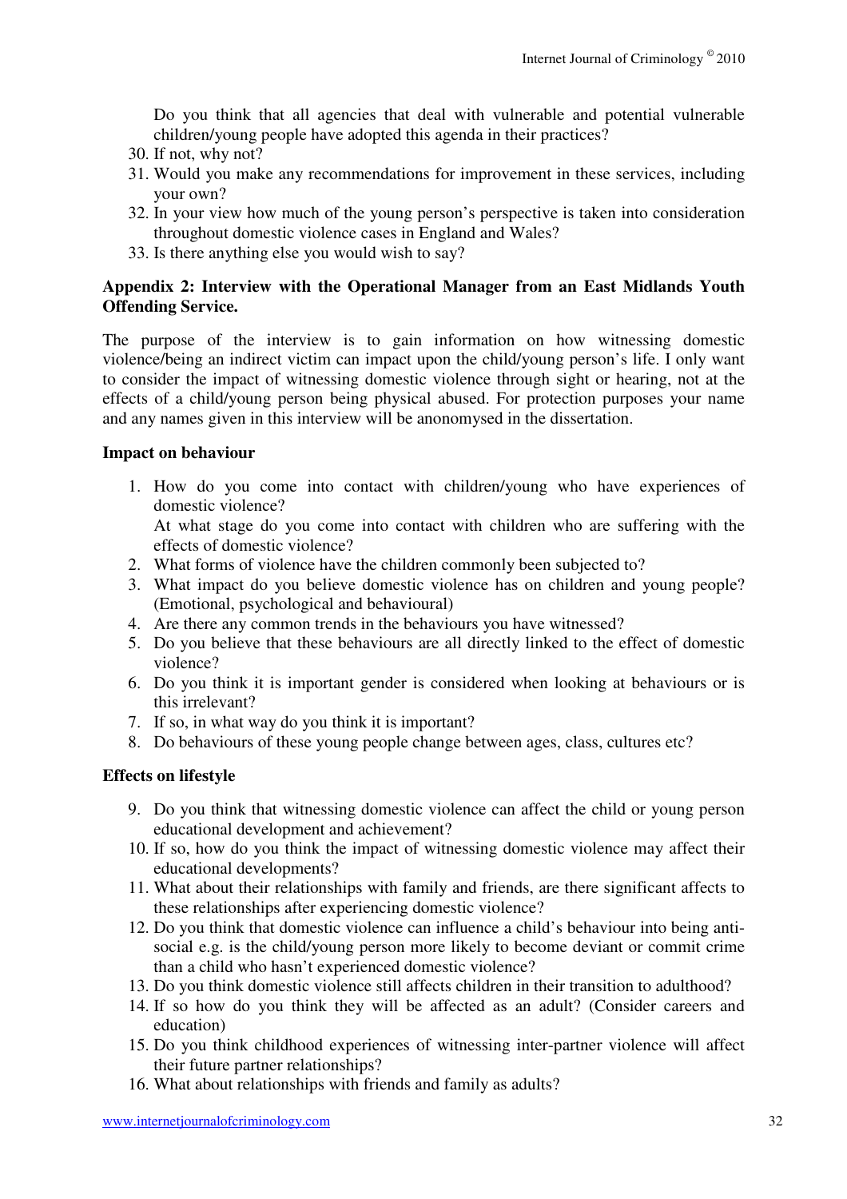Do you think that all agencies that deal with vulnerable and potential vulnerable children/young people have adopted this agenda in their practices?

30. If not, why not?
31. Would you make any recommendations for improvement in these services, including your own?
32. In your view how much of the young person's perspective is taken into consideration throughout domestic violence cases in England and Wales?
33. Is there anything else you would wish to say?

**Appendix 2: Interview with the Operational Manager from an East Midlands Youth Offending Service.**

The purpose of the interview is to gain information on how witnessing domestic violence/being an indirect victim can impact upon the child/young person's life. I only want to consider the impact of witnessing domestic violence through sight or hearing, not at the effects of a child/young person being physical abused. For protection purposes your name and any names given in this interview will be anonomysed in the dissertation.

**Impact on behaviour**

1. How do you come into contact with children/young who have experiences of domestic violence?
   At what stage do you come into contact with children who are suffering with the effects of domestic violence?
2. What forms of violence have the children commonly been subjected to?
3. What impact do you believe domestic violence has on children and young people? (Emotional, psychological and behavioural)
4. Are there any common trends in the behaviours you have witnessed?
5. Do you believe that these behaviours are all directly linked to the effect of domestic violence?
6. Do you think it is important gender is considered when looking at behaviours or is this irrelevant?
7. If so, in what way do you think it is important?
8. Do behaviours of these young people change between ages, class, cultures etc?

**Effects on lifestyle**

9. Do you think that witnessing domestic violence can affect the child or young person educational development and achievement?
10. If so, how do you think the impact of witnessing domestic violence may affect their educational developments?
11. What about their relationships with family and friends, are there significant affects to these relationships after experiencing domestic violence?
12. Do you think that domestic violence can influence a child's behaviour into being anti-social e.g. is the child/young person more likely to become deviant or commit crime than a child who hasn't experienced domestic violence?
13. Do you think domestic violence still affects children in their transition to adulthood?
14. If so how do you think they will be affected as an adult? (Consider careers and education)
15. Do you think childhood experiences of witnessing inter-partner violence will affect their future partner relationships?
16. What about relationships with friends and family as adults?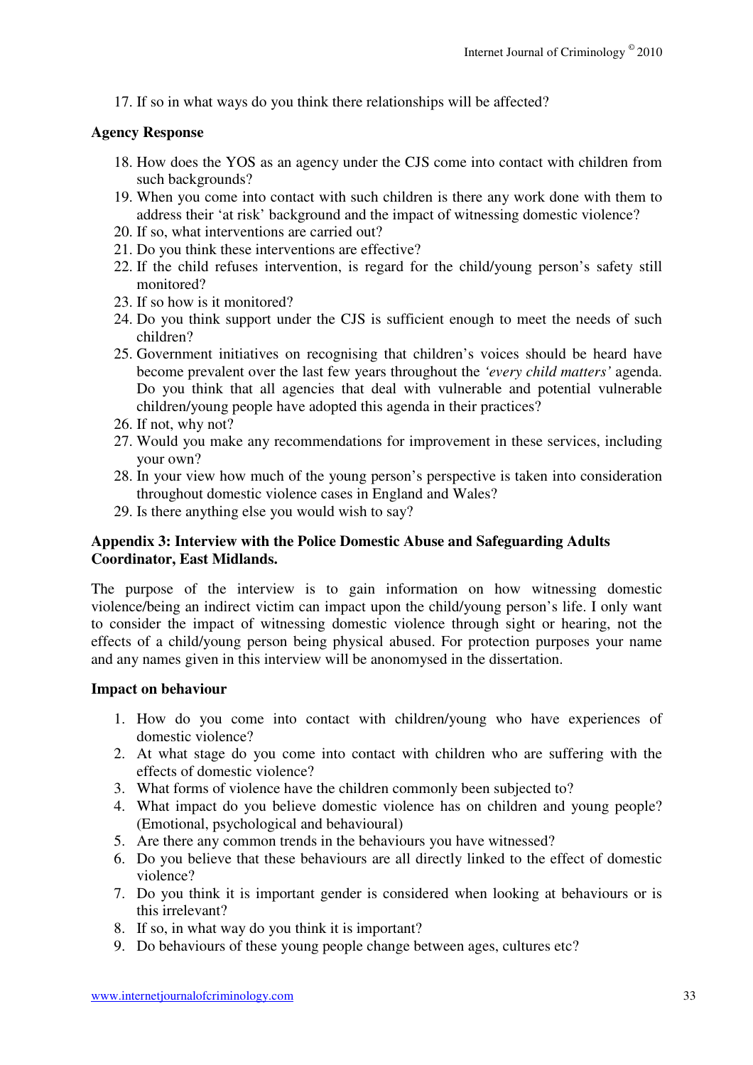17. If so in what ways do you think there relationships will be affected?

**Agency Response**

18. How does the YOS as an agency under the CJS come into contact with children from such backgrounds?
19. When you come into contact with such children is there any work done with them to address their 'at risk' background and the impact of witnessing domestic violence?
20. If so, what interventions are carried out?
21. Do you think these interventions are effective?
22. If the child refuses intervention, is regard for the child/young person's safety still monitored?
23. If so how is it monitored?
24. Do you think support under the CJS is sufficient enough to meet the needs of such children?
25. Government initiatives on recognising that children's voices should be heard have become prevalent over the last few years throughout the *'every child matters'* agenda. Do you think that all agencies that deal with vulnerable and potential vulnerable children/young people have adopted this agenda in their practices?
26. If not, why not?
27. Would you make any recommendations for improvement in these services, including your own?
28. In your view how much of the young person's perspective is taken into consideration throughout domestic violence cases in England and Wales?
29. Is there anything else you would wish to say?

**Appendix 3: Interview with the Police Domestic Abuse and Safeguarding Adults Coordinator, East Midlands.**

The purpose of the interview is to gain information on how witnessing domestic violence/being an indirect victim can impact upon the child/young person's life. I only want to consider the impact of witnessing domestic violence through sight or hearing, not the effects of a child/young person being physical abused. For protection purposes your name and any names given in this interview will be anonomysed in the dissertation.

**Impact on behaviour**

1. How do you come into contact with children/young who have experiences of domestic violence?
2. At what stage do you come into contact with children who are suffering with the effects of domestic violence?
3. What forms of violence have the children commonly been subjected to?
4. What impact do you believe domestic violence has on children and young people? (Emotional, psychological and behavioural)
5. Are there any common trends in the behaviours you have witnessed?
6. Do you believe that these behaviours are all directly linked to the effect of domestic violence?
7. Do you think it is important gender is considered when looking at behaviours or is this irrelevant?
8. If so, in what way do you think it is important?
9. Do behaviours of these young people change between ages, cultures etc?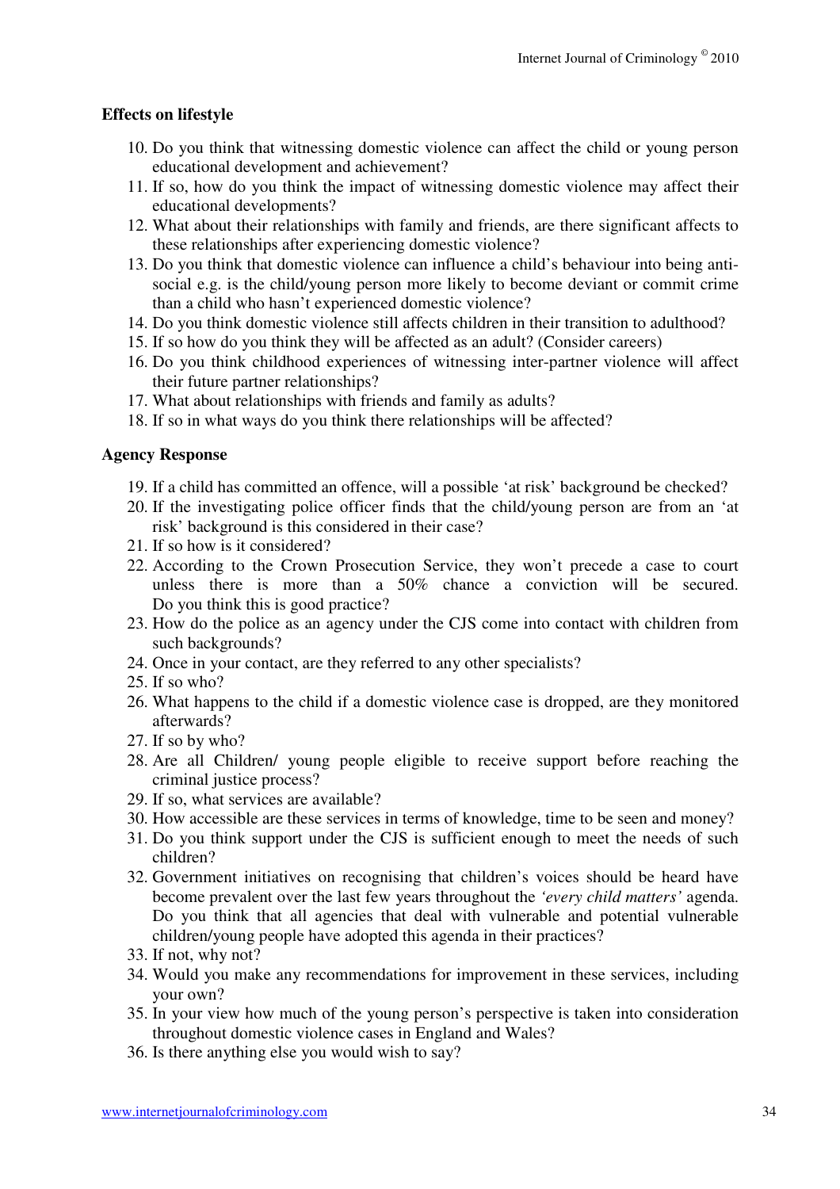**Effects on lifestyle**

10. Do you think that witnessing domestic violence can affect the child or young person educational development and achievement?
11. If so, how do you think the impact of witnessing domestic violence may affect their educational developments?
12. What about their relationships with family and friends, are there significant affects to these relationships after experiencing domestic violence?
13. Do you think that domestic violence can influence a child's behaviour into being anti-social e.g. is the child/young person more likely to become deviant or commit crime than a child who hasn't experienced domestic violence?
14. Do you think domestic violence still affects children in their transition to adulthood?
15. If so how do you think they will be affected as an adult? (Consider careers)
16. Do you think childhood experiences of witnessing inter-partner violence will affect their future partner relationships?
17. What about relationships with friends and family as adults?
18. If so in what ways do you think there relationships will be affected?

**Agency Response**

19. If a child has committed an offence, will a possible 'at risk' background be checked?
20. If the investigating police officer finds that the child/young person are from an 'at risk' background is this considered in their case?
21. If so how is it considered?
22. According to the Crown Prosecution Service, they won't precede a case to court unless there is more than a 50% chance a conviction will be secured. Do you think this is good practice?
23. How do the police as an agency under the CJS come into contact with children from such backgrounds?
24. Once in your contact, are they referred to any other specialists?
25. If so who?
26. What happens to the child if a domestic violence case is dropped, are they monitored afterwards?
27. If so by who?
28. Are all Children/ young people eligible to receive support before reaching the criminal justice process?
29. If so, what services are available?
30. How accessible are these services in terms of knowledge, time to be seen and money?
31. Do you think support under the CJS is sufficient enough to meet the needs of such children?
32. Government initiatives on recognising that children's voices should be heard have become prevalent over the last few years throughout the *'every child matters'* agenda. Do you think that all agencies that deal with vulnerable and potential vulnerable children/young people have adopted this agenda in their practices?
33. If not, why not?
34. Would you make any recommendations for improvement in these services, including your own?
35. In your view how much of the young person's perspective is taken into consideration throughout domestic violence cases in England and Wales?
36. Is there anything else you would wish to say?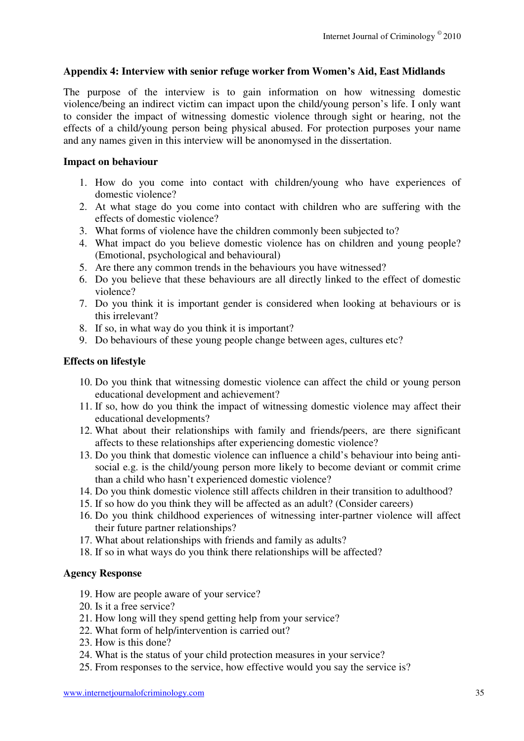## Appendix 4: Interview with senior refuge worker from Women's Aid, East Midlands

The purpose of the interview is to gain information on how witnessing domestic violence/being an indirect victim can impact upon the child/young person's life. I only want to consider the impact of witnessing domestic violence through sight or hearing, not the effects of a child/young person being physical abused. For protection purposes your name and any names given in this interview will be anonomysed in the dissertation.

### Impact on behaviour

1. How do you come into contact with children/young who have experiences of domestic violence?
2. At what stage do you come into contact with children who are suffering with the effects of domestic violence?
3. What forms of violence have the children commonly been subjected to?
4. What impact do you believe domestic violence has on children and young people? (Emotional, psychological and behavioural)
5. Are there any common trends in the behaviours you have witnessed?
6. Do you believe that these behaviours are all directly linked to the effect of domestic violence?
7. Do you think it is important gender is considered when looking at behaviours or is this irrelevant?
8. If so, in what way do you think it is important?
9. Do behaviours of these young people change between ages, cultures etc?

### Effects on lifestyle

10. Do you think that witnessing domestic violence can affect the child or young person educational development and achievement?
11. If so, how do you think the impact of witnessing domestic violence may affect their educational developments?
12. What about their relationships with family and friends/peers, are there significant affects to these relationships after experiencing domestic violence?
13. Do you think that domestic violence can influence a child's behaviour into being anti-social e.g. is the child/young person more likely to become deviant or commit crime than a child who hasn't experienced domestic violence?
14. Do you think domestic violence still affects children in their transition to adulthood?
15. If so how do you think they will be affected as an adult? (Consider careers)
16. Do you think childhood experiences of witnessing inter-partner violence will affect their future partner relationships?
17. What about relationships with friends and family as adults?
18. If so in what ways do you think there relationships will be affected?

### Agency Response

19. How are people aware of your service?
20. Is it a free service?
21. How long will they spend getting help from your service?
22. What form of help/intervention is carried out?
23. How is this done?
24. What is the status of your child protection measures in your service?
25. From responses to the service, how effective would you say the service is?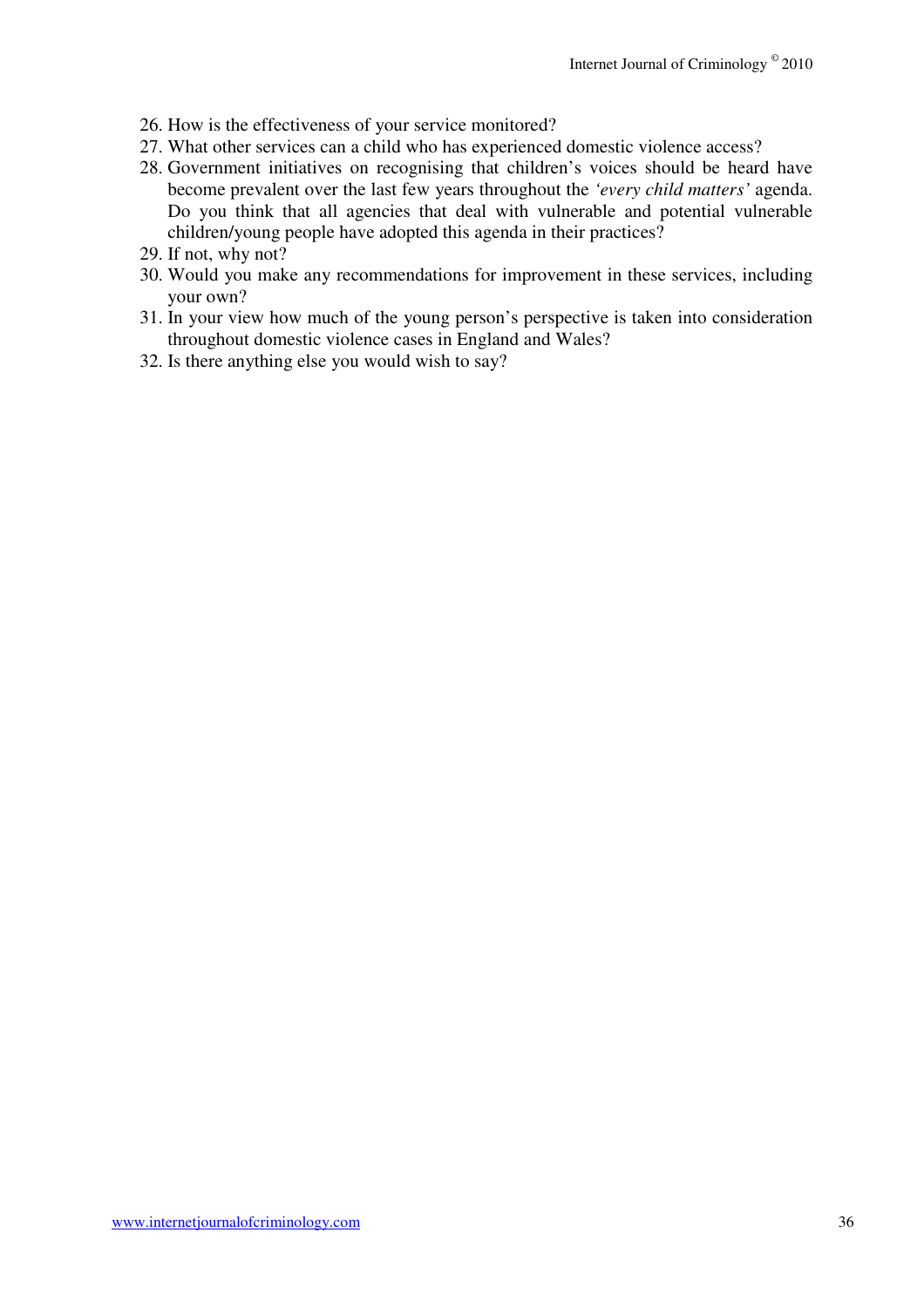26. How is the effectiveness of your service monitored?
27. What other services can a child who has experienced domestic violence access?
28. Government initiatives on recognising that children's voices should be heard have become prevalent over the last few years throughout the *'every child matters'* agenda. Do you think that all agencies that deal with vulnerable and potential vulnerable children/young people have adopted this agenda in their practices?
29. If not, why not?
30. Would you make any recommendations for improvement in these services, including your own?
31. In your view how much of the young person's perspective is taken into consideration throughout domestic violence cases in England and Wales?
32. Is there anything else you would wish to say?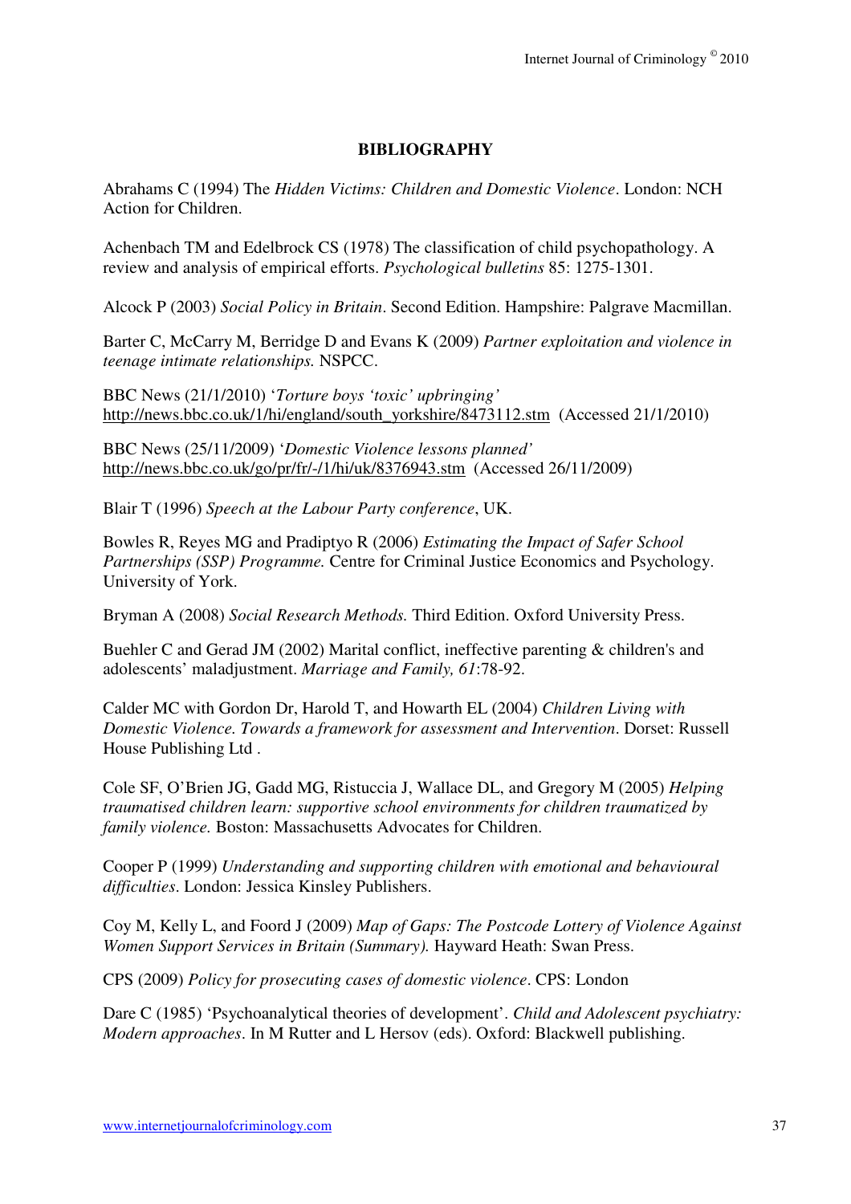**BIBLIOGRAPHY**

Abrahams C (1994) The *Hidden Victims: Children and Domestic Violence*. London: NCH Action for Children.

Achenbach TM and Edelbrock CS (1978) The classification of child psychopathology. A review and analysis of empirical efforts. *Psychological bulletins* 85: 1275-1301.

Alcock P (2003) *Social Policy in Britain*. Second Edition. Hampshire: Palgrave Macmillan.

Barter C, McCarry M, Berridge D and Evans K (2009) *Partner exploitation and violence in teenage intimate relationships.* NSPCC.

BBC News (21/1/2010) '*Torture boys 'toxic' upbringing'* http://news.bbc.co.uk/1/hi/england/south_yorkshire/8473112.stm (Accessed 21/1/2010)

BBC News (25/11/2009) '*Domestic Violence lessons planned'* http://news.bbc.co.uk/go/pr/fr/-/1/hi/uk/8376943.stm (Accessed 26/11/2009)

Blair T (1996) *Speech at the Labour Party conference*, UK.

Bowles R, Reyes MG and Pradiptyo R (2006) *Estimating the Impact of Safer School Partnerships (SSP) Programme.* Centre for Criminal Justice Economics and Psychology. University of York.

Bryman A (2008) *Social Research Methods.* Third Edition. Oxford University Press.

Buehler C and Gerad JM (2002) Marital conflict, ineffective parenting & children's and adolescents' maladjustment. *Marriage and Family, 61*:78-92.

Calder MC with Gordon Dr, Harold T, and Howarth EL (2004) *Children Living with Domestic Violence. Towards a framework for assessment and Intervention*. Dorset: Russell House Publishing Ltd .

Cole SF, O'Brien JG, Gadd MG, Ristuccia J, Wallace DL, and Gregory M (2005) *Helping traumatised children learn: supportive school environments for children traumatized by family violence.* Boston: Massachusetts Advocates for Children.

Cooper P (1999) *Understanding and supporting children with emotional and behavioural difficulties*. London: Jessica Kinsley Publishers.

Coy M, Kelly L, and Foord J (2009) *Map of Gaps: The Postcode Lottery of Violence Against Women Support Services in Britain (Summary).* Hayward Heath: Swan Press.

CPS (2009) *Policy for prosecuting cases of domestic violence*. CPS: London

Dare C (1985) 'Psychoanalytical theories of development'. *Child and Adolescent psychiatry: Modern approaches*. In M Rutter and L Hersov (eds). Oxford: Blackwell publishing.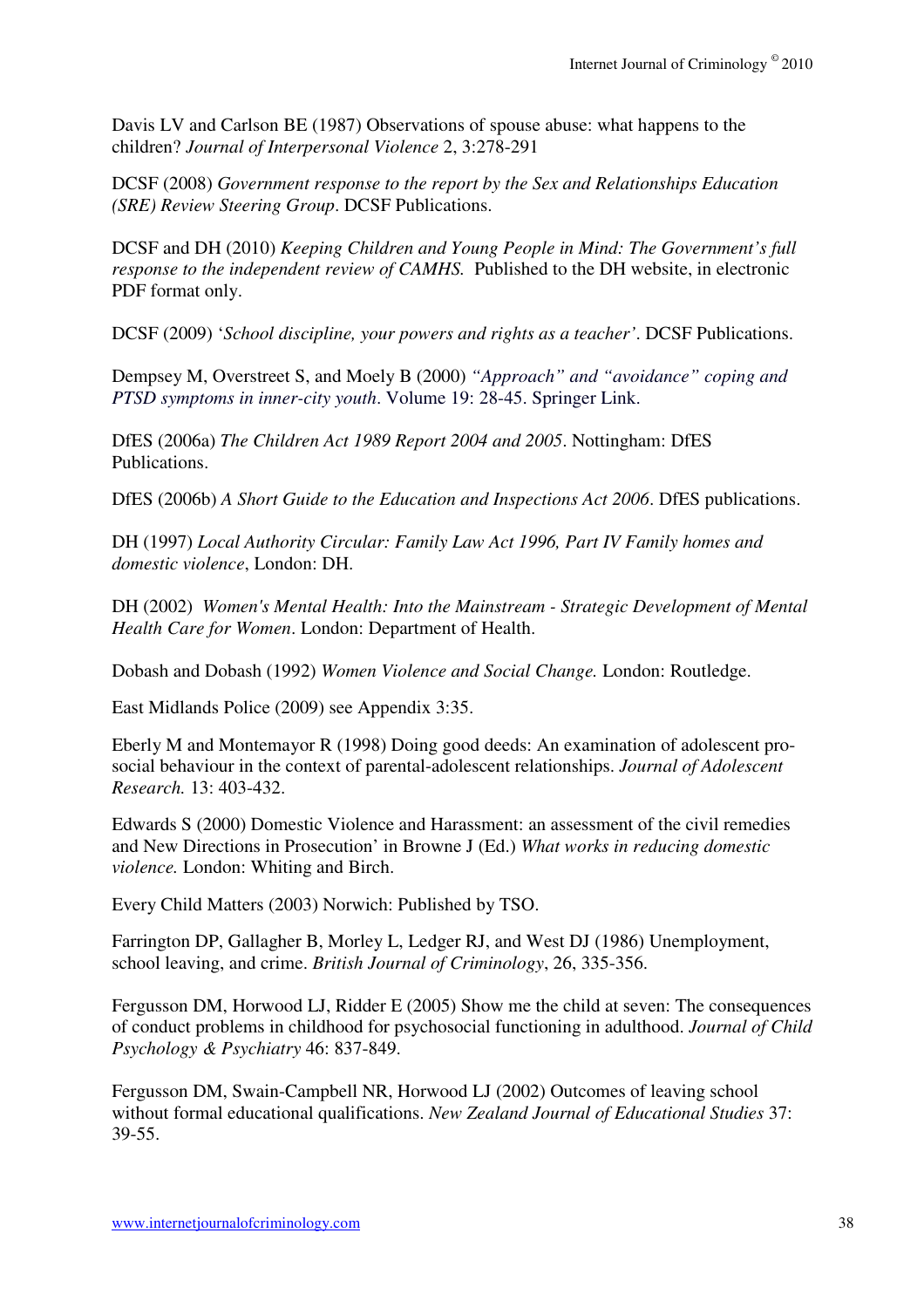Davis LV and Carlson BE (1987) Observations of spouse abuse: what happens to the children? *Journal of Interpersonal Violence* 2, 3:278-291

DCSF (2008) *Government response to the report by the Sex and Relationships Education (SRE) Review Steering Group*. DCSF Publications.

DCSF and DH (2010) *Keeping Children and Young People in Mind: The Government's full response to the independent review of CAMHS.* Published to the DH website, in electronic PDF format only.

DCSF (2009) '*School discipline, your powers and rights as a teacher'*. DCSF Publications.

Dempsey M, Overstreet S, and Moely B (2000) *"Approach" and "avoidance" coping and PTSD symptoms in inner-city youth*. Volume 19: 28-45. Springer Link.

DfES (2006a) *The Children Act 1989 Report 2004 and 2005*. Nottingham: DfES Publications.

DfES (2006b) *A Short Guide to the Education and Inspections Act 2006*. DfES publications.

DH (1997) *Local Authority Circular: Family Law Act 1996, Part IV Family homes and domestic violence*, London: DH.

DH (2002) *Women's Mental Health: Into the Mainstream - Strategic Development of Mental Health Care for Women*. London: Department of Health.

Dobash and Dobash (1992) *Women Violence and Social Change.* London: Routledge.

East Midlands Police (2009) see Appendix 3:35.

Eberly M and Montemayor R (1998) Doing good deeds: An examination of adolescent pro-social behaviour in the context of parental-adolescent relationships. *Journal of Adolescent Research.* 13: 403-432.

Edwards S (2000) Domestic Violence and Harassment: an assessment of the civil remedies and New Directions in Prosecution' in Browne J (Ed.) *What works in reducing domestic violence.* London: Whiting and Birch.

Every Child Matters (2003) Norwich: Published by TSO.

Farrington DP, Gallagher B, Morley L, Ledger RJ, and West DJ (1986) Unemployment, school leaving, and crime. *British Journal of Criminology*, 26, 335-356.

Fergusson DM, Horwood LJ, Ridder E (2005) Show me the child at seven: The consequences of conduct problems in childhood for psychosocial functioning in adulthood. *Journal of Child Psychology & Psychiatry* 46: 837-849.

Fergusson DM, Swain-Campbell NR, Horwood LJ (2002) Outcomes of leaving school without formal educational qualifications. *New Zealand Journal of Educational Studies* 37: 39-55.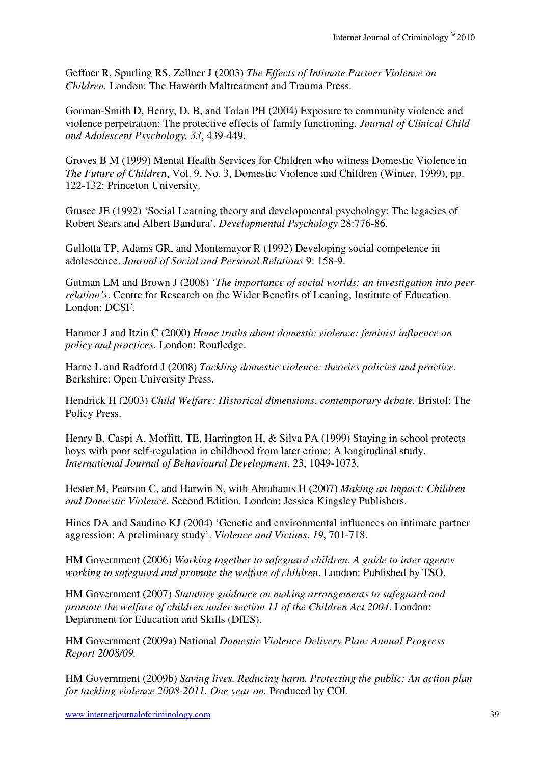Geffner R, Spurling RS, Zellner J (2003) *The Effects of Intimate Partner Violence on Children.* London: The Haworth Maltreatment and Trauma Press.

Gorman-Smith D, Henry, D. B, and Tolan PH (2004) Exposure to community violence and violence perpetration: The protective effects of family functioning. *Journal of Clinical Child and Adolescent Psychology, 33*, 439-449.

Groves B M (1999) Mental Health Services for Children who witness Domestic Violence in *The Future of Children*, Vol. 9, No. 3, Domestic Violence and Children (Winter, 1999), pp. 122-132: Princeton University.

Grusec JE (1992) 'Social Learning theory and developmental psychology: The legacies of Robert Sears and Albert Bandura'. *Developmental Psychology* 28:776-86.

Gullotta TP, Adams GR, and Montemayor R (1992) Developing social competence in adolescence. *Journal of Social and Personal Relations* 9: 158-9.

Gutman LM and Brown J (2008) '*The importance of social worlds: an investigation into peer relation's*. Centre for Research on the Wider Benefits of Leaning, Institute of Education. London: DCSF.

Hanmer J and Itzin C (2000) *Home truths about domestic violence: feminist influence on policy and practices*. London: Routledge.

Harne L and Radford J (2008) *Tackling domestic violence: theories policies and practice.* Berkshire: Open University Press.

Hendrick H (2003) *Child Welfare: Historical dimensions, contemporary debate.* Bristol: The Policy Press.

Henry B, Caspi A, Moffitt, TE, Harrington H, & Silva PA (1999) Staying in school protects boys with poor self-regulation in childhood from later crime: A longitudinal study. *International Journal of Behavioural Development*, 23, 1049-1073.

Hester M, Pearson C, and Harwin N, with Abrahams H (2007) *Making an Impact: Children and Domestic Violence.* Second Edition. London: Jessica Kingsley Publishers.

Hines DA and Saudino KJ (2004) 'Genetic and environmental influences on intimate partner aggression: A preliminary study'. *Violence and Victims*, *19*, 701-718.

HM Government (2006) *Working together to safeguard children. A guide to inter agency working to safeguard and promote the welfare of children*. London: Published by TSO.

HM Government (2007) *Statutory guidance on making arrangements to safeguard and promote the welfare of children under section 11 of the Children Act 2004*. London: Department for Education and Skills (DfES).

HM Government (2009a) National *Domestic Violence Delivery Plan: Annual Progress Report 2008/09.*

HM Government (2009b) *Saving lives. Reducing harm. Protecting the public: An action plan for tackling violence 2008-2011. One year on.* Produced by COI.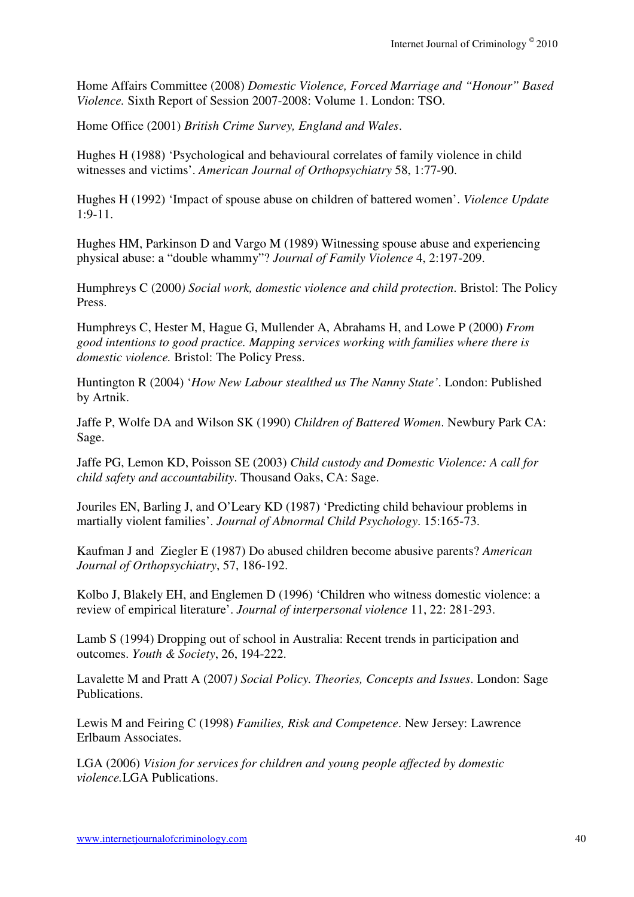Home Affairs Committee (2008) *Domestic Violence, Forced Marriage and "Honour" Based Violence.* Sixth Report of Session 2007-2008: Volume 1. London: TSO.

Home Office (2001) *British Crime Survey, England and Wales*.

Hughes H (1988) 'Psychological and behavioural correlates of family violence in child witnesses and victims'. *American Journal of Orthopsychiatry* 58, 1:77-90.

Hughes H (1992) 'Impact of spouse abuse on children of battered women'. *Violence Update* 1:9-11.

Hughes HM, Parkinson D and Vargo M (1989) Witnessing spouse abuse and experiencing physical abuse: a "double whammy"? *Journal of Family Violence* 4, 2:197-209.

Humphreys C (2000*) Social work, domestic violence and child protection*. Bristol: The Policy Press.

Humphreys C, Hester M, Hague G, Mullender A, Abrahams H, and Lowe P (2000) *From good intentions to good practice. Mapping services working with families where there is domestic violence.* Bristol: The Policy Press.

Huntington R (2004) '*How New Labour stealthed us The Nanny State'*. London: Published by Artnik.

Jaffe P, Wolfe DA and Wilson SK (1990) *Children of Battered Women*. Newbury Park CA: Sage.

Jaffe PG, Lemon KD, Poisson SE (2003) *Child custody and Domestic Violence: A call for child safety and accountability*. Thousand Oaks, CA: Sage.

Jouriles EN, Barling J, and O'Leary KD (1987) 'Predicting child behaviour problems in martially violent families'. *Journal of Abnormal Child Psychology*. 15:165-73.

Kaufman J and Ziegler E (1987) Do abused children become abusive parents? *American Journal of Orthopsychiatry*, 57, 186-192.

Kolbo J, Blakely EH, and Englemen D (1996) 'Children who witness domestic violence: a review of empirical literature'. *Journal of interpersonal violence* 11, 22: 281-293.

Lamb S (1994) Dropping out of school in Australia: Recent trends in participation and outcomes. *Youth & Society*, 26, 194-222.

Lavalette M and Pratt A (2007*) Social Policy. Theories, Concepts and Issues*. London: Sage Publications.

Lewis M and Feiring C (1998) *Families, Risk and Competence*. New Jersey: Lawrence Erlbaum Associates.

LGA (2006) *Vision for services for children and young people affected by domestic violence.*LGA Publications.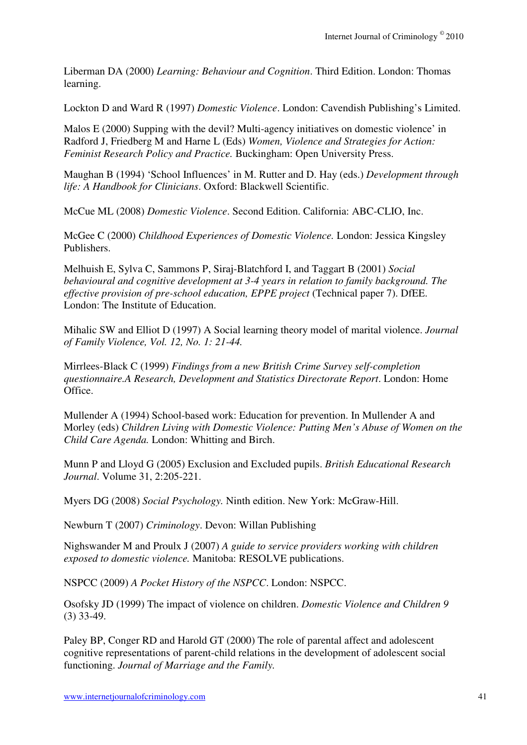Liberman DA (2000) *Learning: Behaviour and Cognition*. Third Edition. London: Thomas learning.

Lockton D and Ward R (1997) *Domestic Violence*. London: Cavendish Publishing's Limited.

Malos E (2000) Supping with the devil? Multi-agency initiatives on domestic violence' in Radford J, Friedberg M and Harne L (Eds) *Women, Violence and Strategies for Action: Feminist Research Policy and Practice.* Buckingham: Open University Press.

Maughan B (1994) 'School Influences' in M. Rutter and D. Hay (eds.) *Development through life: A Handbook for Clinicians*. Oxford: Blackwell Scientific.

McCue ML (2008) *Domestic Violence*. Second Edition. California: ABC-CLIO, Inc.

McGee C (2000) *Childhood Experiences of Domestic Violence.* London: Jessica Kingsley Publishers.

Melhuish E, Sylva C, Sammons P, Siraj-Blatchford I, and Taggart B (2001) *Social behavioural and cognitive development at 3-4 years in relation to family background. The effective provision of pre-school education, EPPE project* (Technical paper 7). DfEE. London: The Institute of Education.

Mihalic SW and Elliot D (1997) A Social learning theory model of marital violence. *Journal of Family Violence, Vol. 12, No. 1: 21-44.*

Mirrlees-Black C (1999) *Findings from a new British Crime Survey self-completion questionnaire.A Research, Development and Statistics Directorate Report*. London: Home Office.

Mullender A (1994) School-based work: Education for prevention. In Mullender A and Morley (eds) *Children Living with Domestic Violence: Putting Men's Abuse of Women on the Child Care Agenda.* London: Whitting and Birch.

Munn P and Lloyd G (2005) Exclusion and Excluded pupils. *British Educational Research Journal*. Volume 31, 2:205-221.

Myers DG (2008) *Social Psychology.* Ninth edition. New York: McGraw-Hill.

Newburn T (2007) *Criminology*. Devon: Willan Publishing

Nighswander M and Proulx J (2007) *A guide to service providers working with children exposed to domestic violence.* Manitoba: RESOLVE publications.

NSPCC (2009) *A Pocket History of the NSPCC*. London: NSPCC.

Osofsky JD (1999) The impact of violence on children. *Domestic Violence and Children 9* (3) 33-49.

Paley BP, Conger RD and Harold GT (2000) The role of parental affect and adolescent cognitive representations of parent-child relations in the development of adolescent social functioning. *Journal of Marriage and the Family.*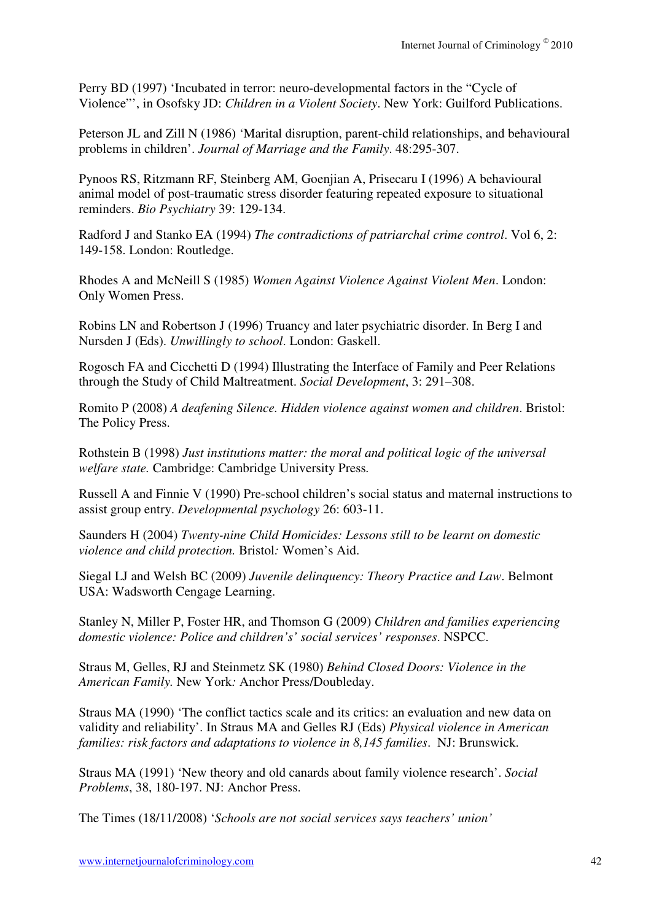Perry BD (1997) 'Incubated in terror: neuro-developmental factors in the "Cycle of Violence"', in Osofsky JD: *Children in a Violent Society*. New York: Guilford Publications.

Peterson JL and Zill N (1986) 'Marital disruption, parent-child relationships, and behavioural problems in children'. *Journal of Marriage and the Family*. 48:295-307.

Pynoos RS, Ritzmann RF, Steinberg AM, Goenjian A, Prisecaru I (1996) A behavioural animal model of post-traumatic stress disorder featuring repeated exposure to situational reminders. *Bio Psychiatry* 39: 129-134.

Radford J and Stanko EA (1994) *The contradictions of patriarchal crime control*. Vol 6, 2: 149-158. London: Routledge.

Rhodes A and McNeill S (1985) *Women Against Violence Against Violent Men*. London: Only Women Press.

Robins LN and Robertson J (1996) Truancy and later psychiatric disorder. In Berg I and Nursden J (Eds). *Unwillingly to school*. London: Gaskell.

Rogosch FA and Cicchetti D (1994) Illustrating the Interface of Family and Peer Relations through the Study of Child Maltreatment. *Social Development*, 3: 291–308.

Romito P (2008) *A deafening Silence. Hidden violence against women and children*. Bristol: The Policy Press.

Rothstein B (1998) *Just institutions matter: the moral and political logic of the universal welfare state.* Cambridge: Cambridge University Press*.*

Russell A and Finnie V (1990) Pre-school children's social status and maternal instructions to assist group entry. *Developmental psychology* 26: 603-11.

Saunders H (2004) *Twenty-nine Child Homicides: Lessons still to be learnt on domestic violence and child protection.* Bristol*:* Women's Aid.

Siegal LJ and Welsh BC (2009) *Juvenile delinquency: Theory Practice and Law*. Belmont USA: Wadsworth Cengage Learning.

Stanley N, Miller P, Foster HR, and Thomson G (2009) *Children and families experiencing domestic violence: Police and children's' social services' responses*. NSPCC.

Straus M, Gelles, RJ and Steinmetz SK (1980) *Behind Closed Doors: Violence in the American Family.* New York*:* Anchor Press/Doubleday.

Straus MA (1990) 'The conflict tactics scale and its critics: an evaluation and new data on validity and reliability'. In Straus MA and Gelles RJ (Eds) *Physical violence in American families: risk factors and adaptations to violence in 8,145 families*. NJ: Brunswick.

Straus MA (1991) 'New theory and old canards about family violence research'. *Social Problems*, 38, 180-197. NJ: Anchor Press.

The Times (18/11/2008) '*Schools are not social services says teachers' union'*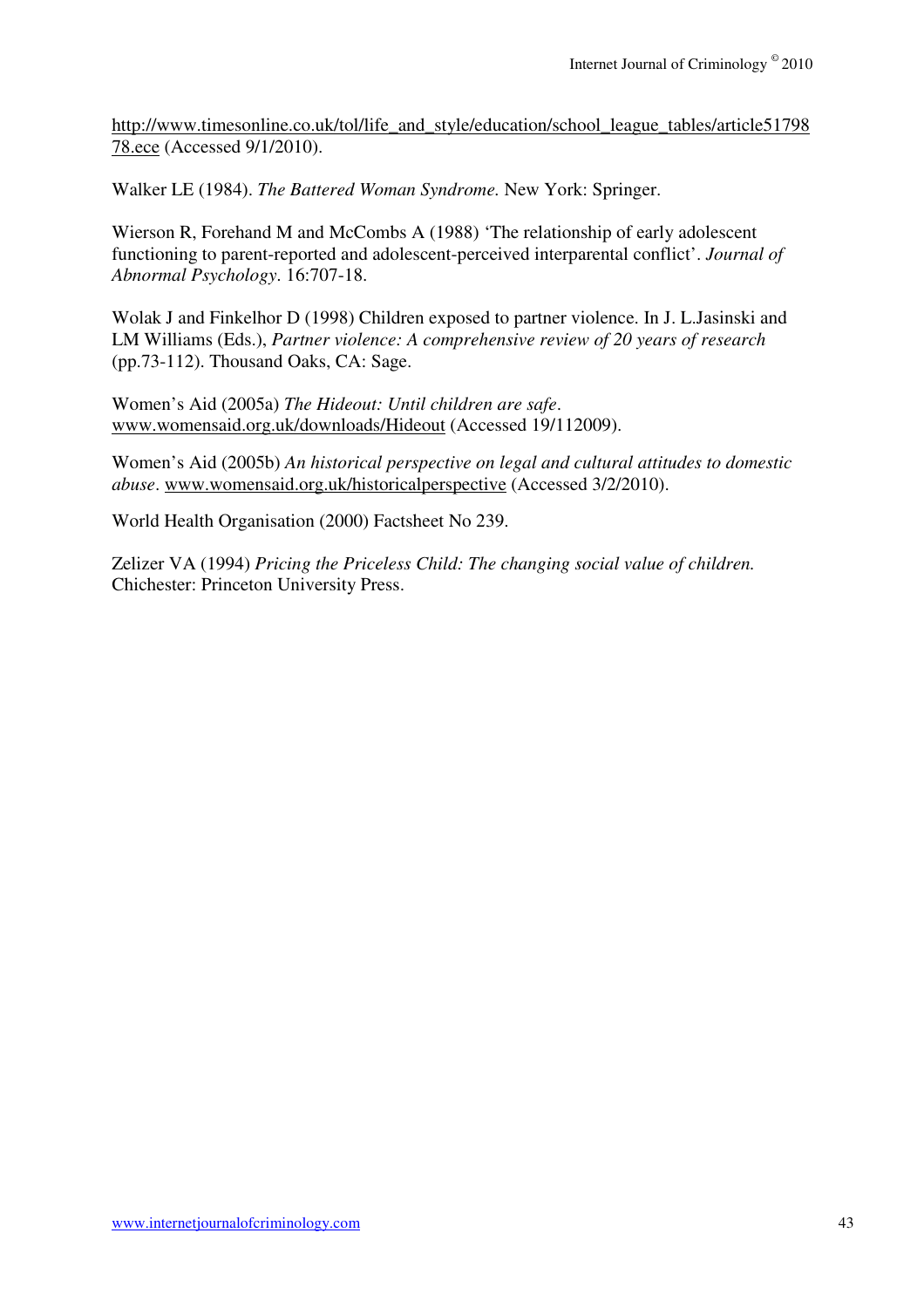http://www.timesonline.co.uk/tol/life_and_style/education/school_league_tables/article5179878.ece (Accessed 9/1/2010).

Walker LE (1984). *The Battered Woman Syndrome.* New York: Springer.

Wierson R, Forehand M and McCombs A (1988) 'The relationship of early adolescent functioning to parent-reported and adolescent-perceived interparental conflict'. *Journal of Abnormal Psychology*. 16:707-18.

Wolak J and Finkelhor D (1998) Children exposed to partner violence. In J. L.Jasinski and LM Williams (Eds.), *Partner violence: A comprehensive review of 20 years of research* (pp.73-112). Thousand Oaks, CA: Sage.

Women's Aid (2005a) *The Hideout: Until children are safe*. www.womensaid.org.uk/downloads/Hideout (Accessed 19/112009).

Women's Aid (2005b) *An historical perspective on legal and cultural attitudes to domestic abuse*. www.womensaid.org.uk/historicalperspective (Accessed 3/2/2010).

World Health Organisation (2000) Factsheet No 239.

Zelizer VA (1994) *Pricing the Priceless Child: The changing social value of children.* Chichester: Princeton University Press.